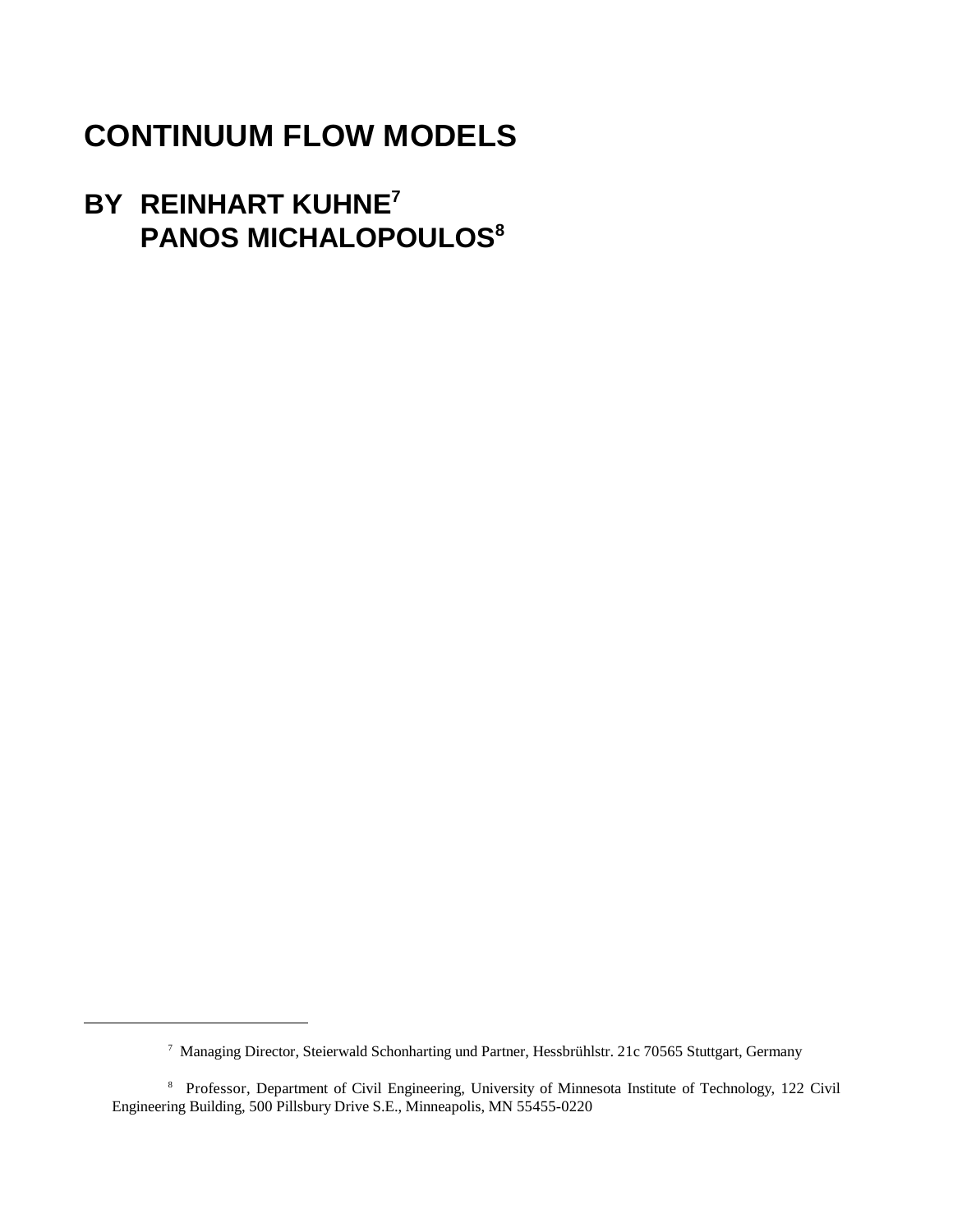# CONTINUUM FLOW MODELS

## BY REINHART KUHNE[7]
## PANOS MICHALOPOULOS[8]

---

[7] Managing Director, Steierwald Schonharting und Partner, Hessbrühlstr. 21c 70565 Stuttgart, Germany

[8] Professor, Department of Civil Engineering, University of Minnesota Institute of Technology, 122 Civil Engineering Building, 500 Pillsbury Drive S.E., Minneapolis, MN 55455-0220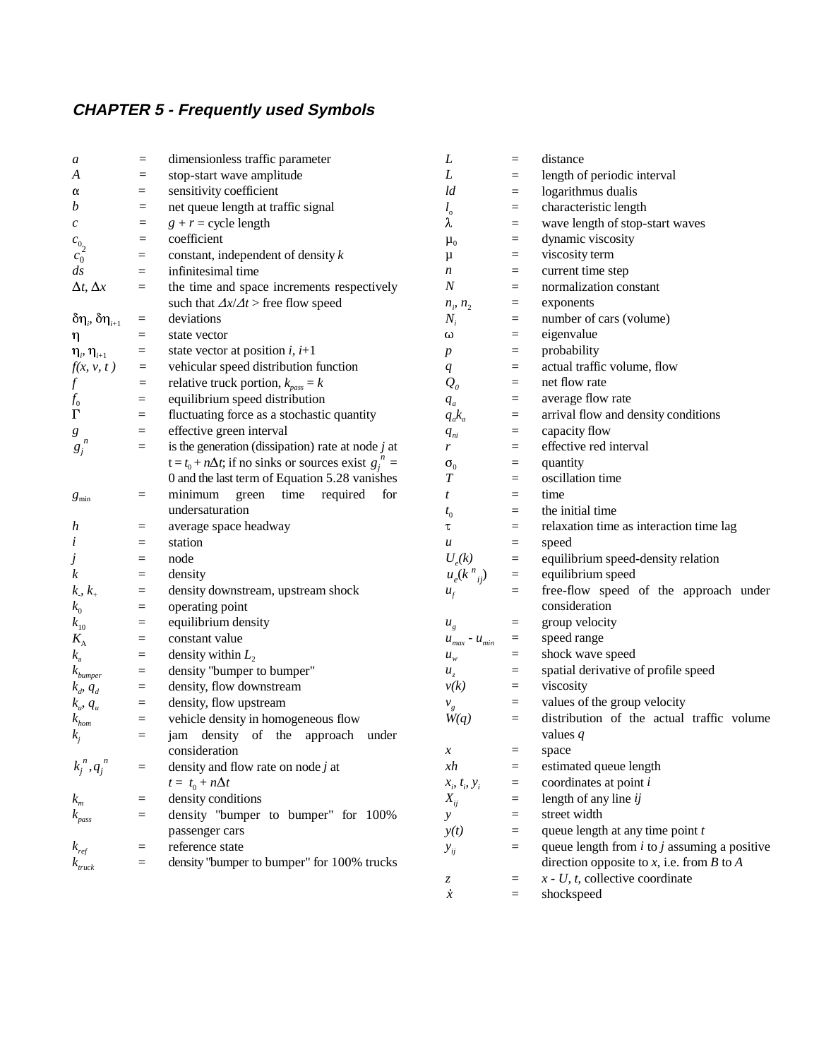## CHAPTER 5 - Frequently used Symbols

| Symbol | | Definition |
|---|---|---|
| $a$ | = | dimensionless traffic parameter |
| $A$ | = | stop-start wave amplitude |
| $\alpha$ | = | sensitivity coefficient |
| $b$ | = | net queue length at traffic signal |
| $c$ | = | $g + r$ = cycle length |
| $c_0$ | = | coefficient |
| $c_0^2$ | = | constant, independent of density $k$ |
| $ds$ | = | infinitesimal time |
| $\Delta t$, $\Delta x$ | = | the time and space increments respectively such that $\Delta x/\Delta t >$ free flow speed |
| $\delta\eta_i$, $\delta\eta_{i+1}$ | = | deviations |
| $\eta$ | = | state vector |
| $\eta_i$, $\eta_{i+1}$ | = | state vector at position $i$, $i$+1 |
| $f(x, v, t)$ | = | vehicular speed distribution function |
| $f$ | = | relative truck portion, $k_{pass} = k$ |
| $f_0$ | = | equilibrium speed distribution |
| $\Gamma$ | = | fluctuating force as a stochastic quantity |
| $g$ | = | effective green interval |
| $g_j^n$ | = | is the generation (dissipation) rate at node $j$ at $t = t_0 + n\Delta t$; if no sinks or sources exist $g_j^n$ = 0 and the last term of Equation 5.28 vanishes |
| $g_{\min}$ | = | minimum green time required for undersaturation |
| $h$ | = | average space headway |
| $i$ | = | station |
| $j$ | = | node |
| $k$ | = | density |
| $k_-$, $k_+$ | = | density downstream, upstream shock |
| $k_0$ | = | operating point |
| $k_{10}$ | = | equilibrium density |
| $K_A$ | = | constant value |
| $k_a$ | = | density within $L_2$ |
| $k_{bumper}$ | = | density "bumper to bumper" |
| $k_d$, $q_d$ | = | density, flow downstream |
| $k_u$, $q_u$ | = | density, flow upstream |
| $k_{hom}$ | = | vehicle density in homogeneous flow |
| $k_j$ | = | jam density of the approach under consideration |
| $k_j^n, q_j^n$ | = | density and flow rate on node $j$ at $t = t_0 + n\Delta t$ |
| $k_m$ | = | density conditions |
| $k_{pass}$ | = | density "bumper to bumper" for 100% passenger cars |
| $k_{ref}$ | = | reference state |
| $k_{truck}$ | = | density "bumper to bumper" for 100% trucks |
| $L$ | = | distance |
| $L$ | = | length of periodic interval |
| $ld$ | = | logarithmus dualis |
| $l_o$ | = | characteristic length |
| $\lambda$ | = | wave length of stop-start waves |
| $\mu_0$ | = | dynamic viscosity |
| $\mu$ | = | viscosity term |
| $n$ | = | current time step |
| $N$ | = | normalization constant |
| $n_1$, $n_2$ | = | exponents |
| $N_i$ | = | number of cars (volume) |
| $\omega$ | = | eigenvalue |
| $p$ | = | probability |
| $q$ | = | actual traffic volume, flow |
| $Q_0$ | = | net flow rate |
| $q_a$ | = | average flow rate |
| $q_a k_a$ | = | arrival flow and density conditions |
| $q_{ni}$ | = | capacity flow |
| $r$ | = | effective red interval |
| $\sigma_0$ | = | quantity |
| $T$ | = | oscillation time |
| $t$ | = | time |
| $t_0$ | = | the initial time |
| $\tau$ | = | relaxation time as interaction time lag |
| $u$ | = | speed |
| $U_e(k)$ | = | equilibrium speed-density relation |
| $u_e(k^n{}_{ij})$ | = | equilibrium speed |
| $u_f$ | = | free-flow speed of the approach under consideration |
| $u_g$ | = | group velocity |
| $u_{max} - u_{min}$ | = | speed range |
| $u_w$ | = | shock wave speed |
| $u_z$ | = | spatial derivative of profile speed |
| $v(k)$ | = | viscosity |
| $v_g$ | = | values of the group velocity |
| $W(q)$ | = | distribution of the actual traffic volume values $q$ |
| $x$ | = | space |
| $xh$ | = | estimated queue length |
| $x_i$, $t_i$, $y_i$ | = | coordinates at point $i$ |
| $X_{ij}$ | = | length of any line $ij$ |
| $y$ | = | street width |
| $y(t)$ | = | queue length at any time point $t$ |
| $y_{ij}$ | = | queue length from $i$ to $j$ assuming a positive direction opposite to $x$, i.e. from $B$ to $A$ |
| $z$ | = | $x$ - $U$, $t$, collective coordinate |
| $\dot{x}$ | = | shockspeed |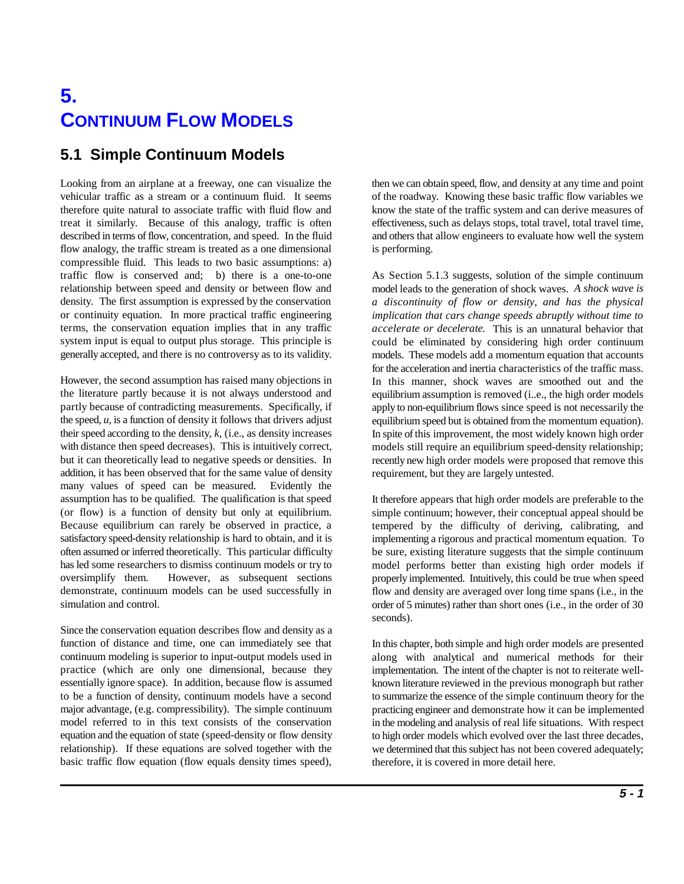# 5. CONTINUUM FLOW MODELS

## 5.1 Simple Continuum Models

Looking from an airplane at a freeway, one can visualize the vehicular traffic as a stream or a continuum fluid. It seems therefore quite natural to associate traffic with fluid flow and treat it similarly. Because of this analogy, traffic is often described in terms of flow, concentration, and speed. In the fluid flow analogy, the traffic stream is treated as a one dimensional compressible fluid. This leads to two basic assumptions: a) traffic flow is conserved and; b) there is a one-to-one relationship between speed and density or between flow and density. The first assumption is expressed by the conservation or continuity equation. In more practical traffic engineering terms, the conservation equation implies that in any traffic system input is equal to output plus storage. This principle is generally accepted, and there is no controversy as to its validity.

However, the second assumption has raised many objections in the literature partly because it is not always understood and partly because of contradicting measurements. Specifically, if the speed, $u$, is a function of density it follows that drivers adjust their speed according to the density, $k$, (i.e., as density increases with distance then speed decreases). This is intuitively correct, but it can theoretically lead to negative speeds or densities. In addition, it has been observed that for the same value of density many values of speed can be measured. Evidently the assumption has to be qualified. The qualification is that speed (or flow) is a function of density but only at equilibrium. Because equilibrium can rarely be observed in practice, a satisfactory speed-density relationship is hard to obtain, and it is often assumed or inferred theoretically. This particular difficulty has led some researchers to dismiss continuum models or try to oversimplify them. However, as subsequent sections demonstrate, continuum models can be used successfully in simulation and control.

Since the conservation equation describes flow and density as a function of distance and time, one can immediately see that continuum modeling is superior to input-output models used in practice (which are only one dimensional, because they essentially ignore space). In addition, because flow is assumed to be a function of density, continuum models have a second major advantage, (e.g. compressibility). The simple continuum model referred to in this text consists of the conservation equation and the equation of state (speed-density or flow density relationship). If these equations are solved together with the basic traffic flow equation (flow equals density times speed), then we can obtain speed, flow, and density at any time and point of the roadway. Knowing these basic traffic flow variables we know the state of the traffic system and can derive measures of effectiveness, such as delays stops, total travel, total travel time, and others that allow engineers to evaluate how well the system is performing.

As Section 5.1.3 suggests, solution of the simple continuum model leads to the generation of shock waves. *A shock wave is a discontinuity of flow or density, and has the physical implication that cars change speeds abruptly without time to accelerate or decelerate.* This is an unnatural behavior that could be eliminated by considering high order continuum models. These models add a momentum equation that accounts for the acceleration and inertia characteristics of the traffic mass. In this manner, shock waves are smoothed out and the equilibrium assumption is removed (i..e., the high order models apply to non-equilibrium flows since speed is not necessarily the equilibrium speed but is obtained from the momentum equation). In spite of this improvement, the most widely known high order models still require an equilibrium speed-density relationship; recently new high order models were proposed that remove this requirement, but they are largely untested.

It therefore appears that high order models are preferable to the simple continuum; however, their conceptual appeal should be tempered by the difficulty of deriving, calibrating, and implementing a rigorous and practical momentum equation. To be sure, existing literature suggests that the simple continuum model performs better than existing high order models if properly implemented. Intuitively, this could be true when speed flow and density are averaged over long time spans (i.e., in the order of 5 minutes) rather than short ones (i.e., in the order of 30 seconds).

In this chapter, both simple and high order models are presented along with analytical and numerical methods for their implementation. The intent of the chapter is not to reiterate well-known literature reviewed in the previous monograph but rather to summarize the essence of the simple continuum theory for the practicing engineer and demonstrate how it can be implemented in the modeling and analysis of real life situations. With respect to high order models which evolved over the last three decades, we determined that this subject has not been covered adequately; therefore, it is covered in more detail here.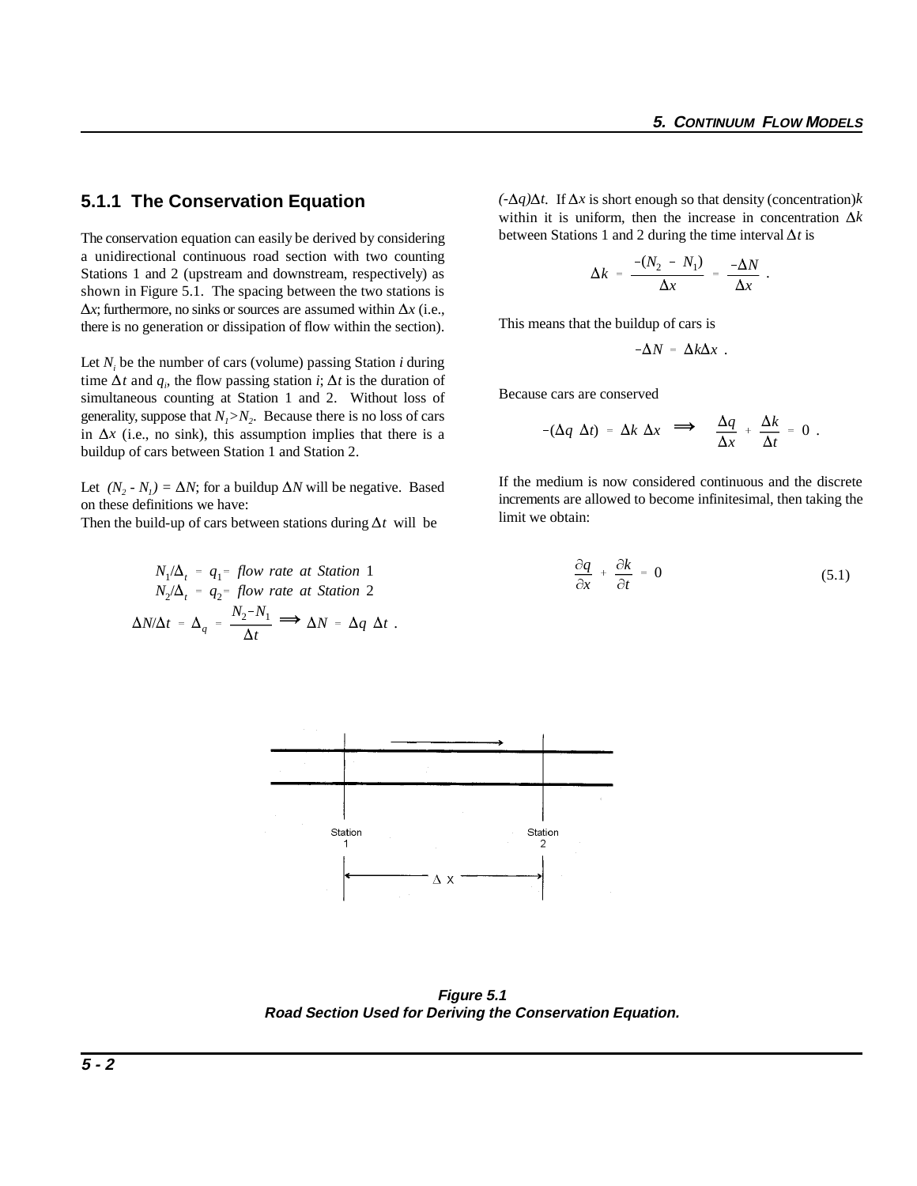### 5.1.1 The Conservation Equation

The conservation equation can easily be derived by considering a unidirectional continuous road section with two counting Stations 1 and 2 (upstream and downstream, respectively) as shown in Figure 5.1. The spacing between the two stations is $\Delta x$; furthermore, no sinks or sources are assumed within $\Delta x$ (i.e., there is no generation or dissipation of flow within the section).

Let $N_i$ be the number of cars (volume) passing Station *i* during time $\Delta t$ and $q_i$, the flow passing station *i*; $\Delta t$ is the duration of simultaneous counting at Station 1 and 2. Without loss of generality, suppose that $N_1 > N_2$. Because there is no loss of cars in $\Delta x$ (i.e., no sink), this assumption implies that there is a buildup of cars between Station 1 and Station 2.

Let $(N_2 - N_1) = \Delta N$; for a buildup $\Delta N$ will be negative. Based on these definitions we have:
Then the build-up of cars between stations during $\Delta t$ will be

$$N_1/\Delta_t = q_1 = \textit{flow rate at Station } 1$$
$$N_2/\Delta_t = q_2 = \textit{flow rate at Station } 2$$
$$\Delta N/\Delta t = \Delta_q = \frac{N_2 - N_1}{\Delta t} \Longrightarrow \Delta N = \Delta q \ \Delta t \ .$$

$(-\Delta q)\Delta t$. If $\Delta x$ is short enough so that density (concentration) $k$ within it is uniform, then the increase in concentration $\Delta k$ between Stations 1 and 2 during the time interval $\Delta t$ is

$$\Delta k = \frac{-(N_2 - N_1)}{\Delta x} = \frac{-\Delta N}{\Delta x} \ .$$

This means that the buildup of cars is

$$-\Delta N = \Delta k \Delta x \ .$$

Because cars are conserved

$$-(\Delta q \ \Delta t) = \Delta k \ \Delta x \Longrightarrow \frac{\Delta q}{\Delta x} + \frac{\Delta k}{\Delta t} = 0 \ .$$

If the medium is now considered continuous and the discrete increments are allowed to become infinitesimal, then taking the limit we obtain:

$$\frac{\partial q}{\partial x} + \frac{\partial k}{\partial t} = 0 \qquad (5.1)$$

**_Figure 5.1_**
**_Road Section Used for Deriving the Conservation Equation._**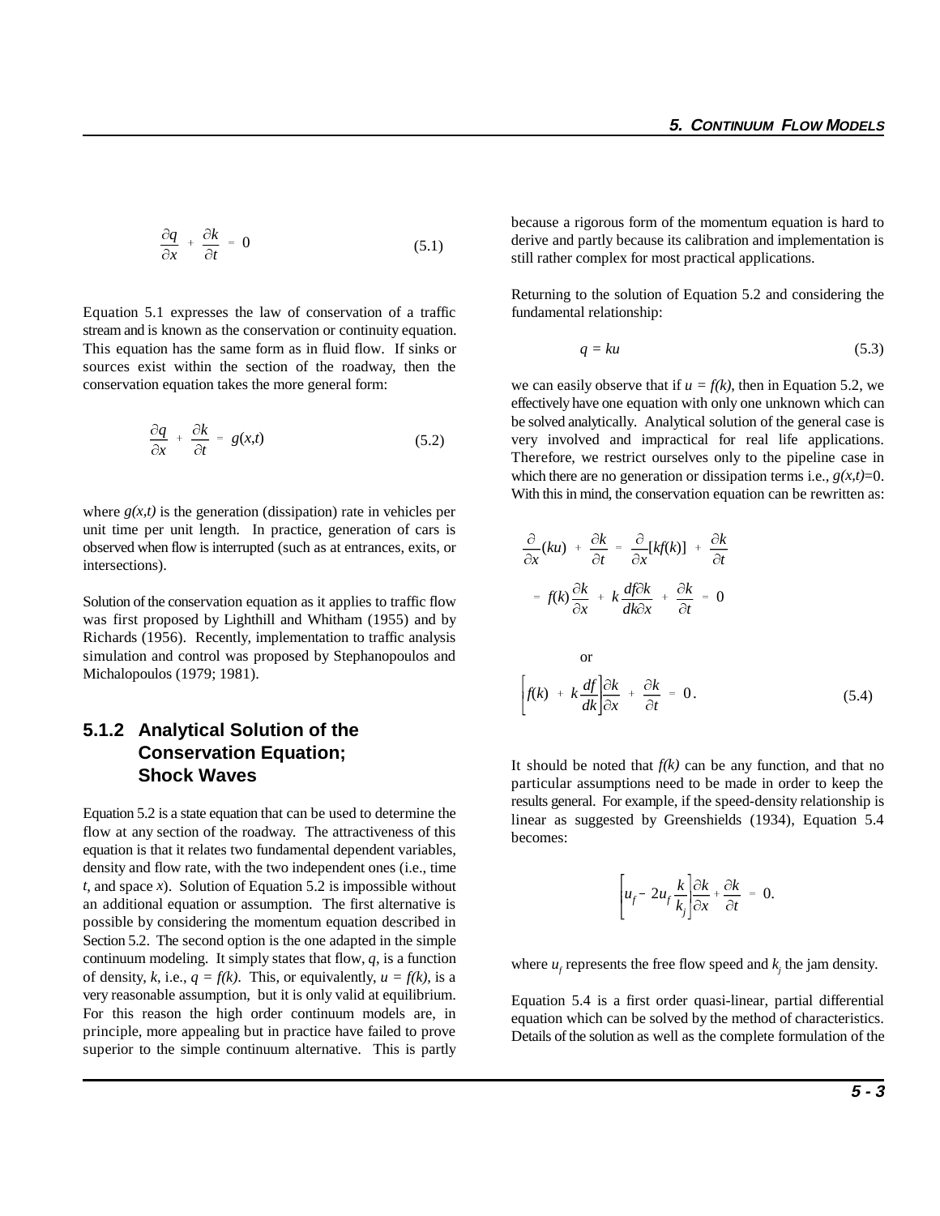$$\frac{\partial q}{\partial x} + \frac{\partial k}{\partial t} = 0 \tag{5.1}$$

Equation 5.1 expresses the law of conservation of a traffic stream and is known as the conservation or continuity equation. This equation has the same form as in fluid flow. If sinks or sources exist within the section of the roadway, then the conservation equation takes the more general form:

$$\frac{\partial q}{\partial x} + \frac{\partial k}{\partial t} = g(x,t) \tag{5.2}$$

where $g(x,t)$ is the generation (dissipation) rate in vehicles per unit time per unit length. In practice, generation of cars is observed when flow is interrupted (such as at entrances, exits, or intersections).

Solution of the conservation equation as it applies to traffic flow was first proposed by Lighthill and Whitham (1955) and by Richards (1956). Recently, implementation to traffic analysis simulation and control was proposed by Stephanopoulos and Michalopoulos (1979; 1981).

### 5.1.2 Analytical Solution of the Conservation Equation; Shock Waves

Equation 5.2 is a state equation that can be used to determine the flow at any section of the roadway. The attractiveness of this equation is that it relates two fundamental dependent variables, density and flow rate, with the two independent ones (i.e., time $t$, and space $x$). Solution of Equation 5.2 is impossible without an additional equation or assumption. The first alternative is possible by considering the momentum equation described in Section 5.2. The second option is the one adapted in the simple continuum modeling. It simply states that flow, $q$, is a function of density, $k$, i.e., $q = f(k)$. This, or equivalently, $u = f(k)$, is a very reasonable assumption, but it is only valid at equilibrium. For this reason the high order continuum models are, in principle, more appealing but in practice have failed to prove superior to the simple continuum alternative. This is partly because a rigorous form of the momentum equation is hard to derive and partly because its calibration and implementation is still rather complex for most practical applications.

Returning to the solution of Equation 5.2 and considering the fundamental relationship:

$$q = ku \tag{5.3}$$

we can easily observe that if $u = f(k)$, then in Equation 5.2, we effectively have one equation with only one unknown which can be solved analytically. Analytical solution of the general case is very involved and impractical for real life applications. Therefore, we restrict ourselves only to the pipeline case in which there are no generation or dissipation terms i.e., $g(x,t)$=0. With this in mind, the conservation equation can be rewritten as:

$$\frac{\partial}{\partial x}(ku) + \frac{\partial k}{\partial t} = \frac{\partial}{\partial x}[kf(k)] + \frac{\partial k}{\partial t}$$

$$= f(k)\frac{\partial k}{\partial x} + k\frac{df \partial k}{dk \partial x} + \frac{\partial k}{\partial t} = 0$$

or

$$\left[f(k) + k\frac{df}{dk}\right]\frac{\partial k}{\partial x} + \frac{\partial k}{\partial t} = 0. \tag{5.4}$$

It should be noted that $f(k)$ can be any function, and that no particular assumptions need to be made in order to keep the results general. For example, if the speed-density relationship is linear as suggested by Greenshields (1934), Equation 5.4 becomes:

$$\left[u_f - 2u_f\frac{k}{k_j}\right]\frac{\partial k}{\partial x} + \frac{\partial k}{\partial t} = 0.$$

where $u_f$ represents the free flow speed and $k_j$ the jam density.

Equation 5.4 is a first order quasi-linear, partial differential equation which can be solved by the method of characteristics. Details of the solution as well as the complete formulation of the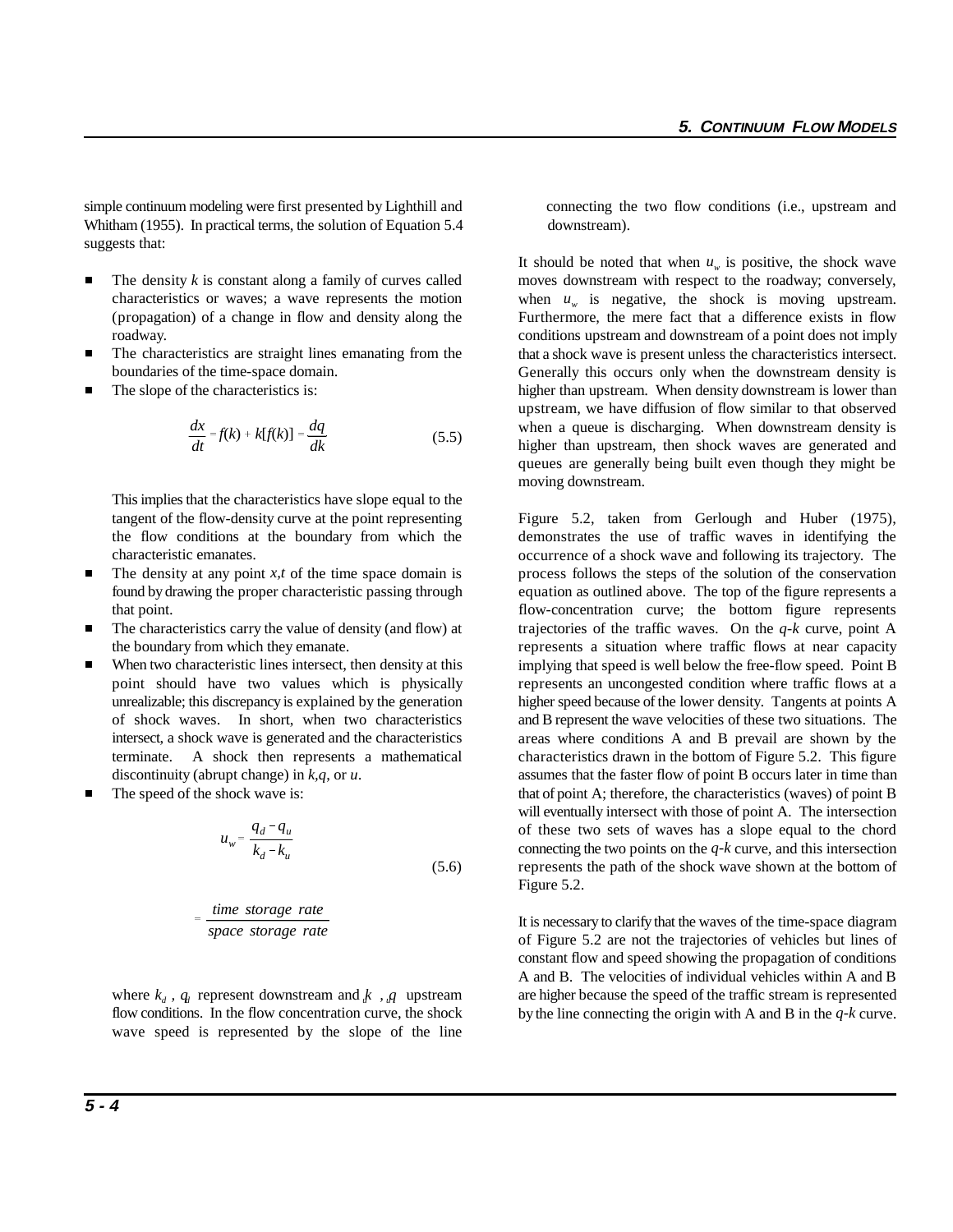simple continuum modeling were first presented by Lighthill and Whitham (1955). In practical terms, the solution of Equation 5.4 suggests that:

- The density $k$ is constant along a family of curves called characteristics or waves; a wave represents the motion (propagation) of a change in flow and density along the roadway.
- The characteristics are straight lines emanating from the boundaries of the time-space domain.
- The slope of the characteristics is:

$$\frac{dx}{dt} = f(k) + k[f(k)] = \frac{dq}{dk} \tag{5.5}$$

  This implies that the characteristics have slope equal to the tangent of the flow-density curve at the point representing the flow conditions at the boundary from which the characteristic emanates.
- The density at any point $x,t$ of the time space domain is found by drawing the proper characteristic passing through that point.
- The characteristics carry the value of density (and flow) at the boundary from which they emanate.
- When two characteristic lines intersect, then density at this point should have two values which is physically unrealizable; this discrepancy is explained by the generation of shock waves. In short, when two characteristics intersect, a shock wave is generated and the characteristics terminate. A shock then represents a mathematical discontinuity (abrupt change) in $k$,$q$, or $u$.
- The speed of the shock wave is:

$$u_w = \frac{q_d - q_u}{k_d - k_u} \tag{5.6}$$

$$= \frac{time\ storage\ rate}{space\ storage\ rate}$$

  where $k_d$ , $q_d$ represent downstream and $k_u$ , $q_u$ upstream flow conditions. In the flow concentration curve, the shock wave speed is represented by the slope of the line connecting the two flow conditions (i.e., upstream and downstream).

It should be noted that when $u_w$ is positive, the shock wave moves downstream with respect to the roadway; conversely, when $u_w$ is negative, the shock is moving upstream. Furthermore, the mere fact that a difference exists in flow conditions upstream and downstream of a point does not imply that a shock wave is present unless the characteristics intersect. Generally this occurs only when the downstream density is higher than upstream. When density downstream is lower than upstream, we have diffusion of flow similar to that observed when a queue is discharging. When downstream density is higher than upstream, then shock waves are generated and queues are generally being built even though they might be moving downstream.

Figure 5.2, taken from Gerlough and Huber (1975), demonstrates the use of traffic waves in identifying the occurrence of a shock wave and following its trajectory. The process follows the steps of the solution of the conservation equation as outlined above. The top of the figure represents a flow-concentration curve; the bottom figure represents trajectories of the traffic waves. On the $q$-$k$ curve, point A represents a situation where traffic flows at near capacity implying that speed is well below the free-flow speed. Point B represents an uncongested condition where traffic flows at a higher speed because of the lower density. Tangents at points A and B represent the wave velocities of these two situations. The areas where conditions A and B prevail are shown by the characteristics drawn in the bottom of Figure 5.2. This figure assumes that the faster flow of point B occurs later in time than that of point A; therefore, the characteristics (waves) of point B will eventually intersect with those of point A. The intersection of these two sets of waves has a slope equal to the chord connecting the two points on the $q$-$k$ curve, and this intersection represents the path of the shock wave shown at the bottom of Figure 5.2.

It is necessary to clarify that the waves of the time-space diagram of Figure 5.2 are not the trajectories of vehicles but lines of constant flow and speed showing the propagation of conditions A and B. The velocities of individual vehicles within A and B are higher because the speed of the traffic stream is represented by the line connecting the origin with A and B in the $q$-$k$ curve.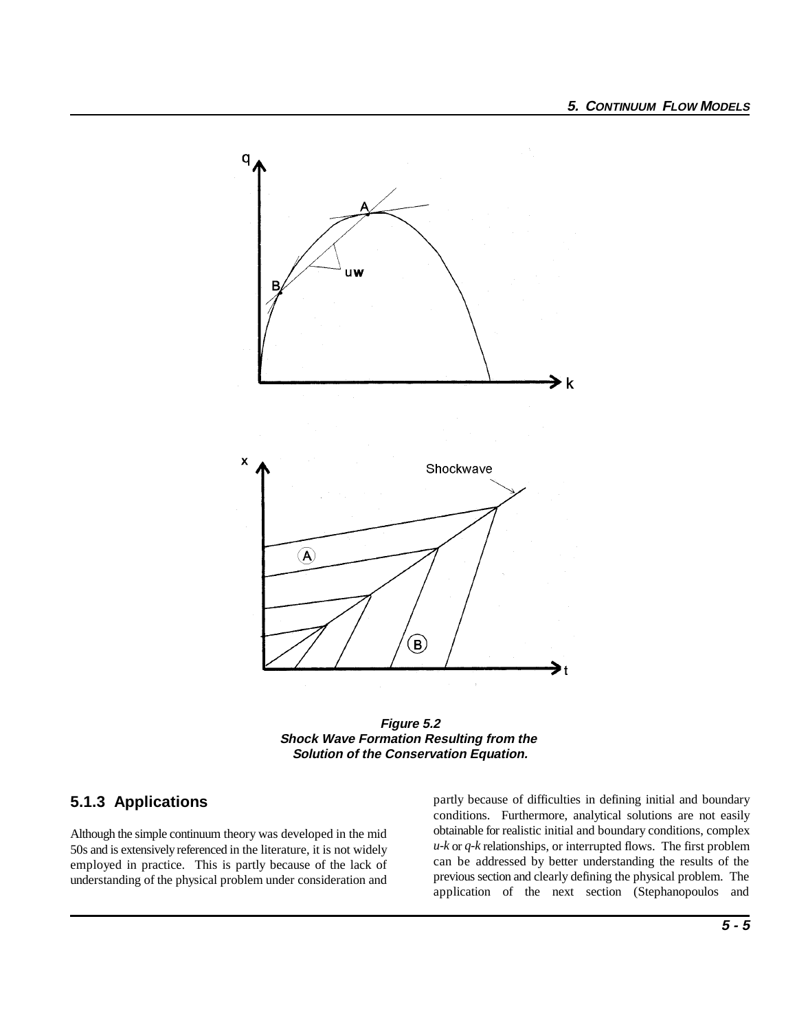**Figure 5.2**
**Shock Wave Formation Resulting from the Solution of the Conservation Equation.**

### 5.1.3 Applications

Although the simple continuum theory was developed in the mid 50s and is extensively referenced in the literature, it is not widely employed in practice. This is partly because of the lack of understanding of the physical problem under consideration and partly because of difficulties in defining initial and boundary conditions. Furthermore, analytical solutions are not easily obtainable for realistic initial and boundary conditions, complex *u-k* or *q-k* relationships, or interrupted flows. The first problem can be addressed by better understanding the results of the previous section and clearly defining the physical problem. The application of the next section (Stephanopoulos and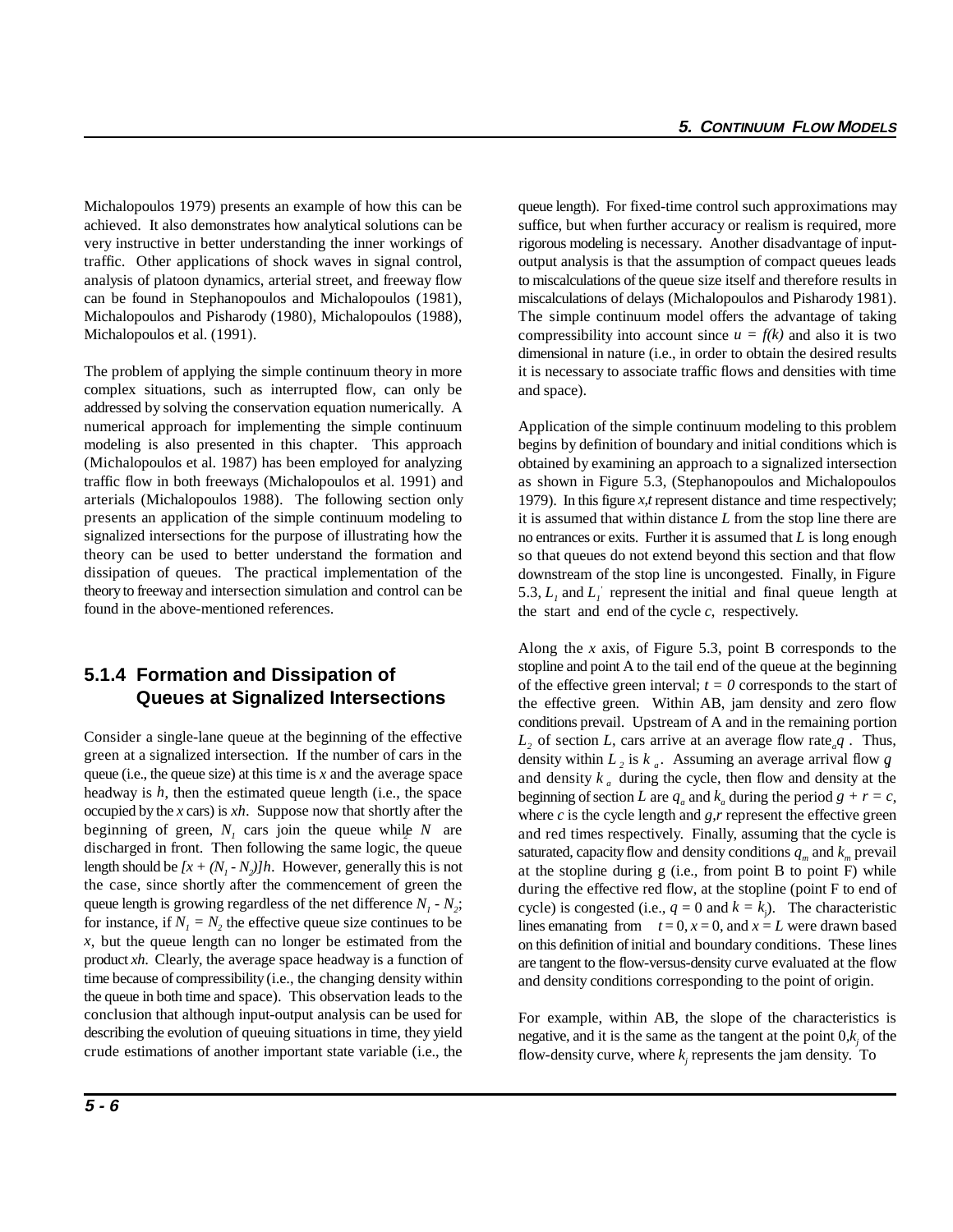Michalopoulos 1979) presents an example of how this can be achieved. It also demonstrates how analytical solutions can be very instructive in better understanding the inner workings of traffic. Other applications of shock waves in signal control, analysis of platoon dynamics, arterial street, and freeway flow can be found in Stephanopoulos and Michalopoulos (1981), Michalopoulos and Pisharody (1980), Michalopoulos (1988), Michalopoulos et al. (1991).

The problem of applying the simple continuum theory in more complex situations, such as interrupted flow, can only be addressed by solving the conservation equation numerically. A numerical approach for implementing the simple continuum modeling is also presented in this chapter. This approach (Michalopoulos et al. 1987) has been employed for analyzing traffic flow in both freeways (Michalopoulos et al. 1991) and arterials (Michalopoulos 1988). The following section only presents an application of the simple continuum modeling to signalized intersections for the purpose of illustrating how the theory can be used to better understand the formation and dissipation of queues. The practical implementation of the theory to freeway and intersection simulation and control can be found in the above-mentioned references.

### 5.1.4 Formation and Dissipation of Queues at Signalized Intersections

Consider a single-lane queue at the beginning of the effective green at a signalized intersection. If the number of cars in the queue (i.e., the queue size) at this time is $x$ and the average space headway is $h$, then the estimated queue length (i.e., the space occupied by the $x$ cars) is $xh$. Suppose now that shortly after the beginning of green, $N_1$ cars join the queue while $N_2$ are discharged in front. Then following the same logic, the queue length should be $[x + (N_1 - N_2)]h$. However, generally this is not the case, since shortly after the commencement of green the queue length is growing regardless of the net difference $N_1 - N_2$; for instance, if $N_1 = N_2$ the effective queue size continues to be $x$, but the queue length can no longer be estimated from the product $xh$. Clearly, the average space headway is a function of time because of compressibility (i.e., the changing density within the queue in both time and space). This observation leads to the conclusion that although input-output analysis can be used for describing the evolution of queuing situations in time, they yield crude estimations of another important state variable (i.e., the queue length). For fixed-time control such approximations may suffice, but when further accuracy or realism is required, more rigorous modeling is necessary. Another disadvantage of input-output analysis is that the assumption of compact queues leads to miscalculations of the queue size itself and therefore results in miscalculations of delays (Michalopoulos and Pisharody 1981). The simple continuum model offers the advantage of taking compressibility into account since $u = f(k)$ and also it is two dimensional in nature (i.e., in order to obtain the desired results it is necessary to associate traffic flows and densities with time and space).

Application of the simple continuum modeling to this problem begins by definition of boundary and initial conditions which is obtained by examining an approach to a signalized intersection as shown in Figure 5.3, (Stephanopoulos and Michalopoulos 1979). In this figure $x,t$ represent distance and time respectively; it is assumed that within distance $L$ from the stop line there are no entrances or exits. Further it is assumed that $L$ is long enough so that queues do not extend beyond this section and that flow downstream of the stop line is uncongested. Finally, in Figure 5.3, $L_1$ and $L_1'$ represent the initial and final queue length at the start and end of the cycle $c$, respectively.

Along the $x$ axis, of Figure 5.3, point B corresponds to the stopline and point A to the tail end of the queue at the beginning of the effective green interval; $t = 0$ corresponds to the start of the effective green. Within AB, jam density and zero flow conditions prevail. Upstream of A and in the remaining portion $L_2$ of section $L$, cars arrive at an average flow rate $q_a$. Thus, density within $L_2$ is $k_a$. Assuming an average arrival flow $q$ and density $k_a$ during the cycle, then flow and density at the beginning of section $L$ are $q_a$ and $k_a$ during the period $g + r = c$, where $c$ is the cycle length and $g,r$ represent the effective green and red times respectively. Finally, assuming that the cycle is saturated, capacity flow and density conditions $q_m$ and $k_m$ prevail at the stopline during g (i.e., from point B to point F) while during the effective red flow, at the stopline (point F to end of cycle) is congested (i.e., $q = 0$ and $k = k_j$). The characteristic lines emanating from $t = 0, x = 0$, and $x = L$ were drawn based on this definition of initial and boundary conditions. These lines are tangent to the flow-versus-density curve evaluated at the flow and density conditions corresponding to the point of origin.

For example, within AB, the slope of the characteristics is negative, and it is the same as the tangent at the point $0,k_j$ of the flow-density curve, where $k_j$ represents the jam density. To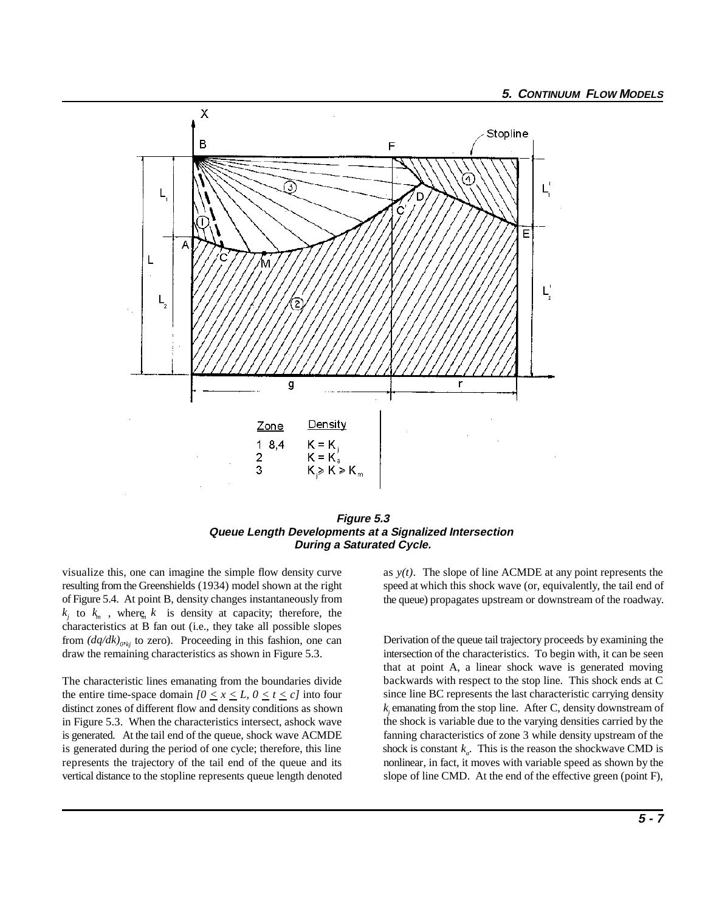**Figure 5.3**
**Queue Length Developments at a Signalized Intersection During a Saturated Cycle.**

visualize this, one can imagine the simple flow density curve resulting from the Greenshields (1934) model shown at the right of Figure 5.4. At point B, density changes instantaneously from $k_j$ to $k_m$ , where $k_m$ is density at capacity; therefore, the characteristics at B fan out (i.e., they take all possible slopes from $(dq/dk)_{0,kj}$ to zero). Proceeding in this fashion, one can draw the remaining characteristics as shown in Figure 5.3.

The characteristic lines emanating from the boundaries divide the entire time-space domain $[0 \leq x \leq L, 0 \leq t \leq c]$ into four distinct zones of different flow and density conditions as shown in Figure 5.3. When the characteristics intersect, ashock wave is generated. At the tail end of the queue, shock wave ACMDE is generated during the period of one cycle; therefore, this line represents the trajectory of the tail end of the queue and its vertical distance to the stopline represents queue length denoted as $y(t)$. The slope of line ACMDE at any point represents the speed at which this shock wave (or, equivalently, the tail end of the queue) propagates upstream or downstream of the roadway.

Derivation of the queue tail trajectory proceeds by examining the intersection of the characteristics. To begin with, it can be seen that at point A, a linear shock wave is generated moving backwards with respect to the stop line. This shock ends at C since line BC represents the last characteristic carrying density $k_j$ emanating from the stop line. After C, density downstream of the shock is variable due to the varying densities carried by the fanning characteristics of zone 3 while density upstream of the shock is constant $k_a$. This is the reason the shockwave CMD is nonlinear, in fact, it moves with variable speed as shown by the slope of line CMD. At the end of the effective green (point F),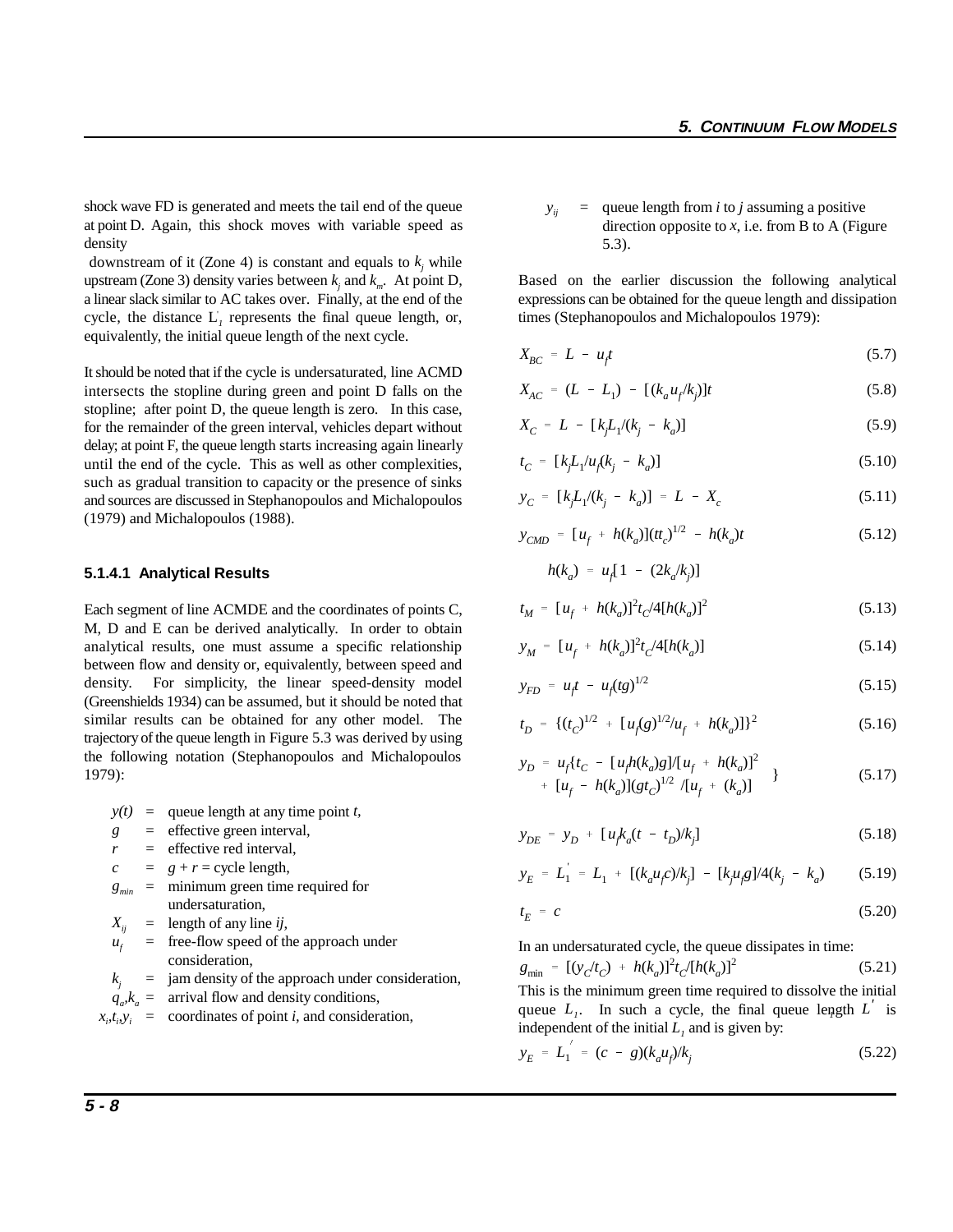shock wave FD is generated and meets the tail end of the queue at point D. Again, this shock moves with variable speed as density downstream of it (Zone 4) is constant and equals to $k_j$ while upstream (Zone 3) density varies between $k_j$ and $k_m$. At point D, a linear slack similar to AC takes over. Finally, at the end of the cycle, the distance $L_1^{'}$ represents the final queue length, or, equivalently, the initial queue length of the next cycle.

It should be noted that if the cycle is undersaturated, line ACMD intersects the stopline during green and point D falls on the stopline; after point D, the queue length is zero. In this case, for the remainder of the green interval, vehicles depart without delay; at point F, the queue length starts increasing again linearly until the end of the cycle. This as well as other complexities, such as gradual transition to capacity or the presence of sinks and sources are discussed in Stephanopoulos and Michalopoulos (1979) and Michalopoulos (1988).

#### 5.1.4.1 Analytical Results

Each segment of line ACMDE and the coordinates of points C, M, D and E can be derived analytically. In order to obtain analytical results, one must assume a specific relationship between flow and density or, equivalently, between speed and density. For simplicity, the linear speed-density model (Greenshields 1934) can be assumed, but it should be noted that similar results can be obtained for any other model. The trajectory of the queue length in Figure 5.3 was derived by using the following notation (Stephanopoulos and Michalopoulos 1979):

- $y(t)$ = queue length at any time point $t$,
- $g$ = effective green interval,
- $r$ = effective red interval,
- $c$ = $g + r$ = cycle length,
- $g_{min}$ = minimum green time required for undersaturation,
- $X_{ij}$ = length of any line $ij$,
- $u_f$ = free-flow speed of the approach under consideration,
- $k_j$ = jam density of the approach under consideration,
- $q_a, k_a$ = arrival flow and density conditions,
- $x_i, t_i, y_i$ = coordinates of point $i$, and consideration,
- $y_{ij}$ = queue length from $i$ to $j$ assuming a positive direction opposite to $x$, i.e. from B to A (Figure 5.3).

Based on the earlier discussion the following analytical expressions can be obtained for the queue length and dissipation times (Stephanopoulos and Michalopoulos 1979):

$$X_{BC} = L - u_f t \tag{5.7}$$

$$X_{AC} = (L - L_1) - [(k_a u_f / k_j)]t \tag{5.8}$$

$$X_C = L - [k_j L_1 / (k_j - k_a)] \tag{5.9}$$

$$t_C = [k_j L_1 / u_f (k_j - k_a)] \tag{5.10}$$

$$y_C = [k_j L_1 / (k_j - k_a)] = L - X_c \tag{5.11}$$

$$y_{CMD} = [u_f + h(k_a)](tt_c)^{1/2} - h(k_a)t \tag{5.12}$$

$$h(k_a) = u_f[1 - (2k_a/k_j)]$$

$$t_M = [u_f + h(k_a)]^2 t_C / 4[h(k_a)]^2 \tag{5.13}$$

$$y_M = [u_f + h(k_a)]^2 t_C / 4[h(k_a)] \tag{5.14}$$

$$y_{FD} = u_f t - u_f (tg)^{1/2} \tag{5.15}$$

$$t_D = \{(t_C)^{1/2} + [u_f (g)^{1/2} / u_f + h(k_a)]\}^2 \tag{5.16}$$

$$\left.\begin{aligned} y_D = {} & u_f \{t_C - [u_f h(k_a) g] / [u_f + h(k_a)]^2 \\ & + [u_f - h(k_a)](g t_C)^{1/2} / [u_f + (k_a)] \end{aligned}\right\} \tag{5.17}$$

$$y_{DE} = y_D + [u_f k_a (t - t_D) / k_j] \tag{5.18}$$

$$y_E = L_1^{'} = L_1 + [(k_a u_f c) / k_j] - [k_j u_f g] / 4(k_j - k_a) \tag{5.19}$$

$$t_E = c \tag{5.20}$$

In an undersaturated cycle, the queue dissipates in time:

$$g_{\min} = [(y_C/t_C) + h(k_a)]^2 t_C / [h(k_a)]^2 \tag{5.21}$$

This is the minimum green time required to dissolve the initial queue $L_1$. In such a cycle, the final queue length $L_1^{'}$ is independent of the initial $L_1$ and is given by:

$$y_E = L_1^{'} = (c - g)(k_a u_f)/k_j \tag{5.22}$$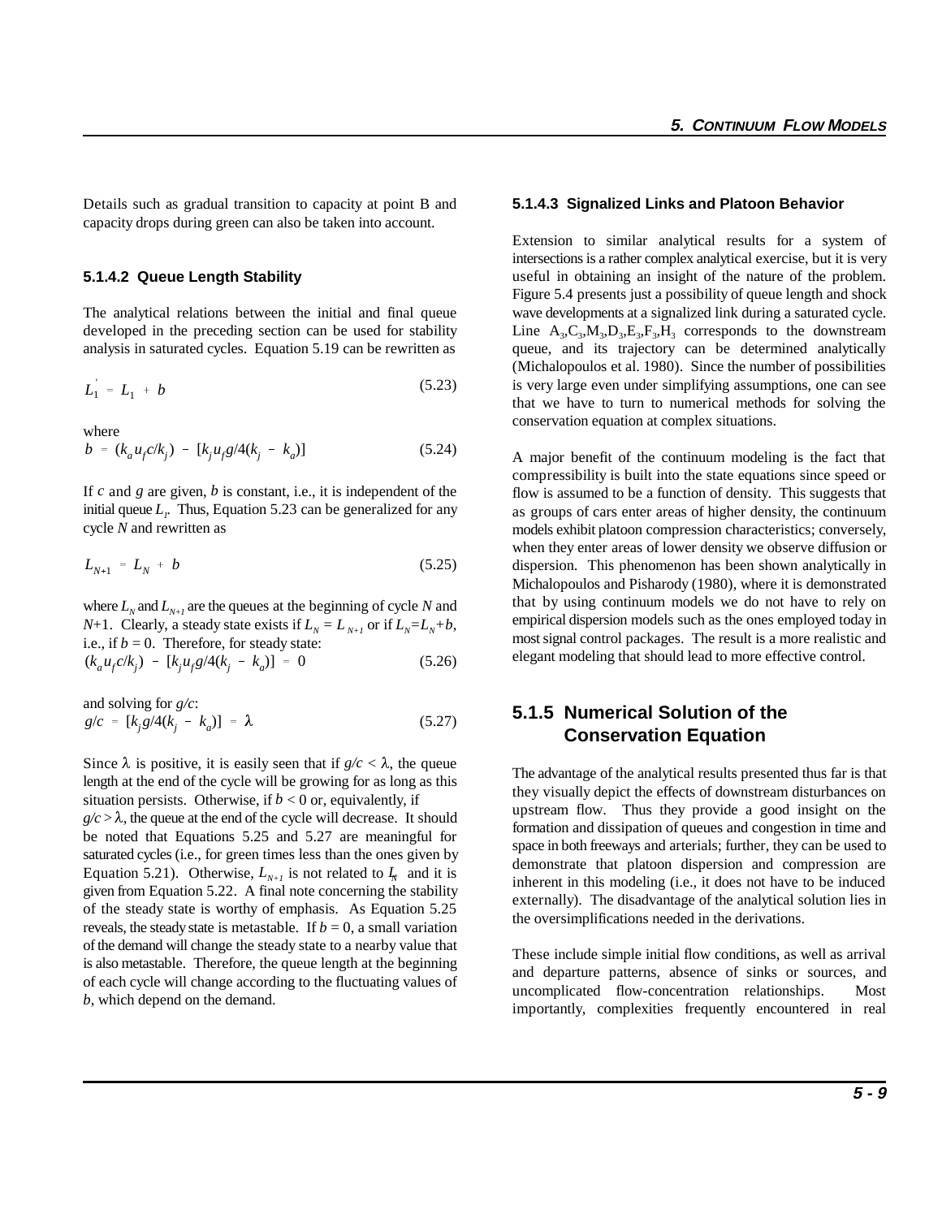Details such as gradual transition to capacity at point B and capacity drops during green can also be taken into account.

### 5.1.4.2 Queue Length Stability

The analytical relations between the initial and final queue developed in the preceding section can be used for stability analysis in saturated cycles. Equation 5.19 can be rewritten as

$$L_1^{'} = L_1 + b \tag{5.23}$$

where

$$b = (k_a u_f c/k_j) - [k_j u_f g/4(k_j - k_a)] \tag{5.24}$$

If $c$ and $g$ are given, $b$ is constant, i.e., it is independent of the initial queue $L_1$. Thus, Equation 5.23 can be generalized for any cycle $N$ and rewritten as

$$L_{N+1} = L_N + b \tag{5.25}$$

where $L_N$ and $L_{N+1}$ are the queues at the beginning of cycle $N$ and $N$+1. Clearly, a steady state exists if $L_N = L_{N+1}$ or if $L_N = L_N + b$, i.e., if $b = 0$. Therefore, for steady state:

$$(k_a u_f c/k_j) - [k_j u_f g/4(k_j - k_a)] = 0 \tag{5.26}$$

and solving for $g/c$:

$$g/c = [k_j g/4(k_j - k_a)] = \lambda \tag{5.27}$$

Since $\lambda$ is positive, it is easily seen that if $g/c < \lambda$, the queue length at the end of the cycle will be growing for as long as this situation persists. Otherwise, if $b < 0$ or, equivalently, if $g/c > \lambda$, the queue at the end of the cycle will decrease. It should be noted that Equations 5.25 and 5.27 are meaningful for saturated cycles (i.e., for green times less than the ones given by Equation 5.21). Otherwise, $L_{N+1}$ is not related to $L_N$ and it is given from Equation 5.22. A final note concerning the stability of the steady state is worthy of emphasis. As Equation 5.25 reveals, the steady state is metastable. If $b = 0$, a small variation of the demand will change the steady state to a nearby value that is also metastable. Therefore, the queue length at the beginning of each cycle will change according to the fluctuating values of $b$, which depend on the demand.

### 5.1.4.3 Signalized Links and Platoon Behavior

Extension to similar analytical results for a system of intersections is a rather complex analytical exercise, but it is very useful in obtaining an insight of the nature of the problem. Figure 5.4 presents just a possibility of queue length and shock wave developments at a signalized link during a saturated cycle. Line $A_3,C_3,M_3,D_3,E_3,F_3,H_3$ corresponds to the downstream queue, and its trajectory can be determined analytically (Michalopoulos et al. 1980). Since the number of possibilities is very large even under simplifying assumptions, one can see that we have to turn to numerical methods for solving the conservation equation at complex situations.

A major benefit of the continuum modeling is the fact that compressibility is built into the state equations since speed or flow is assumed to be a function of density. This suggests that as groups of cars enter areas of higher density, the continuum models exhibit platoon compression characteristics; conversely, when they enter areas of lower density we observe diffusion or dispersion. This phenomenon has been shown analytically in Michalopoulos and Pisharody (1980), where it is demonstrated that by using continuum models we do not have to rely on empirical dispersion models such as the ones employed today in most signal control packages. The result is a more realistic and elegant modeling that should lead to more effective control.

## 5.1.5 Numerical Solution of the Conservation Equation

The advantage of the analytical results presented thus far is that they visually depict the effects of downstream disturbances on upstream flow. Thus they provide a good insight on the formation and dissipation of queues and congestion in time and space in both freeways and arterials; further, they can be used to demonstrate that platoon dispersion and compression are inherent in this modeling (i.e., it does not have to be induced externally). The disadvantage of the analytical solution lies in the oversimplifications needed in the derivations.

These include simple initial flow conditions, as well as arrival and departure patterns, absence of sinks or sources, and uncomplicated flow-concentration relationships. Most importantly, complexities frequently encountered in real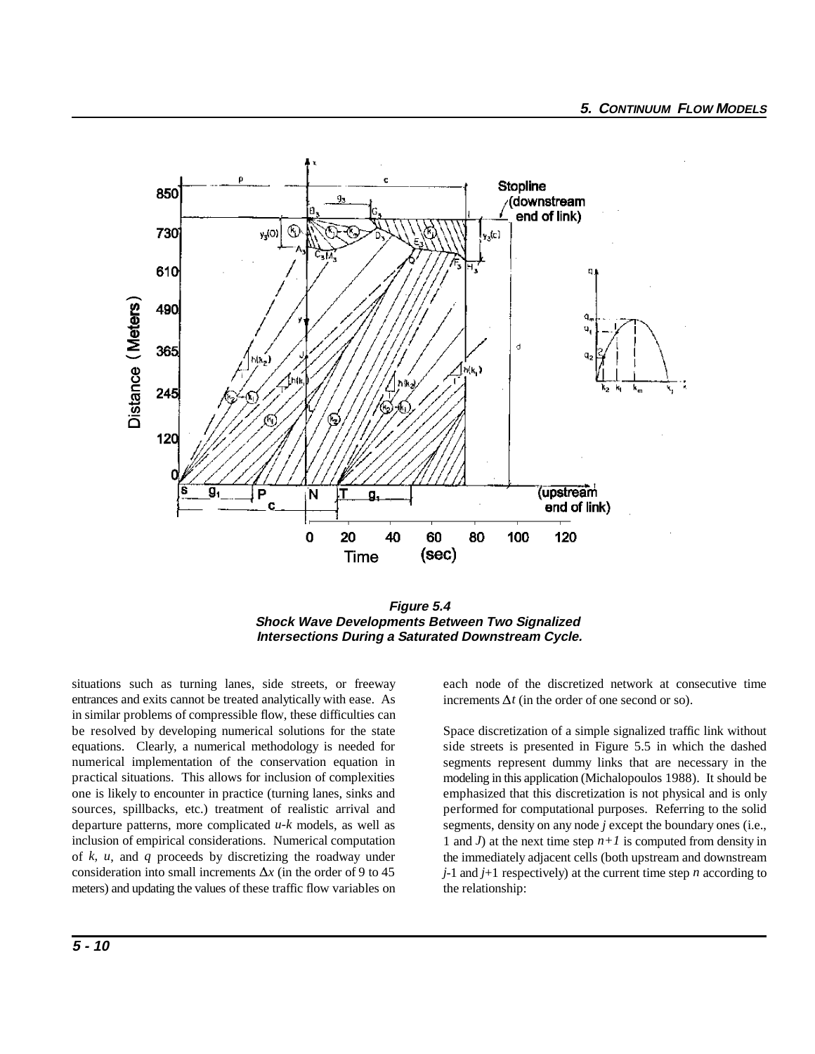**Figure 5.4**
**Shock Wave Developments Between Two Signalized Intersections During a Saturated Downstream Cycle.**

situations such as turning lanes, side streets, or freeway entrances and exits cannot be treated analytically with ease. As in similar problems of compressible flow, these difficulties can be resolved by developing numerical solutions for the state equations. Clearly, a numerical methodology is needed for numerical implementation of the conservation equation in practical situations. This allows for inclusion of complexities one is likely to encounter in practice (turning lanes, sinks and sources, spillbacks, etc.) treatment of realistic arrival and departure patterns, more complicated *u*-*k* models, as well as inclusion of empirical considerations. Numerical computation of *k, u*, and *q* proceeds by discretizing the roadway under consideration into small increments $\Delta x$ (in the order of 9 to 45 meters) and updating the values of these traffic flow variables on each node of the discretized network at consecutive time increments $\Delta t$ (in the order of one second or so).

Space discretization of a simple signalized traffic link without side streets is presented in Figure 5.5 in which the dashed segments represent dummy links that are necessary in the modeling in this application (Michalopoulos 1988). It should be emphasized that this discretization is not physical and is only performed for computational purposes. Referring to the solid segments, density on any node $j$ except the boundary ones (i.e., 1 and $J$) at the next time step $n+1$ is computed from density in the immediately adjacent cells (both upstream and downstream $j$-1 and $j$+1 respectively) at the current time step $n$ according to the relationship: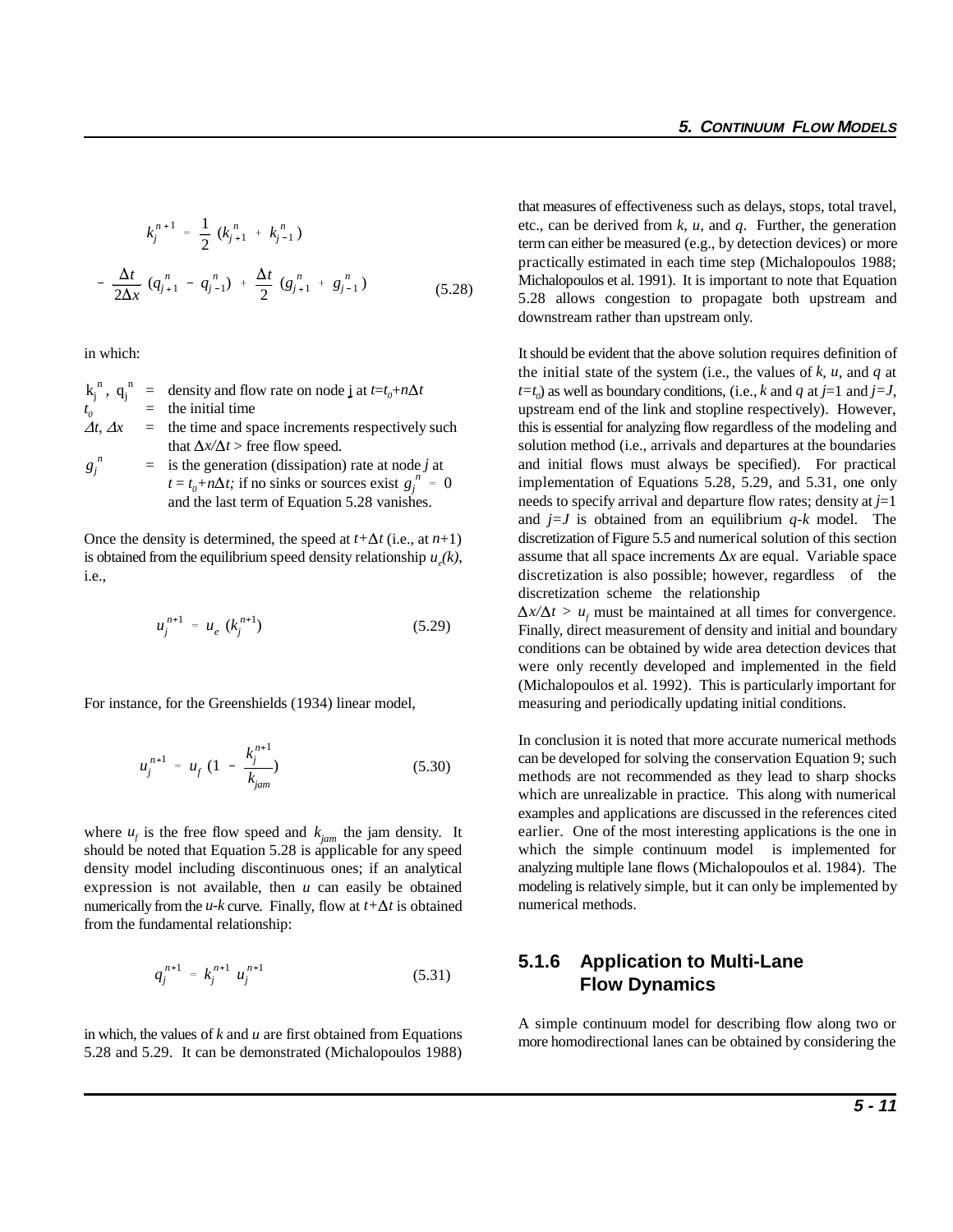$$k_j^{n+1} = \frac{1}{2}(k_{j+1}^n + k_{j-1}^n)$$

$$- \frac{\Delta t}{2\Delta x}(q_{j+1}^n - q_{j-1}^n) + \frac{\Delta t}{2}(g_{j+1}^n + g_{j-1}^n) \tag{5.28}$$

in which:

- $k_j^n$, $q_j^n$ = density and flow rate on node j at $t=t_0+n\Delta t$
- $t_0$ = the initial time
- $\Delta t$, $\Delta x$ = the time and space increments respectively such that $\Delta x/\Delta t >$ free flow speed.
- $g_j^n$ = is the generation (dissipation) rate at node $j$ at $t = t_0+n\Delta t$; if no sinks or sources exist $g_j^n = 0$ and the last term of Equation 5.28 vanishes.

Once the density is determined, the speed at $t+\Delta t$ (i.e., at $n+1$) is obtained from the equilibrium speed density relationship $u_e(k)$, i.e.,

$$u_j^{n+1} = u_e(k_j^{n+1}) \tag{5.29}$$

For instance, for the Greenshields (1934) linear model,

$$u_j^{n+1} = u_f\left(1 - \frac{k_j^{n+1}}{k_{jam}}\right) \tag{5.30}$$

where $u_f$ is the free flow speed and $k_{jam}$ the jam density. It should be noted that Equation 5.28 is applicable for any speed density model including discontinuous ones; if an analytical expression is not available, then $u$ can easily be obtained numerically from the $u$-$k$ curve. Finally, flow at $t+\Delta t$ is obtained from the fundamental relationship:

$$q_j^{n+1} = k_j^{n+1} u_j^{n+1} \tag{5.31}$$

in which, the values of $k$ and $u$ are first obtained from Equations 5.28 and 5.29. It can be demonstrated (Michalopoulos 1988) that measures of effectiveness such as delays, stops, total travel, etc., can be derived from $k$, $u$, and $q$. Further, the generation term can either be measured (e.g., by detection devices) or more practically estimated in each time step (Michalopoulos 1988; Michalopoulos et al. 1991). It is important to note that Equation 5.28 allows congestion to propagate both upstream and downstream rather than upstream only.

It should be evident that the above solution requires definition of the initial state of the system (i.e., the values of $k$, $u$, and $q$ at $t=t_0$) as well as boundary conditions, (i.e., $k$ and $q$ at $j$=1 and $j=J$, upstream end of the link and stopline respectively). However, this is essential for analyzing flow regardless of the modeling and solution method (i.e., arrivals and departures at the boundaries and initial flows must always be specified). For practical implementation of Equations 5.28, 5.29, and 5.31, one only needs to specify arrival and departure flow rates; density at $j$=1 and $j=J$ is obtained from an equilibrium $q$-$k$ model. The discretization of Figure 5.5 and numerical solution of this section assume that all space increments $\Delta x$ are equal. Variable space discretization is also possible; however, regardless of the discretization scheme the relationship $\Delta x/\Delta t > u_f$ must be maintained at all times for convergence. Finally, direct measurement of density and initial and boundary conditions can be obtained by wide area detection devices that were only recently developed and implemented in the field (Michalopoulos et al. 1992). This is particularly important for measuring and periodically updating initial conditions.

In conclusion it is noted that more accurate numerical methods can be developed for solving the conservation Equation 9; such methods are not recommended as they lead to sharp shocks which are unrealizable in practice. This along with numerical examples and applications are discussed in the references cited earlier. One of the most interesting applications is the one in which the simple continuum model is implemented for analyzing multiple lane flows (Michalopoulos et al. 1984). The modeling is relatively simple, but it can only be implemented by numerical methods.

### 5.1.6 Application to Multi-Lane Flow Dynamics

A simple continuum model for describing flow along two or more homodirectional lanes can be obtained by considering the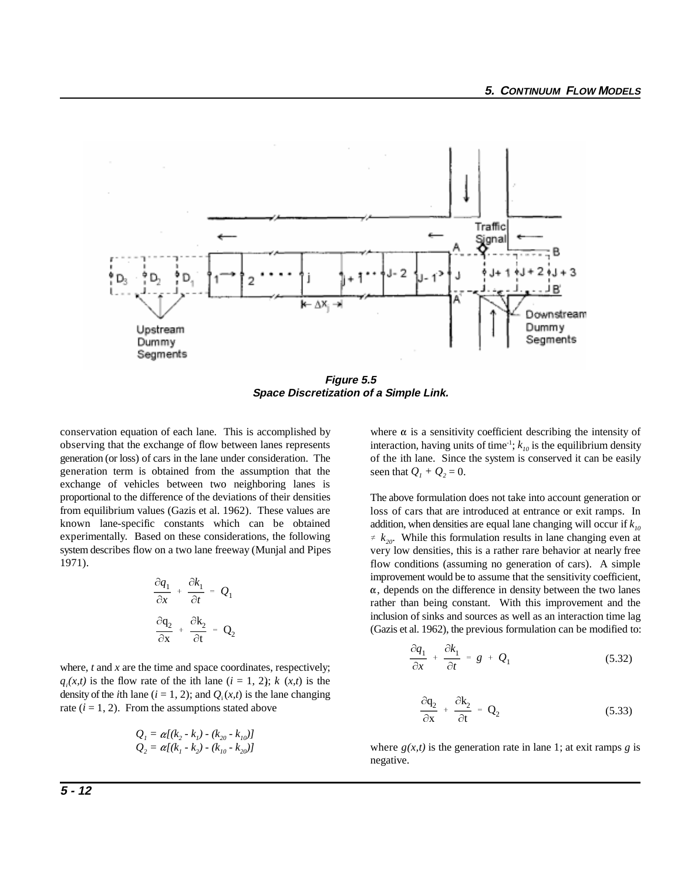**Figure 5.5**
**Space Discretization of a Simple Link.**

conservation equation of each lane. This is accomplished by observing that the exchange of flow between lanes represents generation (or loss) of cars in the lane under consideration. The generation term is obtained from the assumption that the exchange of vehicles between two neighboring lanes is proportional to the difference of the deviations of their densities from equilibrium values (Gazis et al. 1962). These values are known lane-specific constants which can be obtained experimentally. Based on these considerations, the following system describes flow on a two lane freeway (Munjal and Pipes 1971).

$$\frac{\partial q_1}{\partial x} + \frac{\partial k_1}{\partial t} = Q_1$$

$$\frac{\partial q_2}{\partial x} + \frac{\partial k_2}{\partial t} = Q_2$$

where, $t$ and $x$ are the time and space coordinates, respectively; $q_i(x,t)$ is the flow rate of the ith lane ($i$ = 1, 2); $k$ $(x,t)$ is the density of the $i$th lane ($i$ = 1, 2); and $Q_i(x,t)$ is the lane changing rate ($i$ = 1, 2). From the assumptions stated above

$$Q_1 = \alpha[(k_2 - k_1) - (k_{20} - k_{10})]$$
$$Q_2 = \alpha[(k_1 - k_2) - (k_{10} - k_{20})]$$

where $\alpha$ is a sensitivity coefficient describing the intensity of interaction, having units of time$^{-1}$; $k_{10}$ is the equilibrium density of the ith lane. Since the system is conserved it can be easily seen that $Q_1 + Q_2 = 0$.

The above formulation does not take into account generation or loss of cars that are introduced at entrance or exit ramps. In addition, when densities are equal lane changing will occur if $k_{10} \neq k_{20}$. While this formulation results in lane changing even at very low densities, this is a rather rare behavior at nearly free flow conditions (assuming no generation of cars). A simple improvement would be to assume that the sensitivity coefficient, $\alpha$, depends on the difference in density between the two lanes rather than being constant. With this improvement and the inclusion of sinks and sources as well as an interaction time lag (Gazis et al. 1962), the previous formulation can be modified to:

$$\frac{\partial q_1}{\partial x} + \frac{\partial k_1}{\partial t} = g + Q_1 \tag{5.32}$$

$$\frac{\partial q_2}{\partial x} + \frac{\partial k_2}{\partial t} = Q_2 \tag{5.33}$$

where $g(x,t)$ is the generation rate in lane 1; at exit ramps $g$ is negative.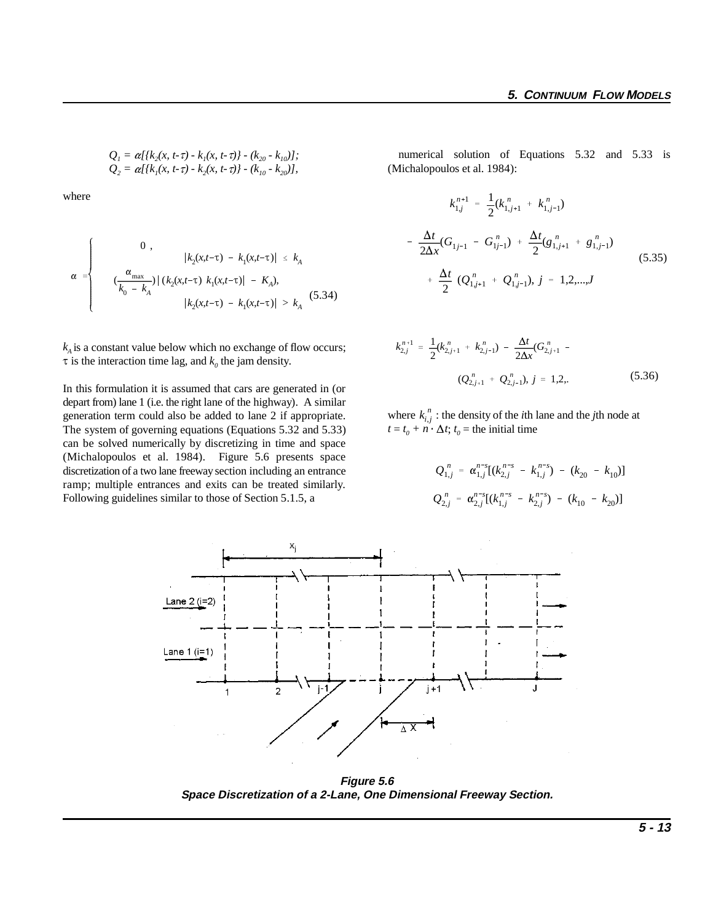$$Q_1 = \alpha[\{k_2(x, t\text{-}\tau) - k_1(x, t\text{-}\tau)\} - (k_{20} - k_{10})];$$
$$Q_2 = \alpha[\{k_1(x, t\text{-}\tau) - k_2(x, t\text{-}\tau)\} - (k_{10} - k_{20})],$$

where

$$\alpha = \begin{cases} 0\,, & |k_2(x,t-\tau) - k_1(x,t-\tau)| \le k_A \\ (\dfrac{\alpha_{\max}}{k_0 - k_A})\,|\,(k_2(x,t-\tau)\; k_1(x,t-\tau)| - K_A), & |k_2(x,t-\tau) - k_1(x,t-\tau)| > k_A \end{cases} \tag{5.34}$$

$k_A$ is a constant value below which no exchange of flow occurs; $\tau$ is the interaction time lag, and $k_0$ the jam density.

In this formulation it is assumed that cars are generated in (or depart from) lane 1 (i.e. the right lane of the highway). A similar generation term could also be added to lane 2 if appropriate. The system of governing equations (Equations 5.32 and 5.33) can be solved numerically by discretizing in time and space (Michalopoulos et al. 1984). Figure 5.6 presents space discretization of a two lane freeway section including an entrance ramp; multiple entrances and exits can be treated similarly. Following guidelines similar to those of Section 5.1.5, a numerical solution of Equations 5.32 and 5.33 is (Michalopoulos et al. 1984):

$$k_{1,j}^{n+1} = \frac{1}{2}(k_{1,j+1}^{n} + k_{1,j-1}^{n}) - \frac{\Delta t}{2\Delta x}(G_{1j-1} - G_{1j-1}^{n}) + \frac{\Delta t}{2}(g_{1,j+1}^{n} + g_{1,j-1}^{n}) + \frac{\Delta t}{2}\,(Q_{1,j+1}^{n} + Q_{1,j-1}^{n}),\; j = 1,2,...,J \tag{5.35}$$

$$k_{2,j}^{n+1} = \frac{1}{2}(k_{2,j+1}^{n} + k_{2,j-1}^{n}) - \frac{\Delta t}{2\Delta x}(G_{2,j+1}^{n} - (Q_{2,j+1}^{n} + Q_{2,j-1}^{n}),\; j = 1,2,. \tag{5.36}$$

where $k_{i,j}^{n}$ : the density of the $i$th lane and the $j$th node at $t = t_0 + n \cdot \Delta t$; $t_0$ = the initial time

$$Q_{1,j}^{n} = \alpha_{1,j}^{n-s}[(k_{2,j}^{n-s} - k_{1,j}^{n-s}) - (k_{20} - k_{10})]$$

$$Q_{2,j}^{n} = \alpha_{2,j}^{n-s}[(k_{1,j}^{n-s} - k_{2,j}^{n-s}) - (k_{10} - k_{20})]$$

**Figure 5.6**
**Space Discretization of a 2-Lane, One Dimensional Freeway Section.**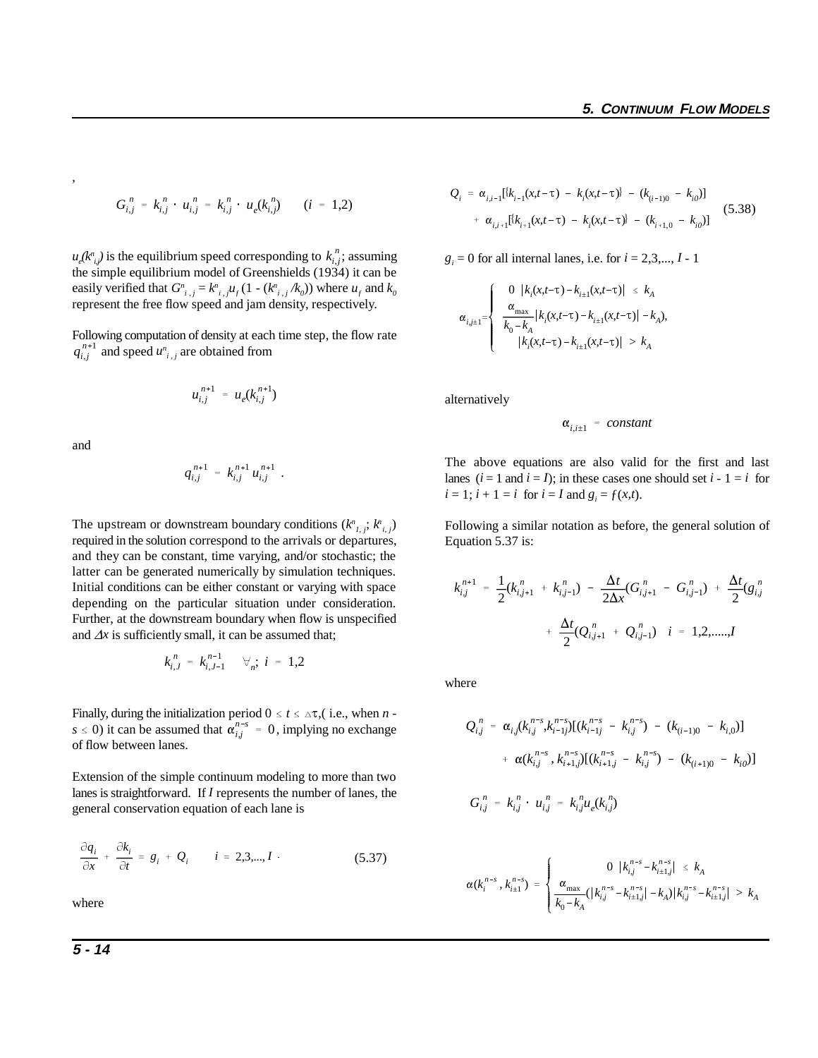,

$$G_{i,j}^{n} = k_{i,j}^{n} \cdot u_{i,j}^{n} = k_{i,j}^{n} \cdot u_e(k_{i,j}^{n}) \qquad (i = 1,2)$$

$u_e(k^n_{i,j})$ is the equilibrium speed corresponding to $k_{i,j}^{n}$; assuming the simple equilibrium model of Greenshields (1934) it can be easily verified that $G^n_{i,j} = k^n_{i,j} u_f (1 - (k^n_{i,j}/k_0))$ where $u_f$ and $k_0$ represent the free flow speed and jam density, respectively.

Following computation of density at each time step, the flow rate $q_{i,j}^{n+1}$ and speed $u^n_{i,j}$ are obtained from

$$u_{i,j}^{n+1} = u_e(k_{i,j}^{n+1})$$

and

$$q_{i,j}^{n+1} = k_{i,j}^{n+1}\, u_{i,j}^{n+1} \ .$$

The upstream or downstream boundary conditions $(k^n_{1,j};\ k^n_{i,j})$ required in the solution correspond to the arrivals or departures, and they can be constant, time varying, and/or stochastic; the latter can be generated numerically by simulation techniques. Initial conditions can be either constant or varying with space depending on the particular situation under consideration. Further, at the downstream boundary when flow is unspecified and $\Delta x$ is sufficiently small, it can be assumed that;

$$k_{i,J}^{n} = k_{i,J-1}^{n-1} \quad \forall_n;\ i = 1,2$$

Finally, during the initialization period $0 \le t \le \Delta\tau$,( i.e., when $n - s \le 0$) it can be assumed that $\alpha_{i,j}^{n-s} = 0$, implying no exchange of flow between lanes.

Extension of the simple continuum modeling to more than two lanes is straightforward. If $I$ represents the number of lanes, the general conservation equation of each lane is

$$\frac{\partial q_i}{\partial x} + \frac{\partial k_i}{\partial t} = g_i + Q_i \qquad i = 2,3,...,I \ . \tag{5.37}$$

where

$$\begin{aligned} Q_i = {} & \alpha_{i,i-1}[[k_{i-1}(x,t-\tau) - k_i(x,t-\tau)] - (k_{(i-1)0} - k_{i0})] \\ & + \alpha_{i,i+1}[[k_{i+1}(x,t-\tau) - k_i(x,t-\tau)] - (k_{i+1,0} - k_{i0})] \end{aligned} \tag{5.38}$$

$g_i = 0$ for all internal lanes, i.e. for $i = 2,3,..., I - 1$

$$\alpha_{i,i\pm1} = \begin{cases} 0 & |k_i(x,t-\tau) - k_{i\pm1}(x,t-\tau)| \le k_A \\ \dfrac{\alpha_{\max}}{k_0 - k_A}|k_i(x,t-\tau) - k_{i\pm1}(x,t-\tau)| - k_A), & \\ & |k_i(x,t-\tau) - k_{i\pm1}(x,t-\tau)| > k_A \end{cases}$$

alternatively

$$\alpha_{i,i\pm1} = constant$$

The above equations are also valid for the first and last lanes ($i = 1$ and $i = I$); in these cases one should set $i - 1 = i$ for $i = 1$; $i + 1 = i$ for $i = I$ and $g_i = f(x,t)$.

Following a similar notation as before, the general solution of Equation 5.37 is:

$$\begin{aligned} k_{i,j}^{n+1} = {} & \frac{1}{2}(k_{i,j+1}^{n} + k_{i,j-1}^{n}) - \frac{\Delta t}{2\Delta x}(G_{i,j+1}^{n} - G_{i,j-1}^{n}) + \frac{\Delta t}{2}(g_{i,j}^{n} \\ & + \frac{\Delta t}{2}(Q_{i,j+1}^{n} + Q_{i,j-1}^{n}) \quad i = 1,2,.....,I \end{aligned}$$

where

$$\begin{aligned} Q_{i,j}^{n} = {} & \alpha_{i,j}(k_{i,j}^{n-s}, k_{i-1j}^{n-s})[(k_{i-1j}^{n-s} - k_{i,j}^{n-s}) - (k_{(i-1)0} - k_{i,0})] \\ & + \alpha(k_{i,j}^{n-s}, k_{i+1,j}^{n-s})[(k_{i+1,j}^{n-s} - k_{i,j}^{n-s}) - (k_{(i+1)0} - k_{i0})] \end{aligned}$$

$$G_{i,j}^{n} = k_{i,j}^{n} \cdot u_{i,j}^{n} = k_{i,j}^{n} u_e(k_{i,j}^{n})$$

$$\alpha(k_i^{n-s}, k_{i\pm1}^{n-s}) = \begin{cases} 0 & |k_{i,j}^{n-s} - k_{i\pm1,j}^{n-s}| \le k_A \\ \dfrac{\alpha_{\max}}{k_0 - k_A}(|k_{i,j}^{n-s} - k_{i\pm1,j}^{n-s}| - k_A) & |k_{i,j}^{n-s} - k_{i\pm1,j}^{n-s}| > k_A \end{cases}$$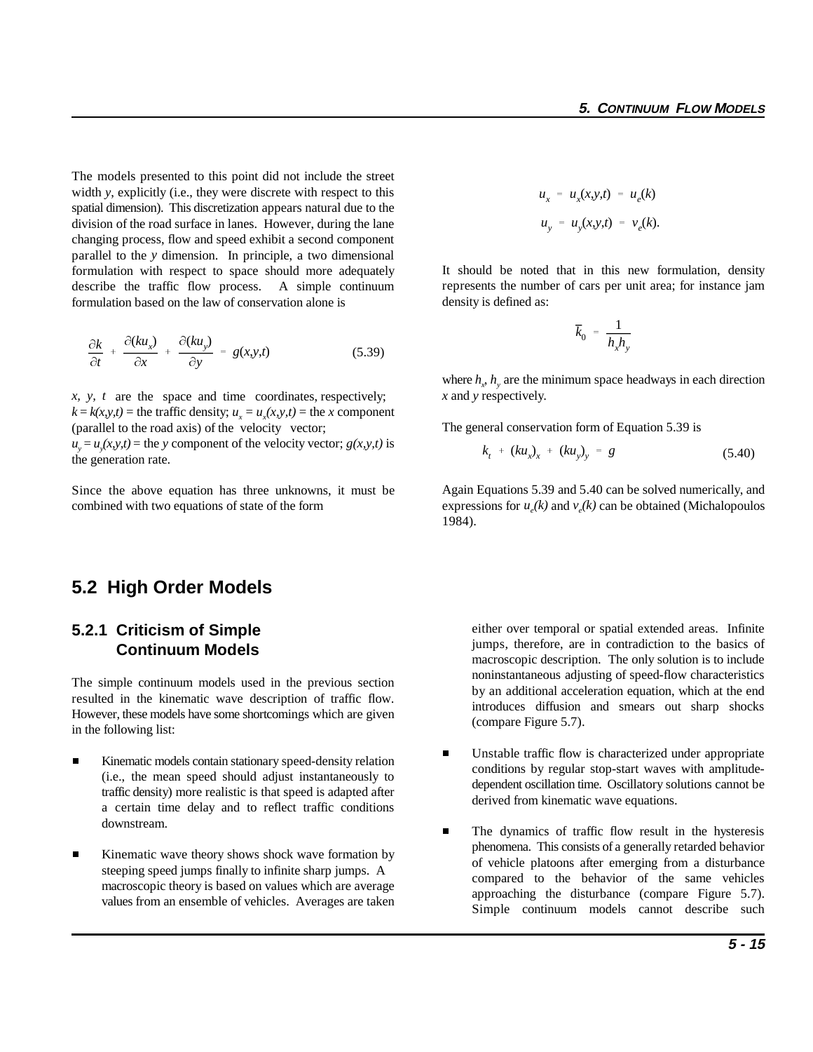The models presented to this point did not include the street width $y$, explicitly (i.e., they were discrete with respect to this spatial dimension). This discretization appears natural due to the division of the road surface in lanes. However, during the lane changing process, flow and speed exhibit a second component parallel to the $y$ dimension. In principle, a two dimensional formulation with respect to space should more adequately describe the traffic flow process. A simple continuum formulation based on the law of conservation alone is

$$\frac{\partial k}{\partial t} + \frac{\partial (ku_x)}{\partial x} + \frac{\partial (ku_y)}{\partial y} = g(x,y,t) \tag{5.39}$$

$x$, $y$, $t$ are the space and time coordinates, respectively; $k = k(x,y,t)$ = the traffic density; $u_x = u_x(x,y,t)$ = the $x$ component (parallel to the road axis) of the velocity vector; $u_y = u_y(x,y,t)$ = the $y$ component of the velocity vector; $g(x,y,t)$ is the generation rate.

Since the above equation has three unknowns, it must be combined with two equations of state of the form

$$u_x = u_x(x,y,t) = u_e(k)$$

$$u_y = u_y(x,y,t) = v_e(k).$$

It should be noted that in this new formulation, density represents the number of cars per unit area; for instance jam density is defined as:

$$\bar{k}_0 = \frac{1}{h_x h_y}$$

where $h_x$, $h_y$ are the minimum space headways in each direction $x$ and $y$ respectively.

The general conservation form of Equation 5.39 is

$$k_t + (ku_x)_x + (ku_y)_y = g \tag{5.40}$$

Again Equations 5.39 and 5.40 can be solved numerically, and expressions for $u_e(k)$ and $v_e(k)$ can be obtained (Michalopoulos 1984).

## 5.2 High Order Models

### 5.2.1 Criticism of Simple Continuum Models

The simple continuum models used in the previous section resulted in the kinematic wave description of traffic flow. However, these models have some shortcomings which are given in the following list:

- Kinematic models contain stationary speed-density relation (i.e., the mean speed should adjust instantaneously to traffic density) more realistic is that speed is adapted after a certain time delay and to reflect traffic conditions downstream.
- Kinematic wave theory shows shock wave formation by steeping speed jumps finally to infinite sharp jumps. A macroscopic theory is based on values which are average values from an ensemble of vehicles. Averages are taken either over temporal or spatial extended areas. Infinite jumps, therefore, are in contradiction to the basics of macroscopic description. The only solution is to include noninstantaneous adjusting of speed-flow characteristics by an additional acceleration equation, which at the end introduces diffusion and smears out sharp shocks (compare Figure 5.7).
- Unstable traffic flow is characterized under appropriate conditions by regular stop-start waves with amplitude-dependent oscillation time. Oscillatory solutions cannot be derived from kinematic wave equations.
- The dynamics of traffic flow result in the hysteresis phenomena. This consists of a generally retarded behavior of vehicle platoons after emerging from a disturbance compared to the behavior of the same vehicles approaching the disturbance (compare Figure 5.7). Simple continuum models cannot describe such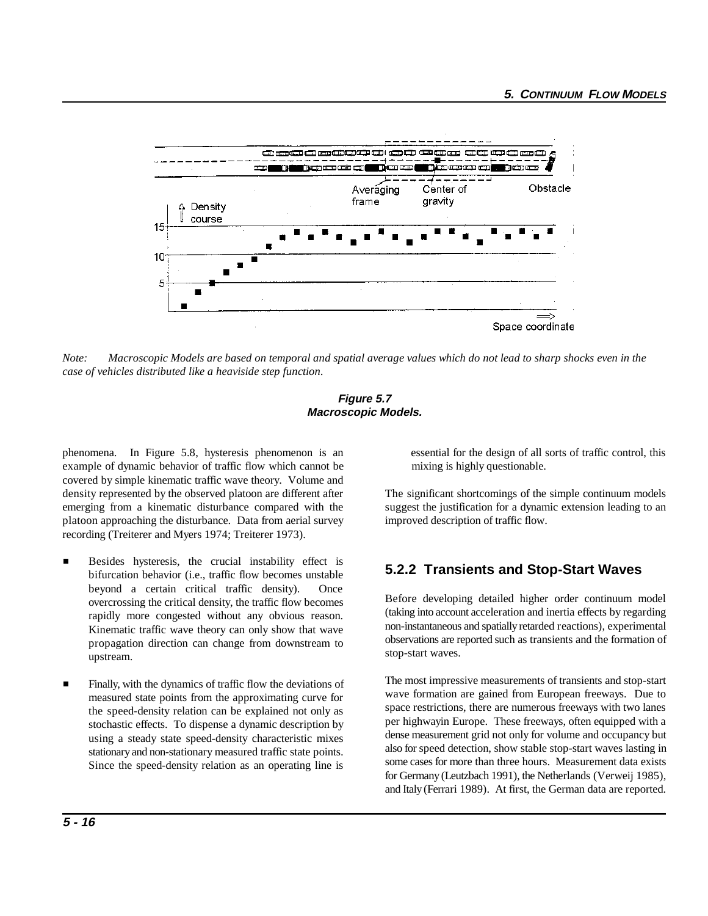*Note: Macroscopic Models are based on temporal and spatial average values which do not lead to sharp shocks even in the case of vehicles distributed like a heaviside step function.*

**Figure 5.7**
**Macroscopic Models.**

phenomena. In Figure 5.8, hysteresis phenomenon is an example of dynamic behavior of traffic flow which cannot be covered by simple kinematic traffic wave theory. Volume and density represented by the observed platoon are different after emerging from a kinematic disturbance compared with the platoon approaching the disturbance. Data from aerial survey recording (Treiterer and Myers 1974; Treiterer 1973).

- Besides hysteresis, the crucial instability effect is bifurcation behavior (i.e., traffic flow becomes unstable beyond a certain critical traffic density). Once overcrossing the critical density, the traffic flow becomes rapidly more congested without any obvious reason. Kinematic traffic wave theory can only show that wave propagation direction can change from downstream to upstream.

- Finally, with the dynamics of traffic flow the deviations of measured state points from the approximating curve for the speed-density relation can be explained not only as stochastic effects. To dispense a dynamic description by using a steady state speed-density characteristic mixes stationary and non-stationary measured traffic state points. Since the speed-density relation as an operating line is essential for the design of all sorts of traffic control, this mixing is highly questionable.

The significant shortcomings of the simple continuum models suggest the justification for a dynamic extension leading to an improved description of traffic flow.

### 5.2.2 Transients and Stop-Start Waves

Before developing detailed higher order continuum model (taking into account acceleration and inertia effects by regarding non-instantaneous and spatially retarded reactions), experimental observations are reported such as transients and the formation of stop-start waves.

The most impressive measurements of transients and stop-start wave formation are gained from European freeways. Due to space restrictions, there are numerous freeways with two lanes per highwayin Europe. These freeways, often equipped with a dense measurement grid not only for volume and occupancy but also for speed detection, show stable stop-start waves lasting in some cases for more than three hours. Measurement data exists for Germany (Leutzbach 1991), the Netherlands (Verweij 1985), and Italy (Ferrari 1989). At first, the German data are reported.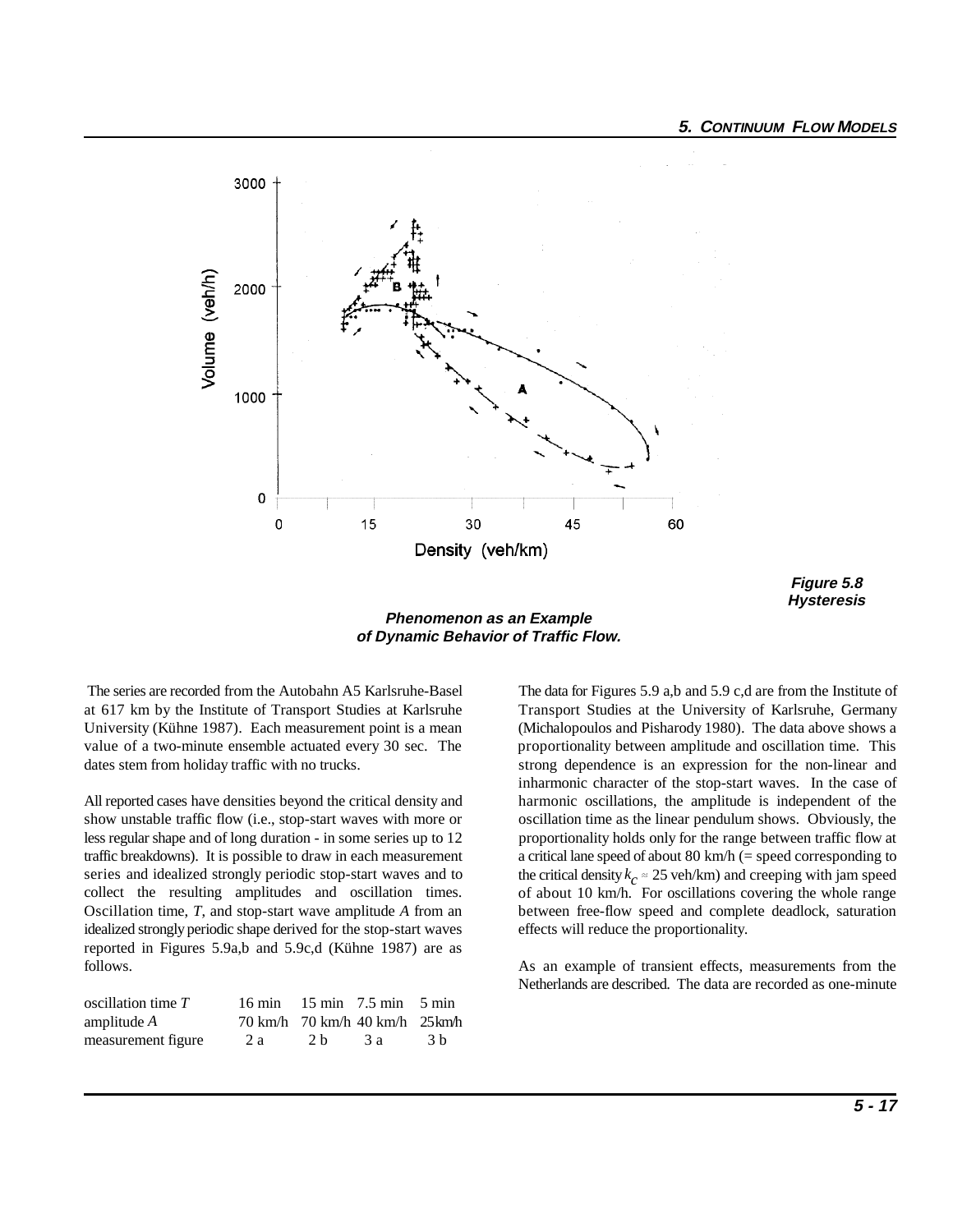**Figure 5.8 Hysteresis Phenomenon as an Example of Dynamic Behavior of Traffic Flow.**

The series are recorded from the Autobahn A5 Karlsruhe-Basel at 617 km by the Institute of Transport Studies at Karlsruhe University (Kühne 1987). Each measurement point is a mean value of a two-minute ensemble actuated every 30 sec. The dates stem from holiday traffic with no trucks.

All reported cases have densities beyond the critical density and show unstable traffic flow (i.e., stop-start waves with more or less regular shape and of long duration - in some series up to 12 traffic breakdowns). It is possible to draw in each measurement series and idealized strongly periodic stop-start waves and to collect the resulting amplitudes and oscillation times. Oscillation time, $T$, and stop-start wave amplitude $A$ from an idealized strongly periodic shape derived for the stop-start waves reported in Figures 5.9a,b and 5.9c,d (Kühne 1987) are as follows.

| | | | | |
|---|---|---|---|---|
| oscillation time $T$ | 16 min | 15 min | 7.5 min | 5 min |
| amplitude $A$ | 70 km/h | 70 km/h | 40 km/h | 25km/h |
| measurement figure | 2 a | 2 b | 3 a | 3 b |

The data for Figures 5.9 a,b and 5.9 c,d are from the Institute of Transport Studies at the University of Karlsruhe, Germany (Michalopoulos and Pisharody 1980). The data above shows a proportionality between amplitude and oscillation time. This strong dependence is an expression for the non-linear and inharmonic character of the stop-start waves. In the case of harmonic oscillations, the amplitude is independent of the oscillation time as the linear pendulum shows. Obviously, the proportionality holds only for the range between traffic flow at a critical lane speed of about 80 km/h (= speed corresponding to the critical density $k_c \approx 25$ veh/km) and creeping with jam speed of about 10 km/h. For oscillations covering the whole range between free-flow speed and complete deadlock, saturation effects will reduce the proportionality.

As an example of transient effects, measurements from the Netherlands are described. The data are recorded as one-minute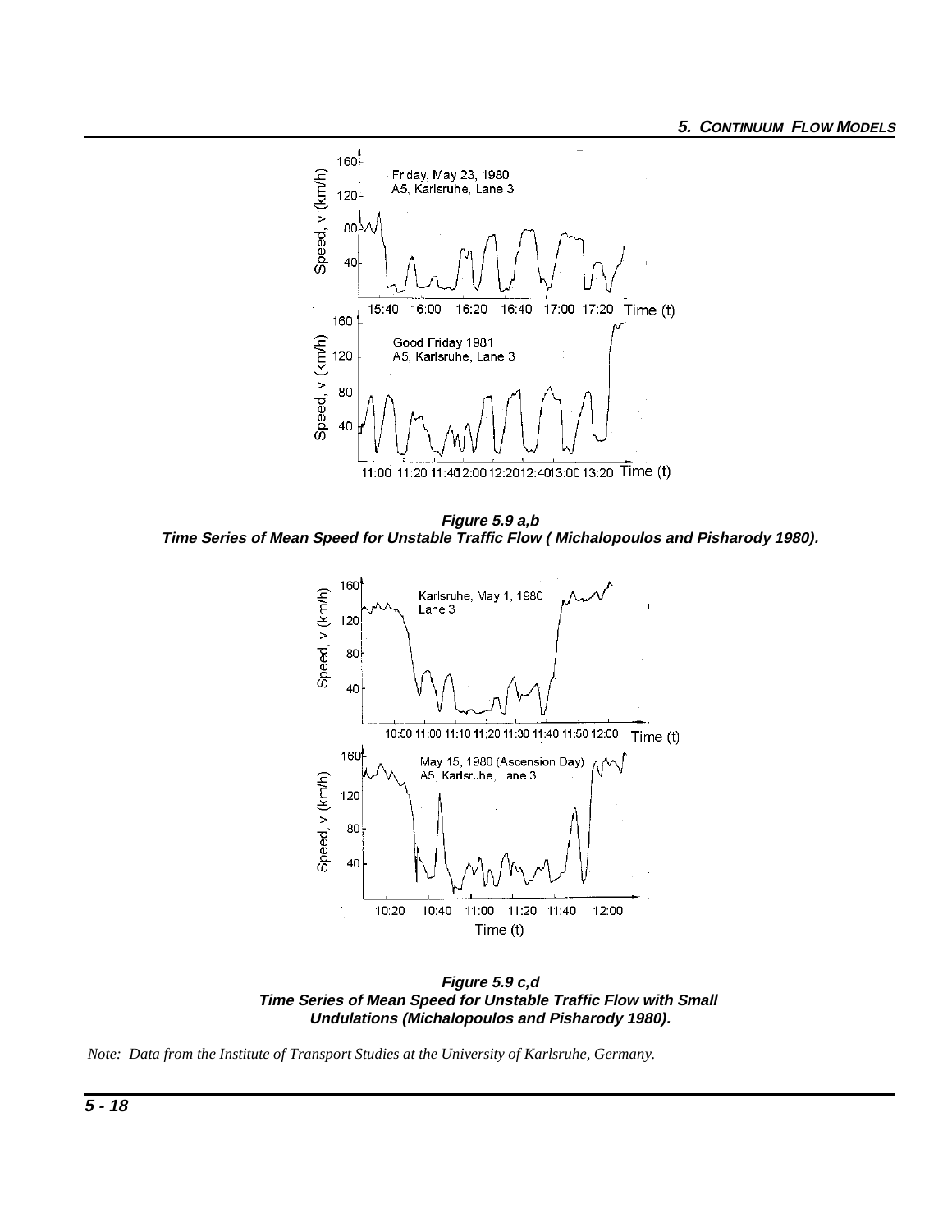**Figure 5.9 a,b**
**Time Series of Mean Speed for Unstable Traffic Flow ( Michalopoulos and Pisharody 1980).**

**Figure 5.9 c,d**
**Time Series of Mean Speed for Unstable Traffic Flow with Small Undulations (Michalopoulos and Pisharody 1980).**

*Note: Data from the Institute of Transport Studies at the University of Karlsruhe, Germany.*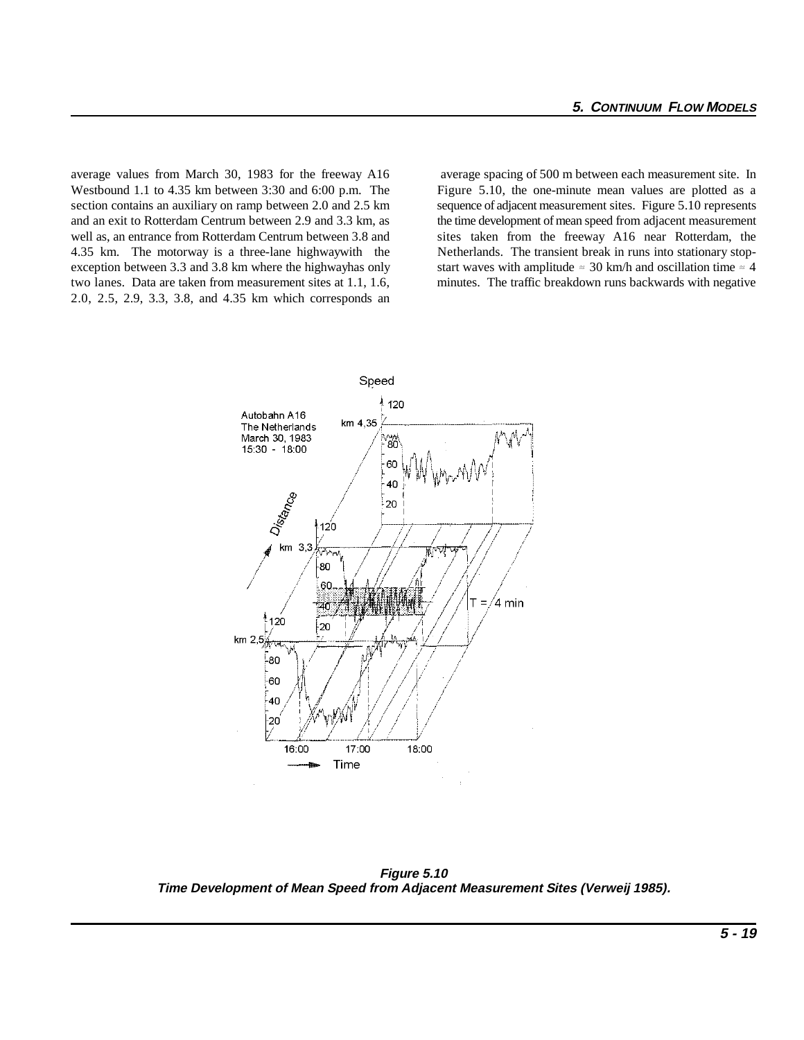average values from March 30, 1983 for the freeway A16 Westbound 1.1 to 4.35 km between 3:30 and 6:00 p.m. The section contains an auxiliary on ramp between 2.0 and 2.5 km and an exit to Rotterdam Centrum between 2.9 and 3.3 km, as well as, an entrance from Rotterdam Centrum between 3.8 and 4.35 km. The motorway is a three-lane highwaywith the exception between 3.3 and 3.8 km where the highwayhas only two lanes. Data are taken from measurement sites at 1.1, 1.6, 2.0, 2.5, 2.9, 3.3, 3.8, and 4.35 km which corresponds an average spacing of 500 m between each measurement site. In Figure 5.10, the one-minute mean values are plotted as a sequence of adjacent measurement sites. Figure 5.10 represents the time development of mean speed from adjacent measurement sites taken from the freeway A16 near Rotterdam, the Netherlands. The transient break in runs into stationary stop-start waves with amplitude ≈ 30 km/h and oscillation time ≈ 4 minutes. The traffic breakdown runs backwards with negative

***Figure 5.10***
***Time Development of Mean Speed from Adjacent Measurement Sites (Verweij 1985).***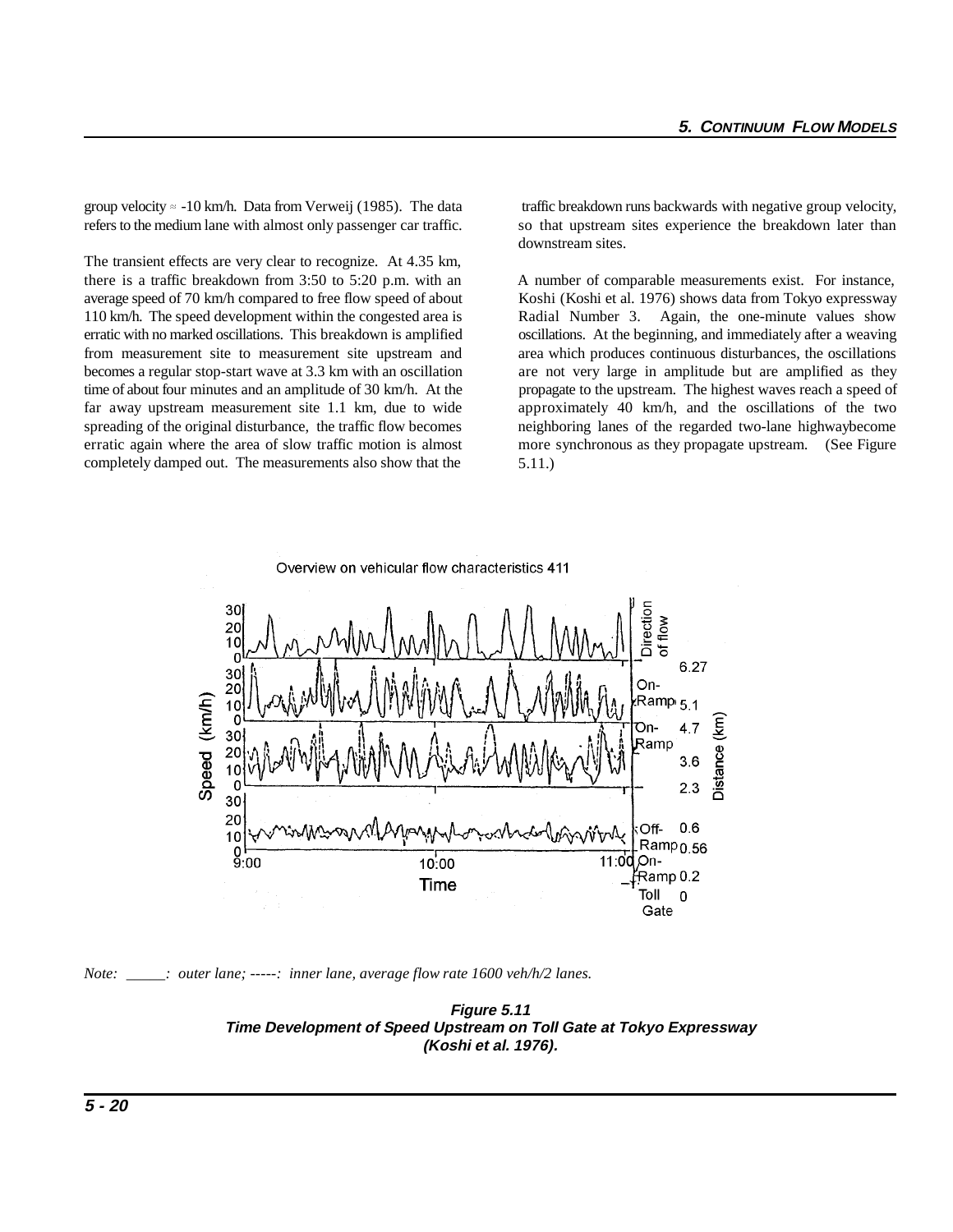group velocity ≈ -10 km/h. Data from Verweij (1985). The data refers to the medium lane with almost only passenger car traffic.

The transient effects are very clear to recognize. At 4.35 km, there is a traffic breakdown from 3:50 to 5:20 p.m. with an average speed of 70 km/h compared to free flow speed of about 110 km/h. The speed development within the congested area is erratic with no marked oscillations. This breakdown is amplified from measurement site to measurement site upstream and becomes a regular stop-start wave at 3.3 km with an oscillation time of about four minutes and an amplitude of 30 km/h. At the far away upstream measurement site 1.1 km, due to wide spreading of the original disturbance, the traffic flow becomes erratic again where the area of slow traffic motion is almost completely damped out. The measurements also show that the traffic breakdown runs backwards with negative group velocity, so that upstream sites experience the breakdown later than downstream sites.

A number of comparable measurements exist. For instance, Koshi (Koshi et al. 1976) shows data from Tokyo expressway Radial Number 3. Again, the one-minute values show oscillations. At the beginning, and immediately after a weaving area which produces continuous disturbances, the oscillations are not very large in amplitude but are amplified as they propagate to the upstream. The highest waves reach a speed of approximately 40 km/h, and the oscillations of the two neighboring lanes of the regarded two-lane highwaybecome more synchronous as they propagate upstream. (See Figure 5.11.)

*Note: _____: outer lane; -----: inner lane, average flow rate 1600 veh/h/2 lanes.*

**Figure 5.11**
**Time Development of Speed Upstream on Toll Gate at Tokyo Expressway (Koshi et al. 1976).**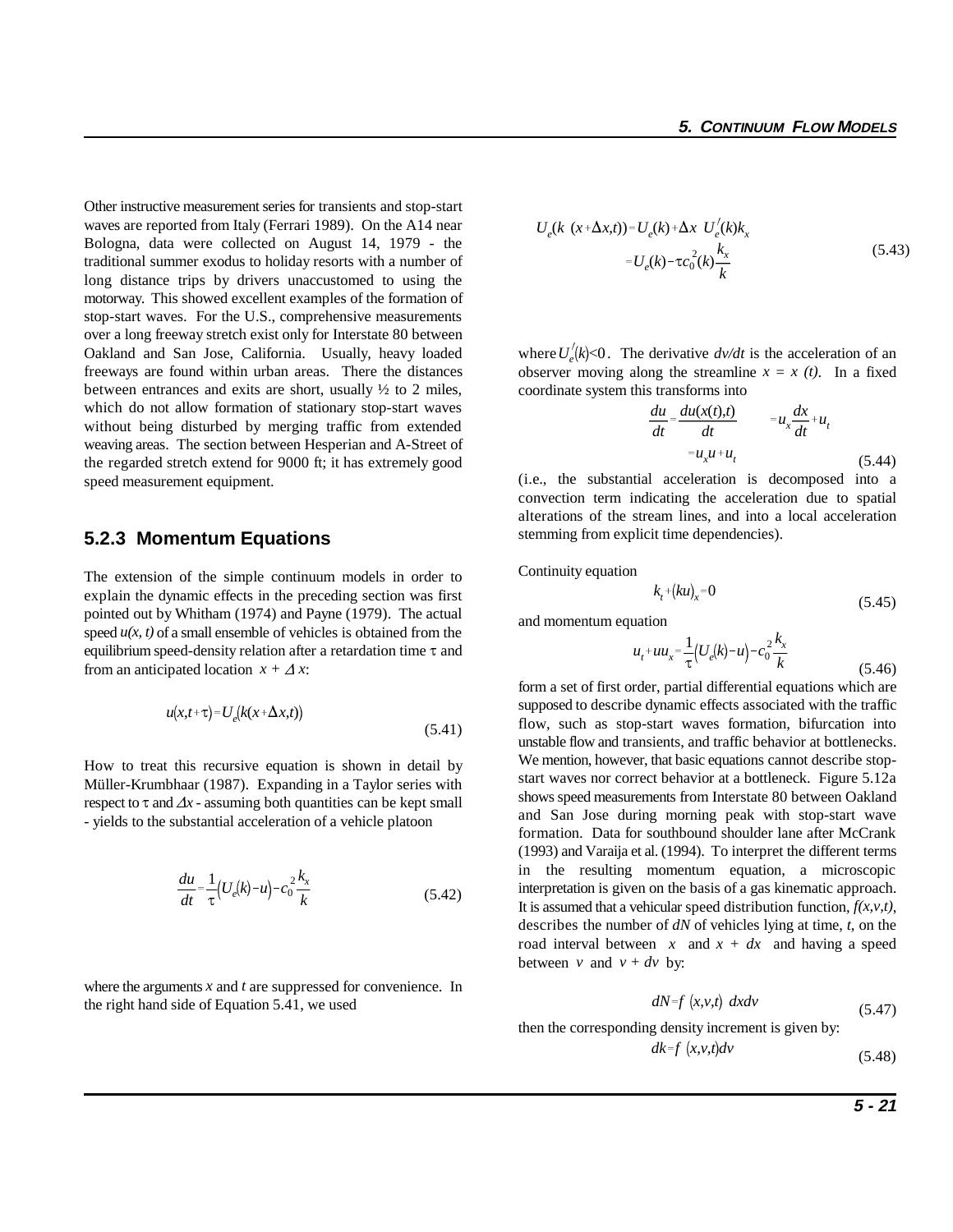Other instructive measurement series for transients and stop-start waves are reported from Italy (Ferrari 1989). On the A14 near Bologna, data were collected on August 14, 1979 - the traditional summer exodus to holiday resorts with a number of long distance trips by drivers unaccustomed to using the motorway. This showed excellent examples of the formation of stop-start waves. For the U.S., comprehensive measurements over a long freeway stretch exist only for Interstate 80 between Oakland and San Jose, California. Usually, heavy loaded freeways are found within urban areas. There the distances between entrances and exits are short, usually ½ to 2 miles, which do not allow formation of stationary stop-start waves without being disturbed by merging traffic from extended weaving areas. The section between Hesperian and A-Street of the regarded stretch extend for 9000 ft; it has extremely good speed measurement equipment.

### 5.2.3 Momentum Equations

The extension of the simple continuum models in order to explain the dynamic effects in the preceding section was first pointed out by Whitham (1974) and Payne (1979). The actual speed $u(x, t)$ of a small ensemble of vehicles is obtained from the equilibrium speed-density relation after a retardation time $\tau$ and from an anticipated location $x + \Delta x$:

$$u(x,t+\tau) = U_e(k(x+\Delta x,t)) \tag{5.41}$$

How to treat this recursive equation is shown in detail by Müller-Krumbhaar (1987). Expanding in a Taylor series with respect to $\tau$ and $\Delta x$ - assuming both quantities can be kept small - yields to the substantial acceleration of a vehicle platoon

$$\frac{du}{dt} = \frac{1}{\tau}\left(U_e(k) - u\right) - c_0^2 \frac{k_x}{k} \tag{5.42}$$

where the arguments $x$ and $t$ are suppressed for convenience. In the right hand side of Equation 5.41, we used

$$\begin{aligned} U_e(k\ (x+\Delta x,t)) &= U_e(k) + \Delta x\ U_e'(k) k_x \\ &= U_e(k) - \tau c_0^2(k)\frac{k_x}{k} \end{aligned} \tag{5.43}$$

where $U_e'(k) < 0$. The derivative $dv/dt$ is the acceleration of an observer moving along the streamline $x = x\ (t)$. In a fixed coordinate system this transforms into

$$\begin{aligned} \frac{du}{dt} = \frac{du(x(t),t)}{dt} &= u_x \frac{dx}{dt} + u_t \\ &= u_x u + u_t \end{aligned} \tag{5.44}$$

(i.e., the substantial acceleration is decomposed into a convection term indicating the acceleration due to spatial alterations of the stream lines, and into a local acceleration stemming from explicit time dependencies).

Continuity equation

$$k_t + (ku)_x = 0 \tag{5.45}$$

and momentum equation

$$u_t + uu_x = \frac{1}{\tau}\left(U_e(k) - u\right) - c_0^2 \frac{k_x}{k} \tag{5.46}$$

form a set of first order, partial differential equations which are supposed to describe dynamic effects associated with the traffic flow, such as stop-start waves formation, bifurcation into unstable flow and transients, and traffic behavior at bottlenecks. We mention, however, that basic equations cannot describe stop-start waves nor correct behavior at a bottleneck. Figure 5.12a shows speed measurements from Interstate 80 between Oakland and San Jose during morning peak with stop-start wave formation. Data for southbound shoulder lane after McCrank (1993) and Varaija et al. (1994). To interpret the different terms in the resulting momentum equation, a microscopic interpretation is given on the basis of a gas kinematic approach. It is assumed that a vehicular speed distribution function, $f(x,v,t)$, describes the number of $dN$ of vehicles lying at time, $t$, on the road interval between $x$ and $x + dx$ and having a speed between $v$ and $v + dv$ by:

$$dN = f\ (x,v,t)\ dxdv \tag{5.47}$$

then the corresponding density increment is given by:

$$dk = f\ (x,v,t)dv \tag{5.48}$$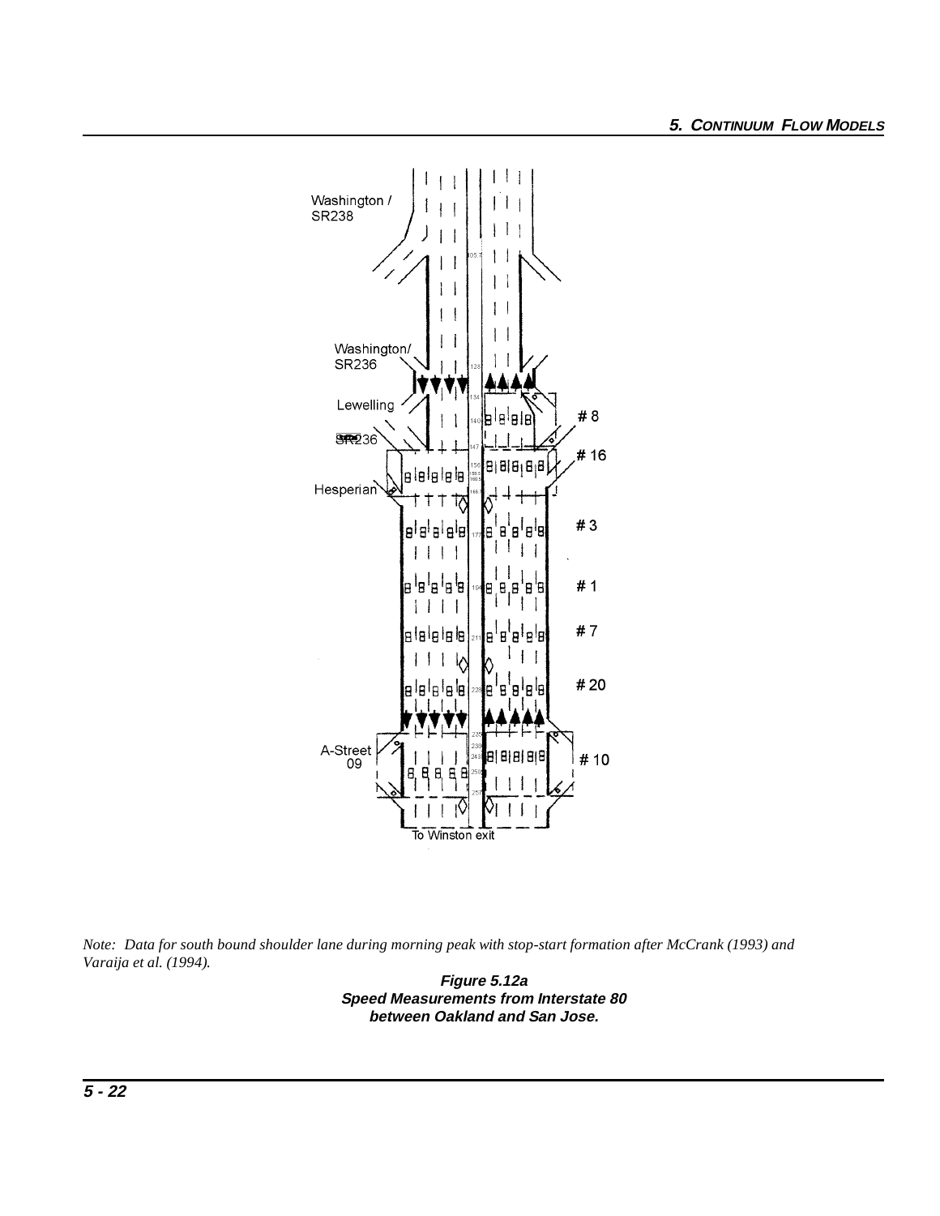*Note: Data for south bound shoulder lane during morning peak with stop-start formation after McCrank (1993) and Varaija et al. (1994).*

**Figure 5.12a**
**Speed Measurements from Interstate 80 between Oakland and San Jose.**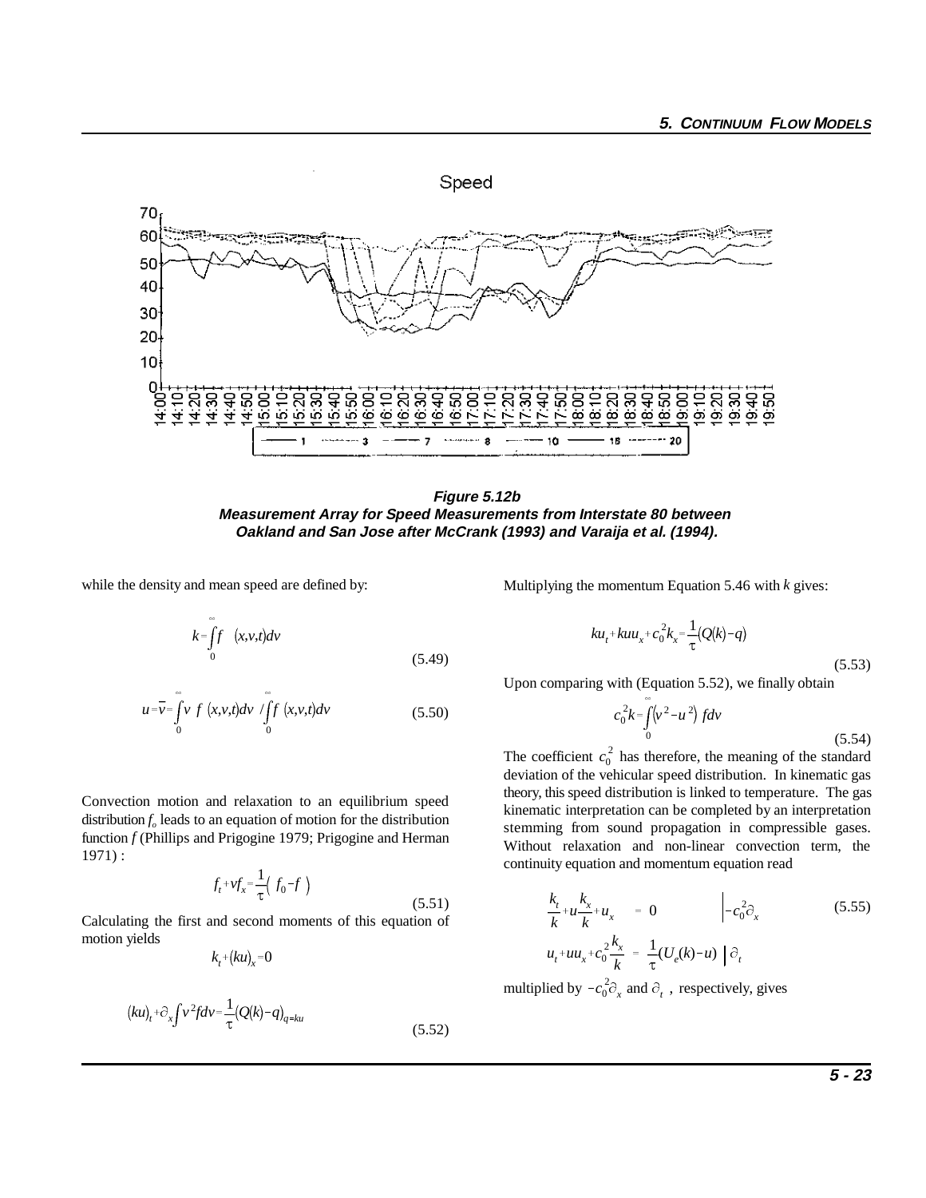Figure 5.12b
Measurement Array for Speed Measurements from Interstate 80 between Oakland and San Jose after McCrank (1993) and Varaija et al. (1994).

while the density and mean speed are defined by:

$$k = \int_0^\infty f \quad (x,v,t) dv \tag{5.49}$$

$$u = \bar{v} = \int_0^\infty v \; f \; (x,v,t) dv \; / \int_0^\infty f \; (x,v,t) dv \tag{5.50}$$

Convection motion and relaxation to an equilibrium speed distribution $f_o$ leads to an equation of motion for the distribution function $f$ (Phillips and Prigogine 1979; Prigogine and Herman 1971) :

$$f_t + v f_x = \frac{1}{\tau} \left( \; f_0 - f \; \right) \tag{5.51}$$

Calculating the first and second moments of this equation of motion yields

$$k_t + (ku)_x = 0$$

$$(ku)_t + \partial_x \int v^2 f dv = \frac{1}{\tau} (Q(k) - q)_{q=ku} \tag{5.52}$$

Multiplying the momentum Equation 5.46 with $k$ gives:

$$k u_t + k u u_x + c_0^2 k_x = \frac{1}{\tau} (Q(k) - q) \tag{5.53}$$

Upon comparing with (Equation 5.52), we finally obtain

$$c_0^2 k = \int_0^\infty \left( v^2 - u^2 \right) \; f dv \tag{5.54}$$

The coefficient $c_0^2$ has therefore, the meaning of the standard deviation of the vehicular speed distribution. In kinematic gas theory, this speed distribution is linked to temperature. The gas kinematic interpretation can be completed by an interpretation stemming from sound propagation in compressible gases. Without relaxation and non-linear convection term, the continuity equation and momentum equation read

$$\frac{k_t}{k} + u \frac{k_x}{k} + u_x \quad = \; 0 \qquad \Big| - c_0^2 \partial_x \tag{5.55}$$

$$u_t + u u_x + c_0^2 \frac{k_x}{k} \; = \; \frac{1}{\tau} (U_e(k) - u) \; \Big| \; \partial_t$$

multiplied by $-c_0^2 \partial_x$ and $\partial_t$ , respectively, gives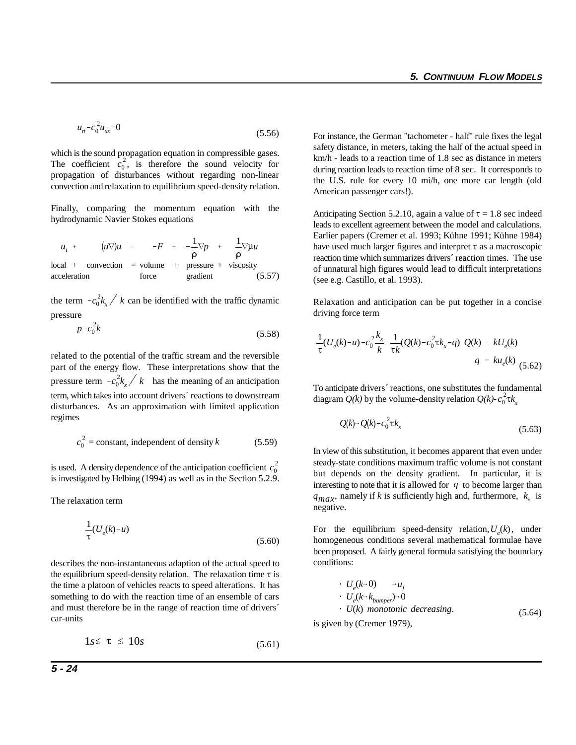$$u_{tt} - c_0^2 u_{xx} = 0 \tag{5.56}$$

which is the sound propagation equation in compressible gases. The coefficient $c_0^2$, is therefore the sound velocity for propagation of disturbances without regarding non-linear convection and relaxation to equilibrium speed-density relation.

Finally, comparing the momentum equation with the hydrodynamic Navier Stokes equations

$$\underset{\text{local acceleration}}{u_t} + \underset{\text{convection}}{(u\nabla)u} = \underset{\text{volume force}}{-F} + \underset{\text{pressure gradient}}{-\frac{1}{\rho}\nabla p} + \underset{\text{viscosity}}{\frac{1}{\rho}\nabla\mu u} \tag{5.57}$$

the term $-c_0^2 k_x / k$ can be identified with the traffic dynamic pressure

$$p = c_0^2 k \tag{5.58}$$

related to the potential of the traffic stream and the reversible part of the energy flow. These interpretations show that the pressure term $-c_0^2 k_x / k$ has the meaning of an anticipation term, which takes into account drivers´ reactions to downstream disturbances. As an approximation with limited application regimes

$$c_0^2 = \text{constant, independent of density } k \tag{5.59}$$

is used. A density dependence of the anticipation coefficient $c_0^2$ is investigated by Helbing (1994) as well as in the Section 5.2.9.

The relaxation term

$$\frac{1}{\tau}(U_e(k) - u) \tag{5.60}$$

describes the non-instantaneous adaption of the actual speed to the equilibrium speed-density relation. The relaxation time $\tau$ is the time a platoon of vehicles reacts to speed alterations. It has something to do with the reaction time of an ensemble of cars and must therefore be in the range of reaction time of drivers´ car-units

$$1s \lesssim \tau \lesssim 10s \tag{5.61}$$

For instance, the German "tachometer - half" rule fixes the legal safety distance, in meters, taking the half of the actual speed in km/h - leads to a reaction time of 1.8 sec as distance in meters during reaction leads to reaction time of 8 sec. It corresponds to the U.S. rule for every 10 mi/h, one more car length (old American passenger cars!).

Anticipating Section 5.2.10, again a value of $\tau$ = 1.8 sec indeed leads to excellent agreement between the model and calculations. Earlier papers (Cremer et al. 1993; Kühne 1991; Kühne 1984) have used much larger figures and interpret $\tau$ as a macroscopic reaction time which summarizes drivers´ reaction times. The use of unnatural high figures would lead to difficult interpretations (see e.g. Castillo, et al. 1993).

Relaxation and anticipation can be put together in a concise driving force term

$$\frac{1}{\tau}(U_e(k) - u) - c_0^2 \frac{k_x}{k} = \frac{1}{\tau k}(Q(k) - c_0^2 \tau k_x - q) \quad Q(k) = kU_e(k) \quad q = ku_e(k) \tag{5.62}$$

To anticipate drivers´ reactions, one substitutes the fundamental diagram $Q(k)$ by the volume-density relation $Q(k)$-$c_0^2 \tau k_x$

$$Q(k) \rightarrow Q(k) - c_0^2 \tau k_x \tag{5.63}$$

In view of this substitution, it becomes apparent that even under steady-state conditions maximum traffic volume is not constant but depends on the density gradient. In particular, it is interesting to note that it is allowed for $q$ to become larger than $q_{max}$, namely if $k$ is sufficiently high and, furthermore, $k_x$ is negative.

For the equilibrium speed-density relation, $U_e(k)$, under homogeneous conditions several mathematical formulae have been proposed. A fairly general formula satisfying the boundary conditions:

- $U_e(k \rightarrow 0) \quad \rightarrow u_f$
- $U_e(k \rightarrow k_{bumper}) \rightarrow 0$
- $U(k)$ *monotonic decreasing*. (5.64)

is given by (Cremer 1979),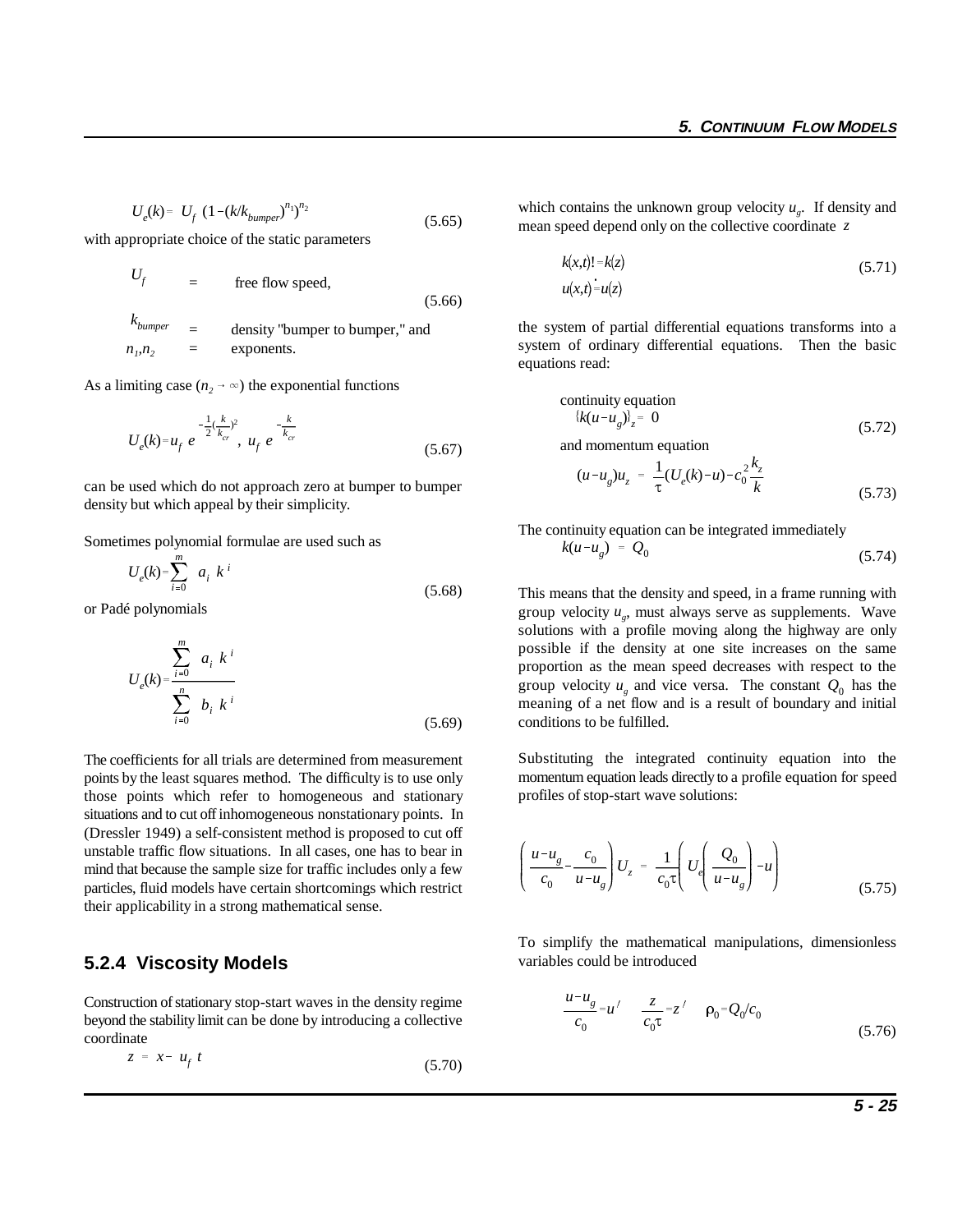$$U_e(k) = U_f\ (1-(k/k_{bumper})^{n_1})^{n_2} \tag{5.65}$$

with appropriate choice of the static parameters

$$
\begin{aligned}
U_f &= \text{free flow speed,} \\
k_{bumper} &= \text{density "bumper to bumper," and} \\
n_1, n_2 &= \text{exponents.}
\end{aligned}
\tag{5.66}
$$

As a limiting case ($n_2 \to \infty$) the exponential functions

$$U_e(k) = u_f\ e^{-\frac{1}{2}(\frac{k}{k_{cr}})^2},\ u_f\ e^{-\frac{k}{k_{cr}}} \tag{5.67}$$

can be used which do not approach zero at bumper to bumper density but which appeal by their simplicity.

Sometimes polynomial formulae are used such as

$$U_e(k) = \sum_{i=0}^{m} a_i\ k^i \tag{5.68}$$

or Padé polynomials

$$U_e(k) = \frac{\sum_{i=0}^{m} a_i\ k^i}{\sum_{i=0}^{n} b_i\ k^i} \tag{5.69}$$

The coefficients for all trials are determined from measurement points by the least squares method. The difficulty is to use only those points which refer to homogeneous and stationary situations and to cut off inhomogeneous nonstationary points. In (Dressler 1949) a self-consistent method is proposed to cut off unstable traffic flow situations. In all cases, one has to bear in mind that because the sample size for traffic includes only a few particles, fluid models have certain shortcomings which restrict their applicability in a strong mathematical sense.

### 5.2.4 Viscosity Models

Construction of stationary stop-start waves in the density regime beyond the stability limit can be done by introducing a collective coordinate

$$z = x - u_f\ t \tag{5.70}$$

which contains the unknown group velocity $u_g$. If density and mean speed depend only on the collective coordinate $z$

$$
\begin{aligned}
k(x,t) &= k(z) \\
u(x,t) &= u(z)
\end{aligned}
\tag{5.71}
$$

the system of partial differential equations transforms into a system of ordinary differential equations. Then the basic equations read:

continuity equation

$$\{k(u-u_g)\}_z = 0 \tag{5.72}$$

and momentum equation

$$(u-u_g)u_z = \frac{1}{\tau}(U_e(k)-u) - c_0^2\frac{k_z}{k} \tag{5.73}$$

The continuity equation can be integrated immediately

$$k(u-u_g) = Q_0 \tag{5.74}$$

This means that the density and speed, in a frame running with group velocity $u_g$, must always serve as supplements. Wave solutions with a profile moving along the highway are only possible if the density at one site increases on the same proportion as the mean speed decreases with respect to the group velocity $u_g$ and vice versa. The constant $Q_0$ has the meaning of a net flow and is a result of boundary and initial conditions to be fulfilled.

Substituting the integrated continuity equation into the momentum equation leads directly to a profile equation for speed profiles of stop-start wave solutions:

$$\left(\frac{u-u_g}{c_0} - \frac{c_0}{u-u_g}\right)U_z = \frac{1}{c_0\tau}\left(U_e\left(\frac{Q_0}{u-u_g}\right) - u\right) \tag{5.75}$$

To simplify the mathematical manipulations, dimensionless variables could be introduced

$$\frac{u-u_g}{c_0} = u' \qquad \frac{z}{c_0\tau} = z' \qquad \rho_0 = Q_0/c_0 \tag{5.76}$$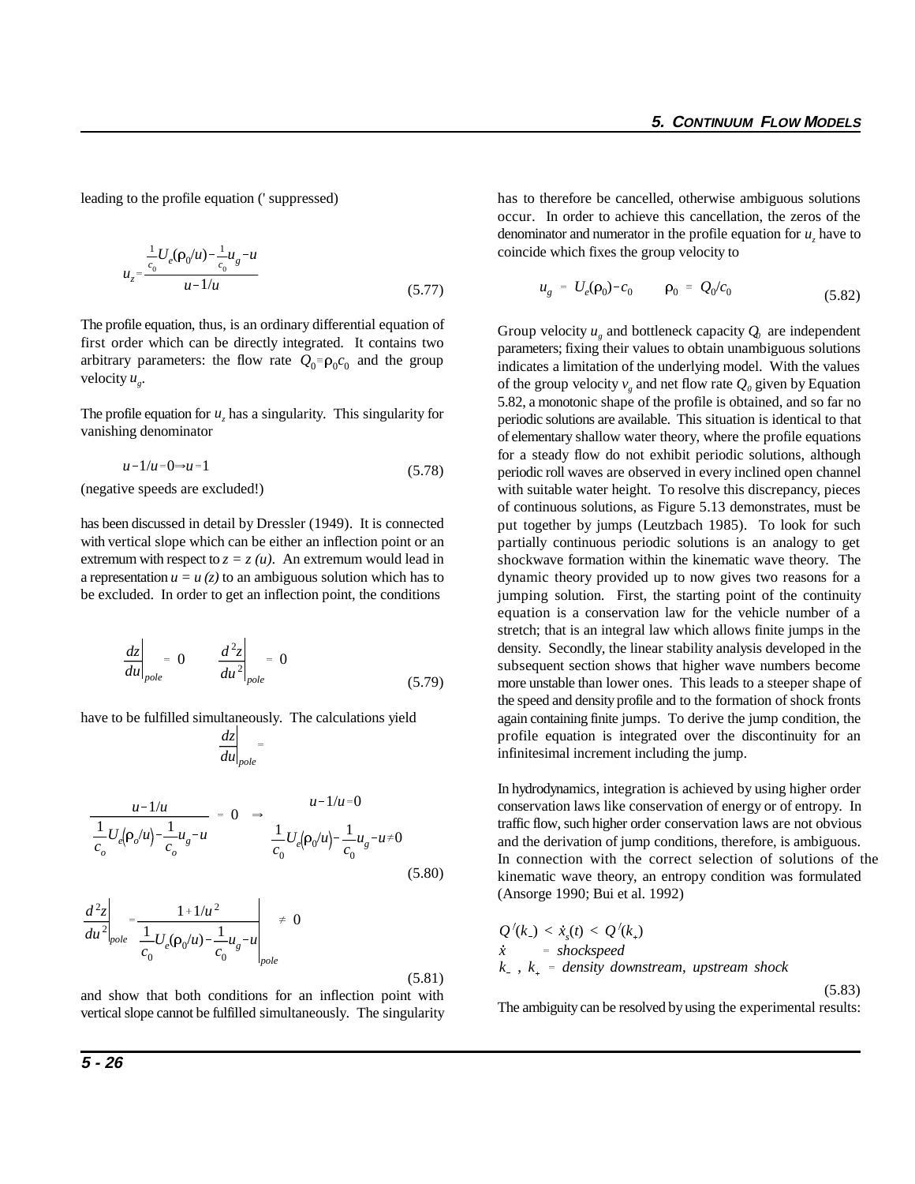leading to the profile equation (' suppressed)

$$u_z = \frac{\frac{1}{c_0}U_e(\rho_0/u) - \frac{1}{c_0}u_g - u}{u - 1/u} \tag{5.77}$$

The profile equation, thus, is an ordinary differential equation of first order which can be directly integrated. It contains two arbitrary parameters: the flow rate $Q_0 = \rho_0 c_0$ and the group velocity $u_g$.

The profile equation for $u_z$ has a singularity. This singularity for vanishing denominator

$$u - 1/u = 0 \Rightarrow u = 1 \tag{5.78}$$

(negative speeds are excluded!)

has been discussed in detail by Dressler (1949). It is connected with vertical slope which can be either an inflection point or an extremum with respect to $z = z(u)$. An extremum would lead in a representation $u = u(z)$ to an ambiguous solution which has to be excluded. In order to get an inflection point, the conditions

$$\left.\frac{dz}{du}\right|_{pole} = 0 \qquad \left.\frac{d^2z}{du^2}\right|_{pole} = 0 \tag{5.79}$$

have to be fulfilled simultaneously. The calculations yield

$$\left.\frac{dz}{du}\right|_{pole} =$$

$$\frac{u - 1/u}{\frac{1}{c_o}U_e(\rho_o/u) - \frac{1}{c_o}u_g - u} = 0 \;\Rightarrow\; \begin{matrix} u - 1/u = 0 \\ \frac{1}{c_0}U_e(\rho_0/u) - \frac{1}{c_0}u_g - u \neq 0 \end{matrix} \tag{5.80}$$

$$\left.\frac{d^2z}{du^2}\right|_{pole} = \left.\frac{1 + 1/u^2}{\frac{1}{c_0}U_e(\rho_0/u) - \frac{1}{c_0}u_g - u}\right|_{pole} \neq 0 \tag{5.81}$$

and show that both conditions for an inflection point with vertical slope cannot be fulfilled simultaneously. The singularity has to therefore be cancelled, otherwise ambiguous solutions occur. In order to achieve this cancellation, the zeros of the denominator and numerator in the profile equation for $u_z$ have to coincide which fixes the group velocity to

$$u_g = U_e(\rho_0) - c_0 \qquad \rho_0 \equiv Q_0/c_0 \tag{5.82}$$

Group velocity $u_g$ and bottleneck capacity $Q_0$ are independent parameters; fixing their values to obtain unambiguous solutions indicates a limitation of the underlying model. With the values of the group velocity $v_g$ and net flow rate $Q_0$ given by Equation 5.82, a monotonic shape of the profile is obtained, and so far no periodic solutions are available. This situation is identical to that of elementary shallow water theory, where the profile equations for a steady flow do not exhibit periodic solutions, although periodic roll waves are observed in every inclined open channel with suitable water height. To resolve this discrepancy, pieces of continuous solutions, as Figure 5.13 demonstrates, must be put together by jumps (Leutzbach 1985). To look for such partially continuous periodic solutions is an analogy to get shockwave formation within the kinematic wave theory. The dynamic theory provided up to now gives two reasons for a jumping solution. First, the starting point of the continuity equation is a conservation law for the vehicle number of a stretch; that is an integral law which allows finite jumps in the density. Secondly, the linear stability analysis developed in the subsequent section shows that higher wave numbers become more unstable than lower ones. This leads to a steeper shape of the speed and density profile and to the formation of shock fronts again containing finite jumps. To derive the jump condition, the profile equation is integrated over the discontinuity for an infinitesimal increment including the jump.

In hydrodynamics, integration is achieved by using higher order conservation laws like conservation of energy or of entropy. In traffic flow, such higher order conservation laws are not obvious and the derivation of jump conditions, therefore, is ambiguous. In connection with the correct selection of solutions of the kinematic wave theory, an entropy condition was formulated (Ansorge 1990; Bui et al. 1992)

$$\begin{aligned} &Q'(k_-) < \dot{x}_s(t) < Q'(k_+) \\ &\dot{x} \quad = \textit{shockspeed} \\ &k_-\,,\; k_+ = \textit{density downstream, upstream shock} \end{aligned} \tag{5.83}$$

The ambiguity can be resolved by using the experimental results: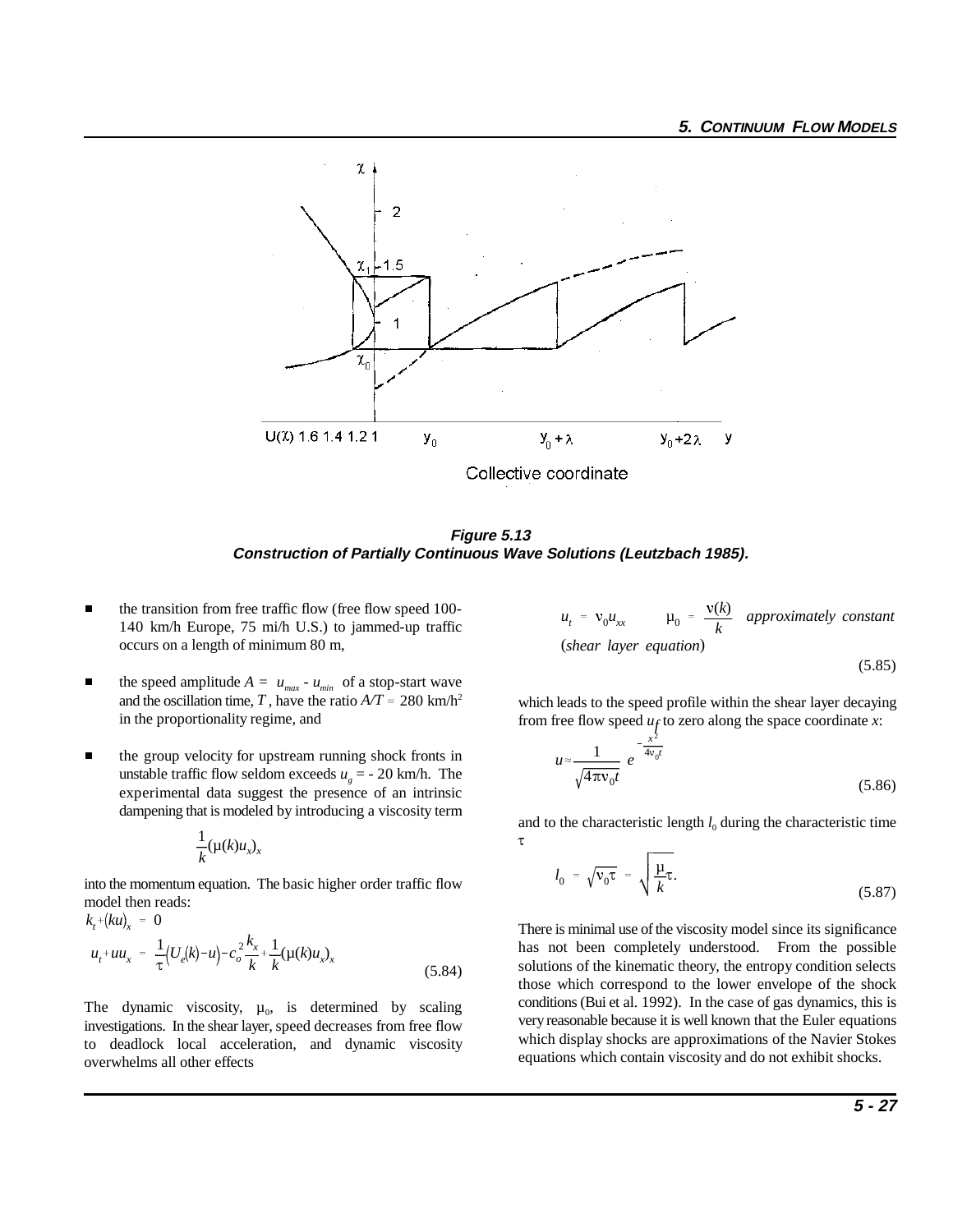**Figure 5.13**
**Construction of Partially Continuous Wave Solutions (Leutzbach 1985).**

- the transition from free traffic flow (free flow speed 100-140 km/h Europe, 75 mi/h U.S.) to jammed-up traffic occurs on a length of minimum 80 m,

- the speed amplitude $A = u_{max} - u_{min}$ of a stop-start wave and the oscillation time, $T$, have the ratio $A/T \approx 280$ km/h$^2$ in the proportionality regime, and

- the group velocity for upstream running shock fronts in unstable traffic flow seldom exceeds $u_g = -20$ km/h. The experimental data suggest the presence of an intrinsic dampening that is modeled by introducing a viscosity term

$$\frac{1}{k}(\mu(k)u_x)_x$$

into the momentum equation. The basic higher order traffic flow model then reads:

$$k_t + (ku)_x = 0$$

$$u_t + uu_x = \frac{1}{\tau}\left(U_e(k) - u\right) - c_o^2\frac{k_x}{k} + \frac{1}{k}(\mu(k)u_x)_x \tag{5.84}$$

The dynamic viscosity, $\mu_0$, is determined by scaling investigations. In the shear layer, speed decreases from free flow to deadlock local acceleration, and dynamic viscosity overwhelms all other effects

$$u_t = \nu_0 u_{xx} \qquad \mu_0 = \frac{\nu(k)}{k} \quad \textit{approximately constant}$$

(*shear layer equation*)

$$\tag{5.85}$$

which leads to the speed profile within the shear layer decaying from free flow speed $u_f$ to zero along the space coordinate $x$:

$$u \approx \frac{1}{\sqrt{4\pi\nu_0 t}}\, e^{-\frac{x^2}{4\nu_0 t}} \tag{5.86}$$

and to the characteristic length $l_0$ during the characteristic time $\tau$

$$l_0 = \sqrt{\nu_0\tau} = \sqrt{\frac{\mu}{k}\tau}. \tag{5.87}$$

There is minimal use of the viscosity model since its significance has not been completely understood. From the possible solutions of the kinematic theory, the entropy condition selects those which correspond to the lower envelope of the shock conditions (Bui et al. 1992). In the case of gas dynamics, this is very reasonable because it is well known that the Euler equations which display shocks are approximations of the Navier Stokes equations which contain viscosity and do not exhibit shocks.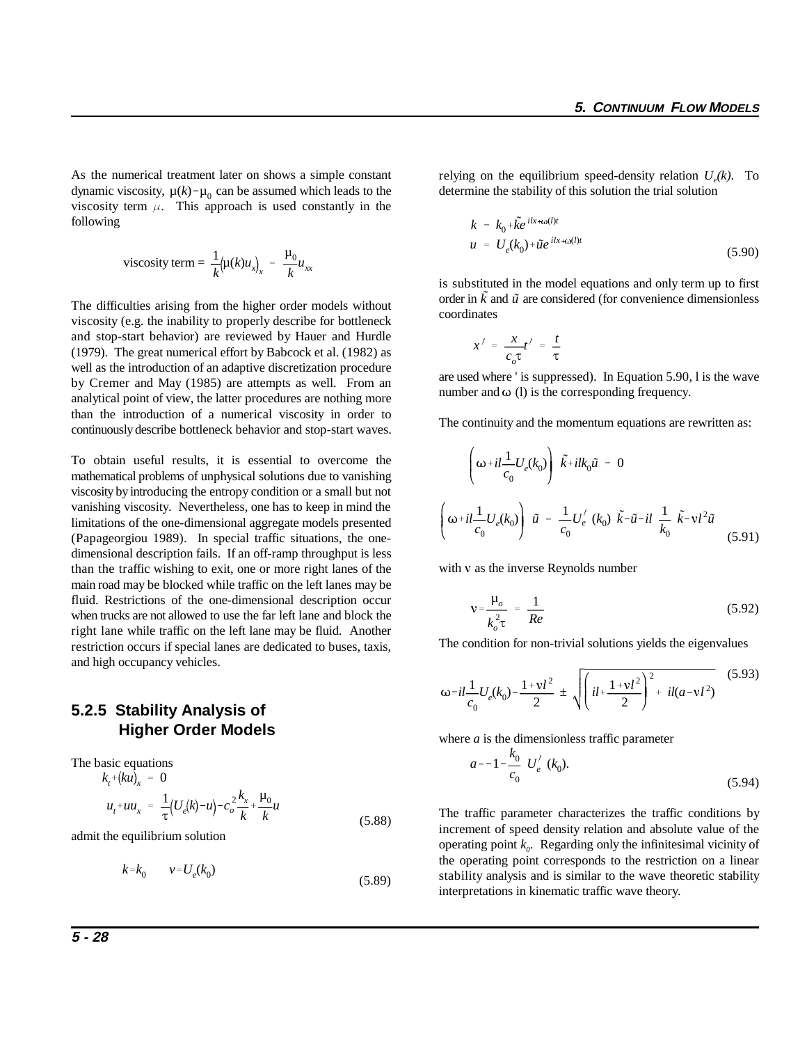As the numerical treatment later on shows a simple constant dynamic viscosity, $\mu(k)=\mu_0$ can be assumed which leads to the viscosity term $\mu$. This approach is used constantly in the following

$$\text{viscosity term} = \frac{1}{k}\left(\mu(k)u_x\right)_x = \frac{\mu_0}{k}u_{xx}$$

The difficulties arising from the higher order models without viscosity (e.g. the inability to properly describe for bottleneck and stop-start behavior) are reviewed by Hauer and Hurdle (1979). The great numerical effort by Babcock et al. (1982) as well as the introduction of an adaptive discretization procedure by Cremer and May (1985) are attempts as well. From an analytical point of view, the latter procedures are nothing more than the introduction of a numerical viscosity in order to continuously describe bottleneck behavior and stop-start waves.

To obtain useful results, it is essential to overcome the mathematical problems of unphysical solutions due to vanishing viscosity by introducing the entropy condition or a small but not vanishing viscosity. Nevertheless, one has to keep in mind the limitations of the one-dimensional aggregate models presented (Papageorgiou 1989). In special traffic situations, the one-dimensional description fails. If an off-ramp throughput is less than the traffic wishing to exit, one or more right lanes of the main road may be blocked while traffic on the left lanes may be fluid. Restrictions of the one-dimensional description occur when trucks are not allowed to use the far left lane and block the right lane while traffic on the left lane may be fluid. Another restriction occurs if special lanes are dedicated to buses, taxis, and high occupancy vehicles.

### 5.2.5 Stability Analysis of Higher Order Models

The basic equations

$$\begin{aligned} k_t + (ku)_x &= 0 \\ u_t + uu_x &= \frac{1}{\tau}\left(U_e(k) - u\right) - c_o^2 \frac{k_x}{k} + \frac{\mu_0}{k}u \end{aligned} \tag{5.88}$$

admit the equilibrium solution

$$k = k_0 \qquad v = U_e(k_0) \tag{5.89}$$

relying on the equilibrium speed-density relation $U_e(k)$. To determine the stability of this solution the trial solution

$$\begin{aligned} k &= k_0 + \tilde{k}e^{ilx+\omega(l)t} \\ u &= U_e(k_0) + \tilde{u}e^{ilx+\omega(l)t} \end{aligned} \tag{5.90}$$

is substituted in the model equations and only term up to first order in $\tilde{k}$ and $\tilde{u}$ are considered (for convenience dimensionless coordinates

$$x' = \frac{x}{c_o\tau} t' = \frac{t}{\tau}$$

are used where ' is suppressed). In Equation 5.90, l is the wave number and $\omega$ (l) is the corresponding frequency.

The continuity and the momentum equations are rewritten as:

$$\left(\omega + il\frac{1}{c_0}U_e(k_0)\right)\tilde{k} + ilk_0\tilde{u} = 0$$

$$\left(\omega + il\frac{1}{c_0}U_e(k_0)\right)\tilde{u} = \frac{1}{c_0}U_e'(k_0)\tilde{k} - \tilde{u} - il\frac{1}{k_0}\tilde{k} - \nu l^2\tilde{u} \tag{5.91}$$

with $\nu$ as the inverse Reynolds number

$$\nu = \frac{\mu_o}{k_o^2\tau} = \frac{1}{Re} \tag{5.92}$$

The condition for non-trivial solutions yields the eigenvalues

$$\omega = il\frac{1}{c_0}U_e(k_0) - \frac{1+\nu l^2}{2} \pm \sqrt{\left(il + \frac{1+\nu l^2}{2}\right)^2 + il(a - \nu l^2)} \tag{5.93}$$

where $a$ is the dimensionless traffic parameter

$$a = -1 - \frac{k_0}{c_0}U_e'(k_0). \tag{5.94}$$

The traffic parameter characterizes the traffic conditions by increment of speed density relation and absolute value of the operating point $k_0$. Regarding only the infinitesimal vicinity of the operating point corresponds to the restriction on a linear stability analysis and is similar to the wave theoretic stability interpretations in kinematic traffic wave theory.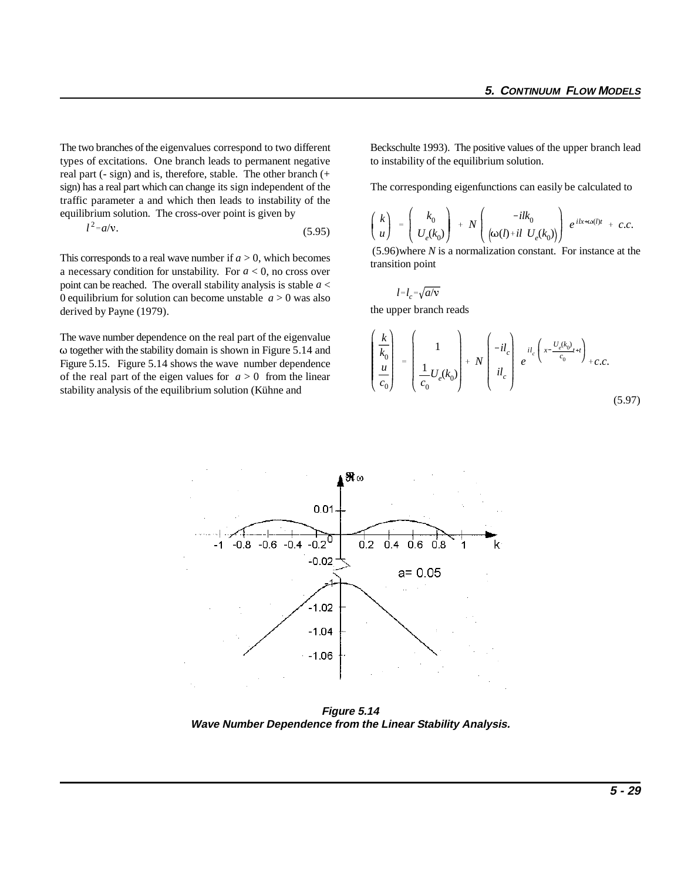The two branches of the eigenvalues correspond to two different types of excitations. One branch leads to permanent negative real part (- sign) and is, therefore, stable. The other branch (+ sign) has a real part which can change its sign independent of the traffic parameter a and which then leads to instability of the equilibrium solution. The cross-over point is given by

$$l^2 = a/\nu. \tag{5.95}$$

This corresponds to a real wave number if $a > 0$, which becomes a necessary condition for unstability. For $a < 0$, no cross over point can be reached. The overall stability analysis is stable $a <$ 0 equilibrium for solution can become unstable $a > 0$ was also derived by Payne (1979).

The wave number dependence on the real part of the eigenvalue $\omega$ together with the stability domain is shown in Figure 5.14 and Figure 5.15. Figure 5.14 shows the wave number dependence of the real part of the eigen values for $a > 0$ from the linear stability analysis of the equilibrium solution (Kühne and Beckschulte 1993). The positive values of the upper branch lead to instability of the equilibrium solution.

The corresponding eigenfunctions can easily be calculated to

$$\begin{pmatrix} k \\ u \end{pmatrix} = \begin{pmatrix} k_0 \\ U_e(k_0) \end{pmatrix} + N \begin{pmatrix} -ilk_0 \\ (\omega(l) + il\ U_e(k_0)) \end{pmatrix} e^{ilx + \omega(l)t} + c.c. \tag{5.96}$$

where $N$ is a normalization constant. For instance at the transition point

$$l = l_c = \sqrt{a/\nu}$$

the upper branch reads

$$\begin{pmatrix} \dfrac{k}{k_0} \\ \dfrac{u}{c_0} \end{pmatrix} = \begin{pmatrix} 1 \\ \dfrac{1}{c_0} U_e(k_0) \end{pmatrix} + N \begin{pmatrix} -il_c \\ il_c \end{pmatrix} e^{il_c\left(x - \frac{U_e(k_0)}{c_0}t + t\right)} + c.c. \tag{5.97}$$

***Figure 5.14***
***Wave Number Dependence from the Linear Stability Analysis.***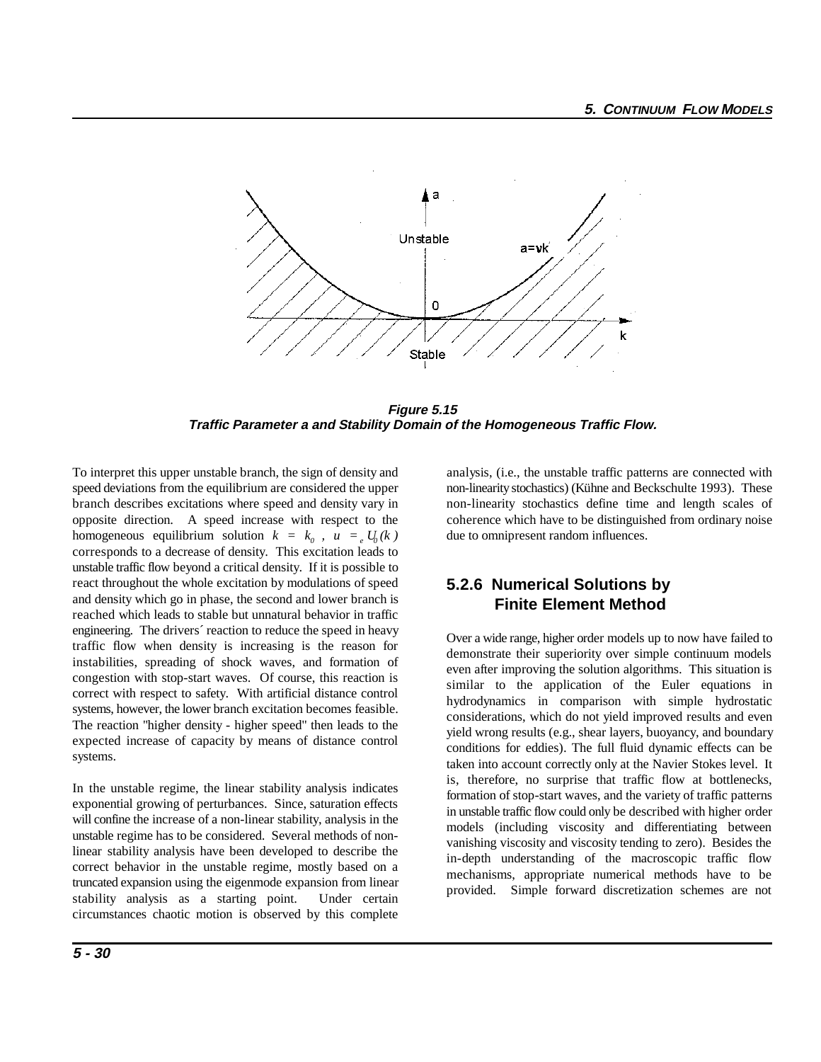**Figure 5.15**
**Traffic Parameter a and Stability Domain of the Homogeneous Traffic Flow.**

To interpret this upper unstable branch, the sign of density and speed deviations from the equilibrium are considered the upper branch describes excitations where speed and density vary in opposite direction. A speed increase with respect to the homogeneous equilibrium solution $k = k_0$ , $u = _e U_0(k)$ corresponds to a decrease of density. This excitation leads to unstable traffic flow beyond a critical density. If it is possible to react throughout the whole excitation by modulations of speed and density which go in phase, the second and lower branch is reached which leads to stable but unnatural behavior in traffic engineering. The drivers´ reaction to reduce the speed in heavy traffic flow when density is increasing is the reason for instabilities, spreading of shock waves, and formation of congestion with stop-start waves. Of course, this reaction is correct with respect to safety. With artificial distance control systems, however, the lower branch excitation becomes feasible. The reaction "higher density - higher speed" then leads to the expected increase of capacity by means of distance control systems.

In the unstable regime, the linear stability analysis indicates exponential growing of perturbances. Since, saturation effects will confine the increase of a non-linear stability, analysis in the unstable regime has to be considered. Several methods of non-linear stability analysis have been developed to describe the correct behavior in the unstable regime, mostly based on a truncated expansion using the eigenmode expansion from linear stability analysis as a starting point. Under certain circumstances chaotic motion is observed by this complete analysis, (i.e., the unstable traffic patterns are connected with non-linearity stochastics) (Kühne and Beckschulte 1993). These non-linearity stochastics define time and length scales of coherence which have to be distinguished from ordinary noise due to omnipresent random influences.

### 5.2.6 Numerical Solutions by Finite Element Method

Over a wide range, higher order models up to now have failed to demonstrate their superiority over simple continuum models even after improving the solution algorithms. This situation is similar to the application of the Euler equations in hydrodynamics in comparison with simple hydrostatic considerations, which do not yield improved results and even yield wrong results (e.g., shear layers, buoyancy, and boundary conditions for eddies). The full fluid dynamic effects can be taken into account correctly only at the Navier Stokes level. It is, therefore, no surprise that traffic flow at bottlenecks, formation of stop-start waves, and the variety of traffic patterns in unstable traffic flow could only be described with higher order models (including viscosity and differentiating between vanishing viscosity and viscosity tending to zero). Besides the in-depth understanding of the macroscopic traffic flow mechanisms, appropriate numerical methods have to be provided. Simple forward discretization schemes are not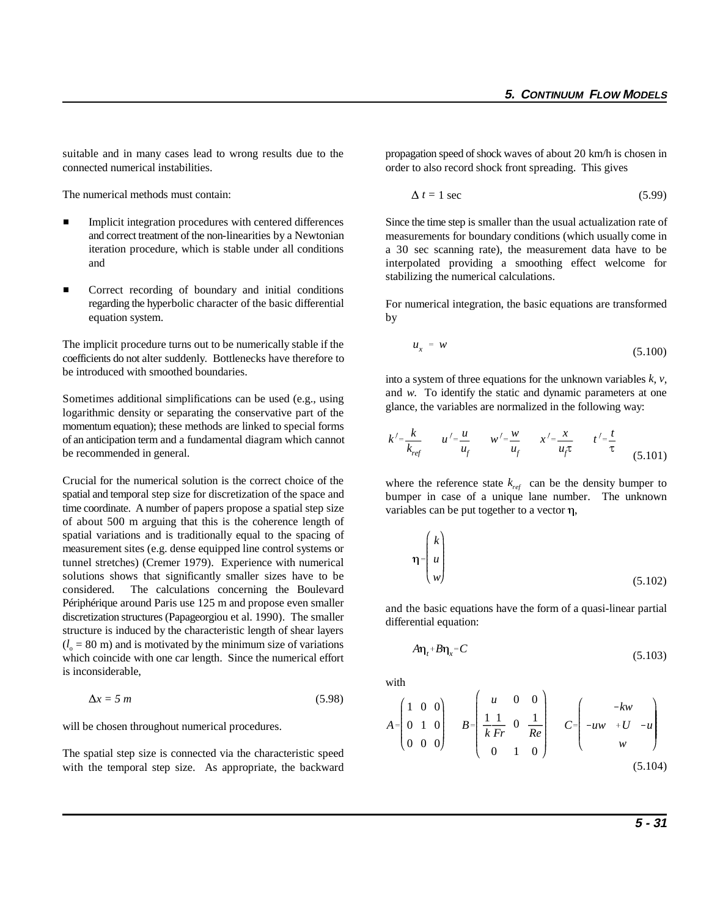suitable and in many cases lead to wrong results due to the connected numerical instabilities.

The numerical methods must contain:

- Implicit integration procedures with centered differences and correct treatment of the non-linearities by a Newtonian iteration procedure, which is stable under all conditions and
- Correct recording of boundary and initial conditions regarding the hyperbolic character of the basic differential equation system.

The implicit procedure turns out to be numerically stable if the coefficients do not alter suddenly. Bottlenecks have therefore to be introduced with smoothed boundaries.

Sometimes additional simplifications can be used (e.g., using logarithmic density or separating the conservative part of the momentum equation); these methods are linked to special forms of an anticipation term and a fundamental diagram which cannot be recommended in general.

Crucial for the numerical solution is the correct choice of the spatial and temporal step size for discretization of the space and time coordinate. A number of papers propose a spatial step size of about 500 m arguing that this is the coherence length of spatial variations and is traditionally equal to the spacing of measurement sites (e.g. dense equipped line control systems or tunnel stretches) (Cremer 1979). Experience with numerical solutions shows that significantly smaller sizes have to be considered. The calculations concerning the Boulevard Périphérique around Paris use 125 m and propose even smaller discretization structures (Papageorgiou et al. 1990). The smaller structure is induced by the characteristic length of shear layers ($l_o$ = 80 m) and is motivated by the minimum size of variations which coincide with one car length. Since the numerical effort is inconsiderable,

$$\Delta x = 5\ m \tag{5.98}$$

will be chosen throughout numerical procedures.

The spatial step size is connected via the characteristic speed with the temporal step size. As appropriate, the backward propagation speed of shock waves of about 20 km/h is chosen in order to also record shock front spreading. This gives

$$\Delta\, t = 1 \text{ sec} \tag{5.99}$$

Since the time step is smaller than the usual actualization rate of measurements for boundary conditions (which usually come in a 30 sec scanning rate), the measurement data have to be interpolated providing a smoothing effect welcome for stabilizing the numerical calculations.

For numerical integration, the basic equations are transformed by

$$u_x = w \tag{5.100}$$

into a system of three equations for the unknown variables $k$, $v$, and $w$. To identify the static and dynamic parameters at one glance, the variables are normalized in the following way:

$$k' = \frac{k}{k_{ref}} \qquad u' = \frac{u}{u_f} \qquad w' = \frac{w}{u_f} \qquad x' = \frac{x}{u_f \tau} \qquad t' = \frac{t}{\tau} \tag{5.101}$$

where the reference state $k_{ref}$ can be the density bumper to bumper in case of a unique lane number. The unknown variables can be put together to a vector $\eta$,

$$\eta = \begin{pmatrix} k \\ u \\ w \end{pmatrix} \tag{5.102}$$

and the basic equations have the form of a quasi-linear partial differential equation:

$$A\eta_t + B\eta_x = C \tag{5.103}$$

with

$$A = \begin{pmatrix} 1 & 0 & 0 \\ 0 & 1 & 0 \\ 0 & 0 & 0 \end{pmatrix} \qquad B = \begin{pmatrix} u & 0 & 0 \\ \frac{1}{k}\frac{1}{Fr} & 0 & \frac{1}{Re} \\ 0 & 1 & 0 \end{pmatrix} \qquad C = \begin{pmatrix} -kw \\ -uw + U - u \\ w \end{pmatrix} \tag{5.104}$$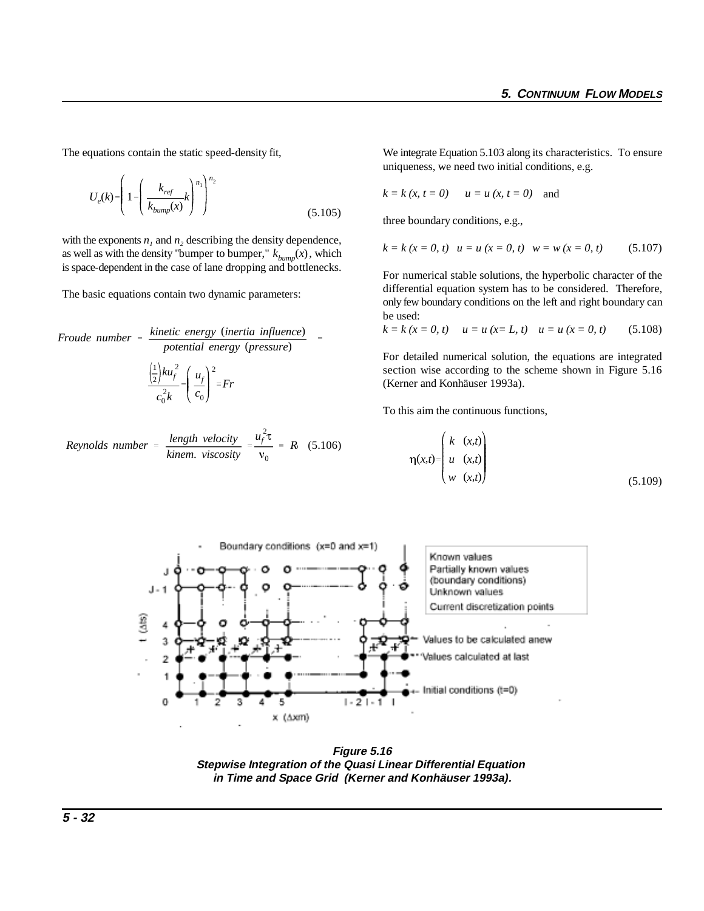The equations contain the static speed-density fit,

$$U_e(k) = \left(1 - \left(\frac{k_{ref}}{k_{bump}(x)}k\right)^{n_1}\right)^{n_2} \tag{5.105}$$

with the exponents $n_1$ and $n_2$ describing the density dependence, as well as with the density "bumper to bumper," $k_{bump}(x)$, which is space-dependent in the case of lane dropping and bottlenecks.

The basic equations contain two dynamic parameters:

$$\textit{Froude number} = \frac{\textit{kinetic energy (inertia influence)}}{\textit{potential energy (pressure)}} = \frac{\left(\frac{1}{2}\right)ku_f^2}{c_0^2 k} = \left(\frac{u_f}{c_0}\right)^2 = Fr$$

$$\textit{Reynolds number} = \frac{\textit{length velocity}}{\textit{kinem. viscosity}} = \frac{u_f^2 \tau}{\nu_0} = R \tag{5.106}$$

We integrate Equation 5.103 along its characteristics. To ensure uniqueness, we need two initial conditions, e.g.

$k = k\,(x, t = 0) \quad u = u\,(x, t = 0)$ and

three boundary conditions, e.g.,

$$k = k\,(x = 0, t) \quad u = u\,(x = 0, t) \quad w = w\,(x = 0, t) \tag{5.107}$$

For numerical stable solutions, the hyperbolic character of the differential equation system has to be considered. Therefore, only few boundary conditions on the left and right boundary can be used:

$$k = k\,(x = 0, t) \quad u = u\,(x = L, t) \quad u = u\,(x = 0, t) \tag{5.108}$$

For detailed numerical solution, the equations are integrated section wise according to the scheme shown in Figure 5.16 (Kerner and Konhäuser 1993a).

To this aim the continuous functions,

$$\eta(x,t) = \begin{pmatrix} k\ (x,t) \\ u\ (x,t) \\ w\ (x,t) \end{pmatrix} \tag{5.109}$$

***Figure 5.16***
***Stepwise Integration of the Quasi Linear Differential Equation in Time and Space Grid (Kerner and Konhäuser 1993a).***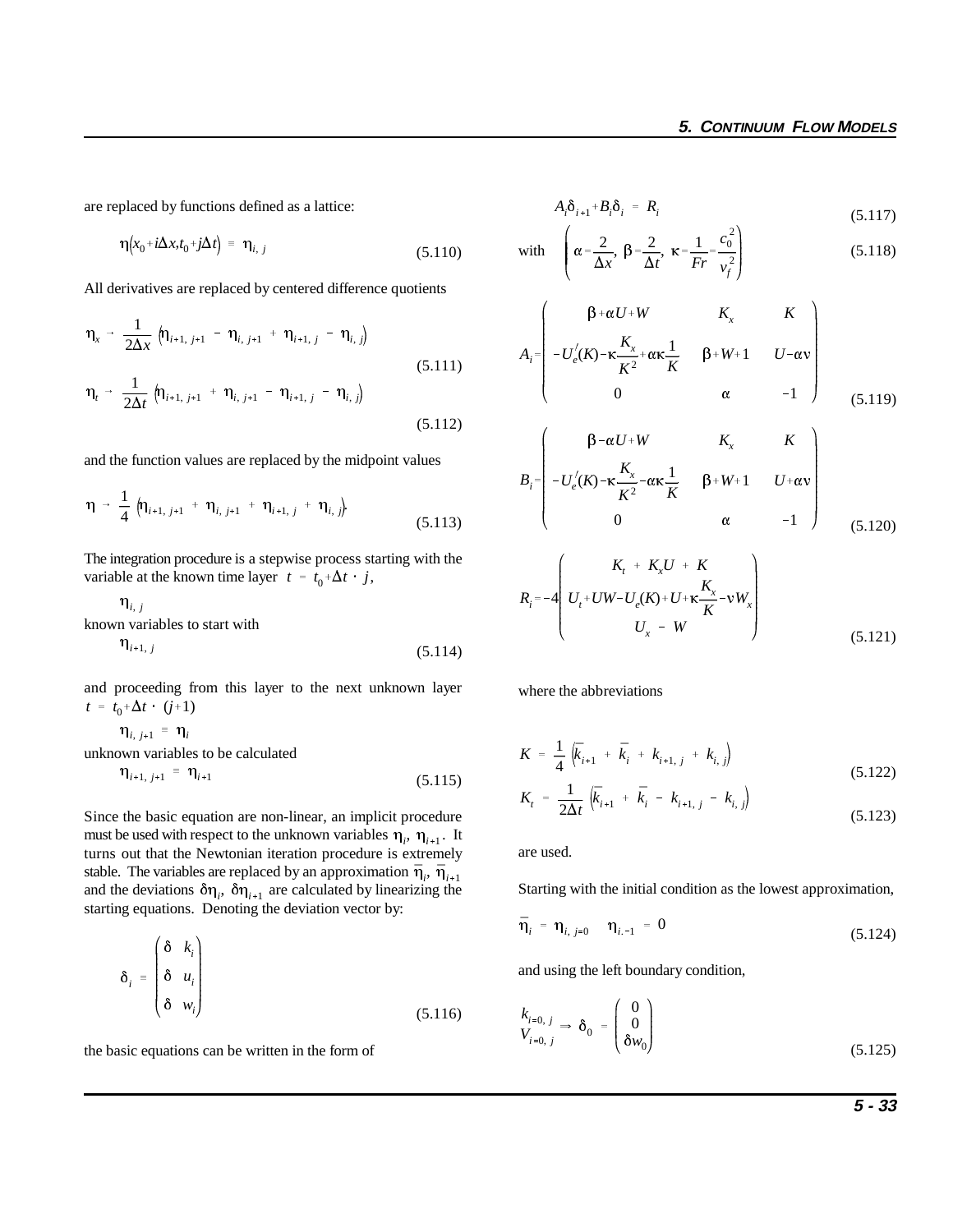are replaced by functions defined as a lattice:

$$\eta\left(x_0+i\Delta x, t_0+j\Delta t\right) \equiv \eta_{i,\,j} \tag{5.110}$$

All derivatives are replaced by centered difference quotients

$$\eta_x \rightarrow \frac{1}{2\Delta x}\left(\eta_{i+1,\,j+1} - \eta_{i,\,j+1} + \eta_{i+1,\,j} - \eta_{i,\,j}\right) \tag{5.111}$$

$$\eta_t \rightarrow \frac{1}{2\Delta t}\left(\eta_{i+1,\,j+1} + \eta_{i,\,j+1} - \eta_{i+1,\,j} - \eta_{i,\,j}\right) \tag{5.112}$$

and the function values are replaced by the midpoint values

$$\eta \rightarrow \frac{1}{4}\left(\eta_{i+1,\,j+1} + \eta_{i,\,j+1} + \eta_{i+1,\,j} + \eta_{i,\,j}\right). \tag{5.113}$$

The integration procedure is a stepwise process starting with the variable at the known time layer $t = t_0 + \Delta t \cdot j$,

$\eta_{i,\,j}$

known variables to start with

$$\eta_{i+1,\,j} \tag{5.114}$$

and proceeding from this layer to the next unknown layer $t = t_0 + \Delta t \cdot (j+1)$

$\eta_{i,\,j+1} \equiv \eta_i$

unknown variables to be calculated

$$\eta_{i+1,\,j+1} \equiv \eta_{i+1} \tag{5.115}$$

Since the basic equation are non-linear, an implicit procedure must be used with respect to the unknown variables $\eta_i,\ \eta_{i+1}$. It turns out that the Newtonian iteration procedure is extremely stable. The variables are replaced by an approximation $\bar{\eta}_i,\ \bar{\eta}_{i+1}$ and the deviations $\delta\eta_i,\ \delta\eta_{i+1}$ are calculated by linearizing the starting equations. Denoting the deviation vector by:

$$\delta_i \equiv \begin{pmatrix} \delta\ k_i \\ \delta\ u_i \\ \delta\ w_i \end{pmatrix} \tag{5.116}$$

the basic equations can be written in the form of

$$A_i\delta_{i+1} + B_i\delta_i = R_i \tag{5.117}$$

$$\text{with} \quad \left(\alpha = \frac{2}{\Delta x},\ \beta = \frac{2}{\Delta t},\ \kappa = \frac{1}{Fr} = \frac{c_0^2}{v_f^2}\right) \tag{5.118}$$

$$A_i = \begin{pmatrix} \beta + \alpha U + W & K_x & K \\ -U_e^{/}(K) - \kappa\dfrac{K_x}{K^2} + \alpha\kappa\dfrac{1}{K} & \beta + W + 1 & U - \alpha v \\ 0 & \alpha & -1 \end{pmatrix} \tag{5.119}$$

$$B_i = \begin{pmatrix} \beta - \alpha U + W & K_x & K \\ -U_e^{/}(K) - \kappa\dfrac{K_x}{K^2} - \alpha\kappa\dfrac{1}{K} & \beta + W + 1 & U + \alpha v \\ 0 & \alpha & -1 \end{pmatrix} \tag{5.120}$$

$$R_i = -4\begin{pmatrix} K_t + K_x U + K \\ U_t + UW - U_e(K) + U + \kappa\dfrac{K_x}{K} - vW_x \\ U_x - W \end{pmatrix} \tag{5.121}$$

where the abbreviations

$$K = \frac{1}{4}\left(\bar{k}_{i+1} + \bar{k}_i + k_{i+1,\,j} + k_{i,\,j}\right) \tag{5.122}$$

$$K_t = \frac{1}{2\Delta t}\left(\bar{k}_{i+1} + \bar{k}_i - k_{i+1,\,j} - k_{i,\,j}\right) \tag{5.123}$$

are used.

Starting with the initial condition as the lowest approximation,

$$\bar{\eta}_i = \eta_{i,\,j=0} \quad \eta_{i,-1} = 0 \tag{5.124}$$

and using the left boundary condition,

$$\begin{matrix} k_{i=0,\,j} \\ V_{i=0,\,j} \end{matrix} \Rightarrow \delta_0 = \begin{pmatrix} 0 \\ 0 \\ \delta w_0 \end{pmatrix} \tag{5.125}$$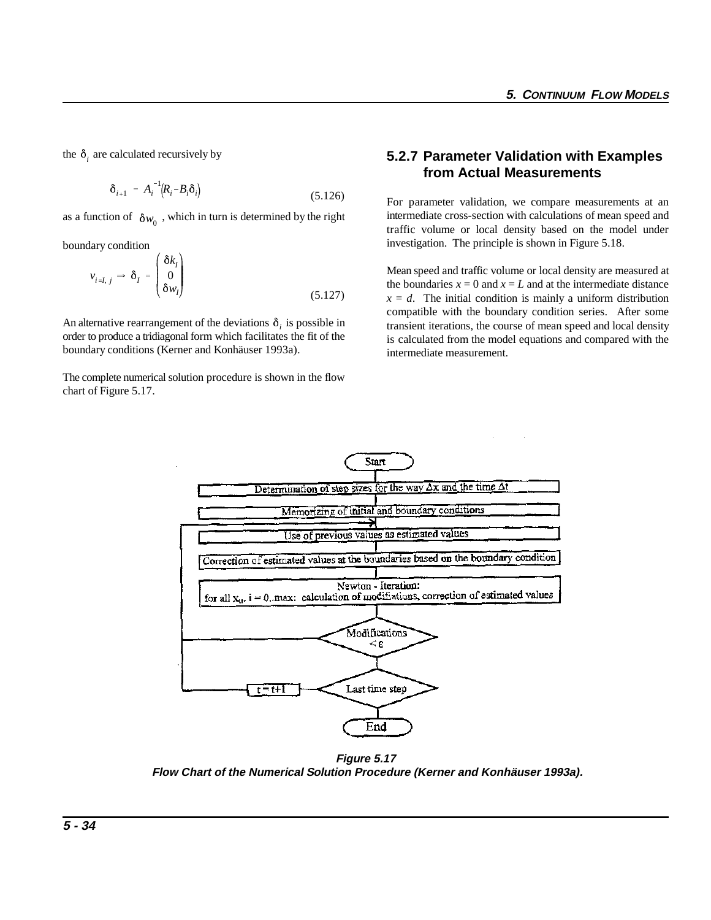the $\delta_i$ are calculated recursively by

$$\delta_{i+1} = A_i^{-1}(R_i - B_i\delta_i) \tag{5.126}$$

as a function of $\delta w_0$, which in turn is determined by the right boundary condition

$$v_{i=I,\,j} \Rightarrow \delta_I = \begin{pmatrix} \delta k_I \\ 0 \\ \delta w_I \end{pmatrix} \tag{5.127}$$

An alternative rearrangement of the deviations $\delta_i$ is possible in order to produce a tridiagonal form which facilitates the fit of the boundary conditions (Kerner and Konhäuser 1993a).

The complete numerical solution procedure is shown in the flow chart of Figure 5.17.

### 5.2.7 Parameter Validation with Examples from Actual Measurements

For parameter validation, we compare measurements at an intermediate cross-section with calculations of mean speed and traffic volume or local density based on the model under investigation. The principle is shown in Figure 5.18.

Mean speed and traffic volume or local density are measured at the boundaries $x = 0$ and $x = L$ and at the intermediate distance $x = d$. The initial condition is mainly a uniform distribution compatible with the boundary condition series. After some transient iterations, the course of mean speed and local density is calculated from the model equations and compared with the intermediate measurement.

**Figure 5.17**
***Flow Chart of the Numerical Solution Procedure (Kerner and Konhäuser 1993a).***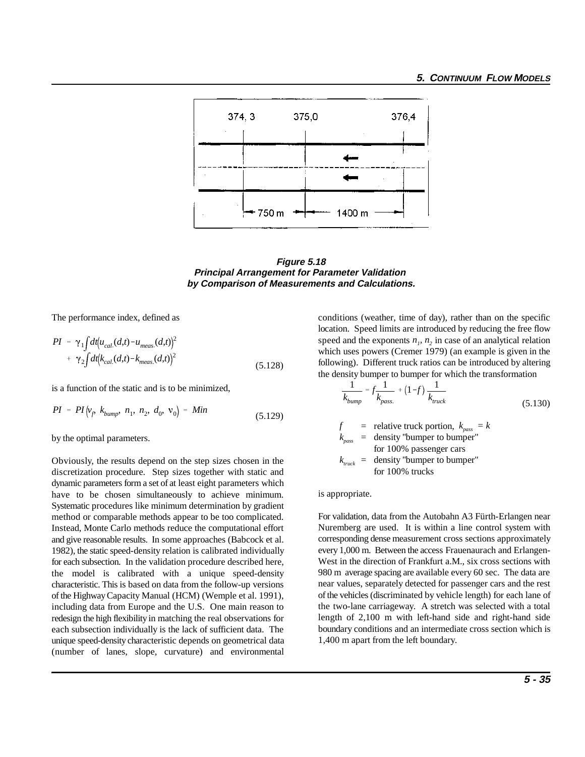**Figure 5.18**
**Principal Arrangement for Parameter Validation by Comparison of Measurements and Calculations.**

The performance index, defined as

$$PI = \gamma_1 \int dt \left(u_{cal.}(d,t) - u_{meas.}(d,t)\right)^2 + \gamma_2 \int dt \left(k_{cal.}(d,t) - k_{meas.}(d,t)\right)^2 \tag{5.128}$$

is a function of the static and is to be minimized,

$$PI = PI\left(v_f,\ k_{bump},\ n_1,\ n_2,\ d_0,\ v_0\right) = Min \tag{5.129}$$

by the optimal parameters.

Obviously, the results depend on the step sizes chosen in the discretization procedure. Step sizes together with static and dynamic parameters form a set of at least eight parameters which have to be chosen simultaneously to achieve minimum. Systematic procedures like minimum determination by gradient method or comparable methods appear to be too complicated. Instead, Monte Carlo methods reduce the computational effort and give reasonable results. In some approaches (Babcock et al. 1982), the static speed-density relation is calibrated individually for each subsection. In the validation procedure described here, the model is calibrated with a unique speed-density characteristic. This is based on data from the follow-up versions of the Highway Capacity Manual (HCM) (Wemple et al. 1991), including data from Europe and the U.S. One main reason to redesign the high flexibility in matching the real observations for each subsection individually is the lack of sufficient data. The unique speed-density characteristic depends on geometrical data (number of lanes, slope, curvature) and environmental conditions (weather, time of day), rather than on the specific location. Speed limits are introduced by reducing the free flow speed and the exponents $n_1$, $n_2$ in case of an analytical relation which uses powers (Cremer 1979) (an example is given in the following). Different truck ratios can be introduced by altering the density bumper to bumper for which the transformation

$$\frac{1}{k_{bump}} = f\frac{1}{k_{pass.}} + (1-f)\,\frac{1}{k_{truck}} \tag{5.130}$$

$f$ = relative truck portion, $k_{pass} = k$
$k_{pass}$ = density "bumper to bumper" for 100% passenger cars
$k_{truck}$ = density "bumper to bumper" for 100% trucks

is appropriate.

For validation, data from the Autobahn A3 Fürth-Erlangen near Nuremberg are used. It is within a line control system with corresponding dense measurement cross sections approximately every 1,000 m. Between the access Frauenaurach and Erlangen-West in the direction of Frankfurt a.M., six cross sections with 980 m average spacing are available every 60 sec. The data are near values, separately detected for passenger cars and the rest of the vehicles (discriminated by vehicle length) for each lane of the two-lane carriageway. A stretch was selected with a total length of 2,100 m with left-hand side and right-hand side boundary conditions and an intermediate cross section which is 1,400 m apart from the left boundary.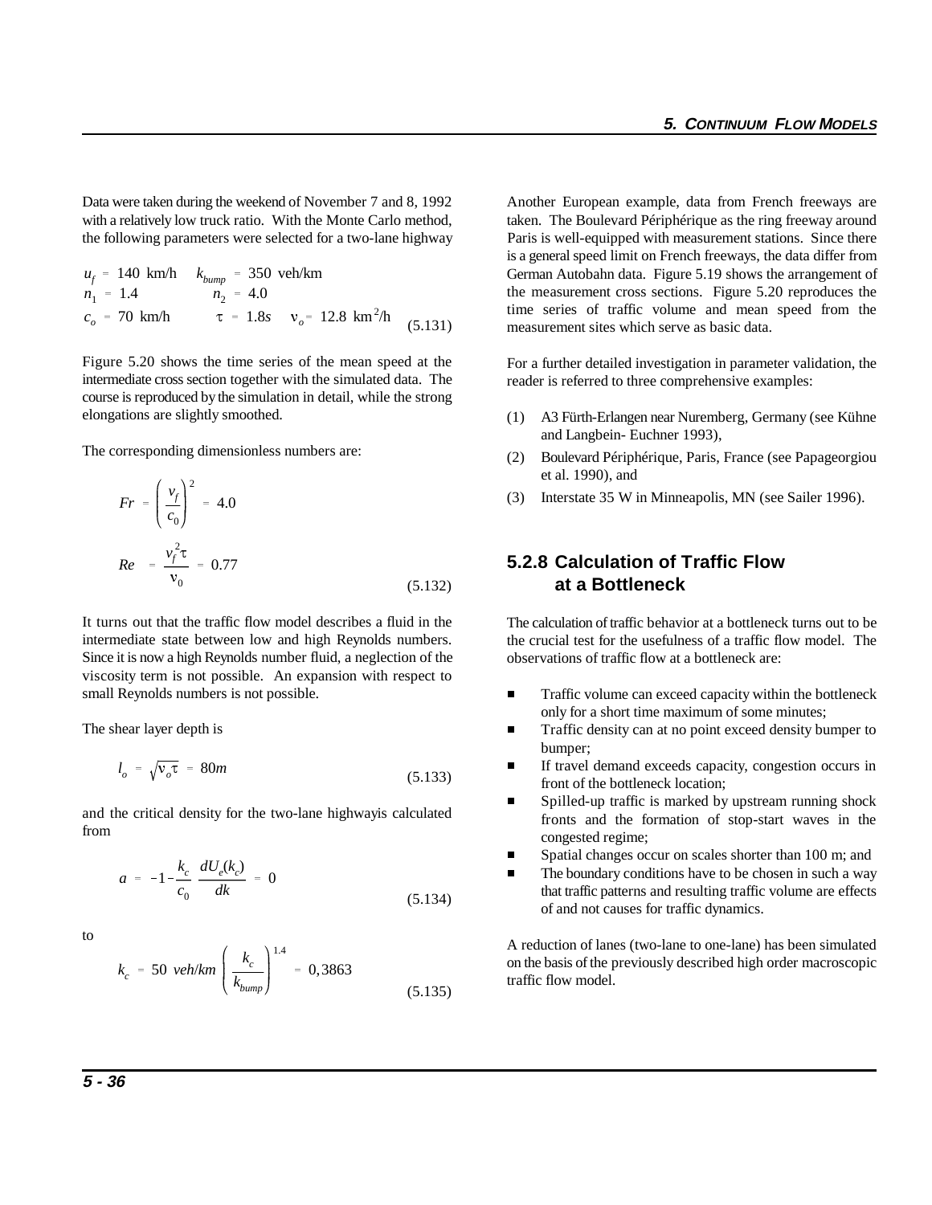Data were taken during the weekend of November 7 and 8, 1992 with a relatively low truck ratio. With the Monte Carlo method, the following parameters were selected for a two-lane highway

$$
\begin{aligned}
u_f &= 140 \text{ km/h} \quad & k_{bump} &= 350 \text{ veh/km} \\
n_1 &= 1.4 & n_2 &= 4.0 \\
c_o &= 70 \text{ km/h} & \tau &= 1.8s \quad \nu_o = 12.8 \text{ km}^2\text{/h}
\end{aligned}
\tag{5.131}
$$

Figure 5.20 shows the time series of the mean speed at the intermediate cross section together with the simulated data. The course is reproduced by the simulation in detail, while the strong elongations are slightly smoothed.

The corresponding dimensionless numbers are:

$$
\begin{aligned}
Fr &= \left(\frac{v_f}{c_0}\right)^2 = 4.0 \\
Re &= \frac{v_f^2 \tau}{\nu_0} = 0.77
\end{aligned}
\tag{5.132}
$$

It turns out that the traffic flow model describes a fluid in the intermediate state between low and high Reynolds numbers. Since it is now a high Reynolds number fluid, a neglection of the viscosity term is not possible. An expansion with respect to small Reynolds numbers is not possible.

The shear layer depth is

$$
l_o = \sqrt{\nu_o \tau} = 80m \tag{5.133}
$$

and the critical density for the two-lane highwayis calculated from

$$
a = -1 - \frac{k_c}{c_0} \frac{dU_e(k_c)}{dk} = 0 \tag{5.134}
$$

to

$$
k_c = 50 \ veh/km \left(\frac{k_c}{k_{bump}}\right)^{1.4} = 0,3863 \tag{5.135}
$$

Another European example, data from French freeways are taken. The Boulevard Périphérique as the ring freeway around Paris is well-equipped with measurement stations. Since there is a general speed limit on French freeways, the data differ from German Autobahn data. Figure 5.19 shows the arrangement of the measurement cross sections. Figure 5.20 reproduces the time series of traffic volume and mean speed from the measurement sites which serve as basic data.

For a further detailed investigation in parameter validation, the reader is referred to three comprehensive examples:

(1) A3 Fürth-Erlangen near Nuremberg, Germany (see Kühne and Langbein- Euchner 1993),

(2) Boulevard Périphérique, Paris, France (see Papageorgiou et al. 1990), and

(3) Interstate 35 W in Minneapolis, MN (see Sailer 1996).

### 5.2.8 Calculation of Traffic Flow at a Bottleneck

The calculation of traffic behavior at a bottleneck turns out to be the crucial test for the usefulness of a traffic flow model. The observations of traffic flow at a bottleneck are:

- Traffic volume can exceed capacity within the bottleneck only for a short time maximum of some minutes;
- Traffic density can at no point exceed density bumper to bumper;
- If travel demand exceeds capacity, congestion occurs in front of the bottleneck location;
- Spilled-up traffic is marked by upstream running shock fronts and the formation of stop-start waves in the congested regime;
- Spatial changes occur on scales shorter than 100 m; and
- The boundary conditions have to be chosen in such a way that traffic patterns and resulting traffic volume are effects of and not causes for traffic dynamics.

A reduction of lanes (two-lane to one-lane) has been simulated on the basis of the previously described high order macroscopic traffic flow model.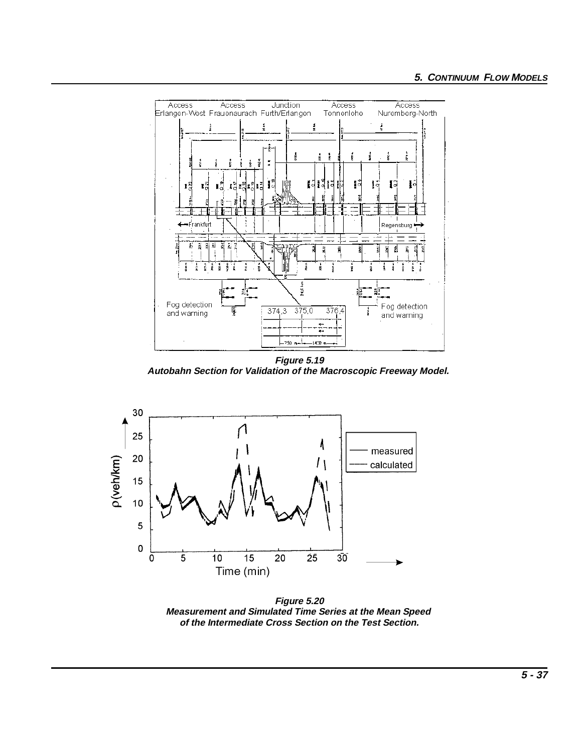**Figure 5.19**
**Autobahn Section for Validation of the Macroscopic Freeway Model.**

**Figure 5.20**
**Measurement and Simulated Time Series at the Mean Speed of the Intermediate Cross Section on the Test Section.**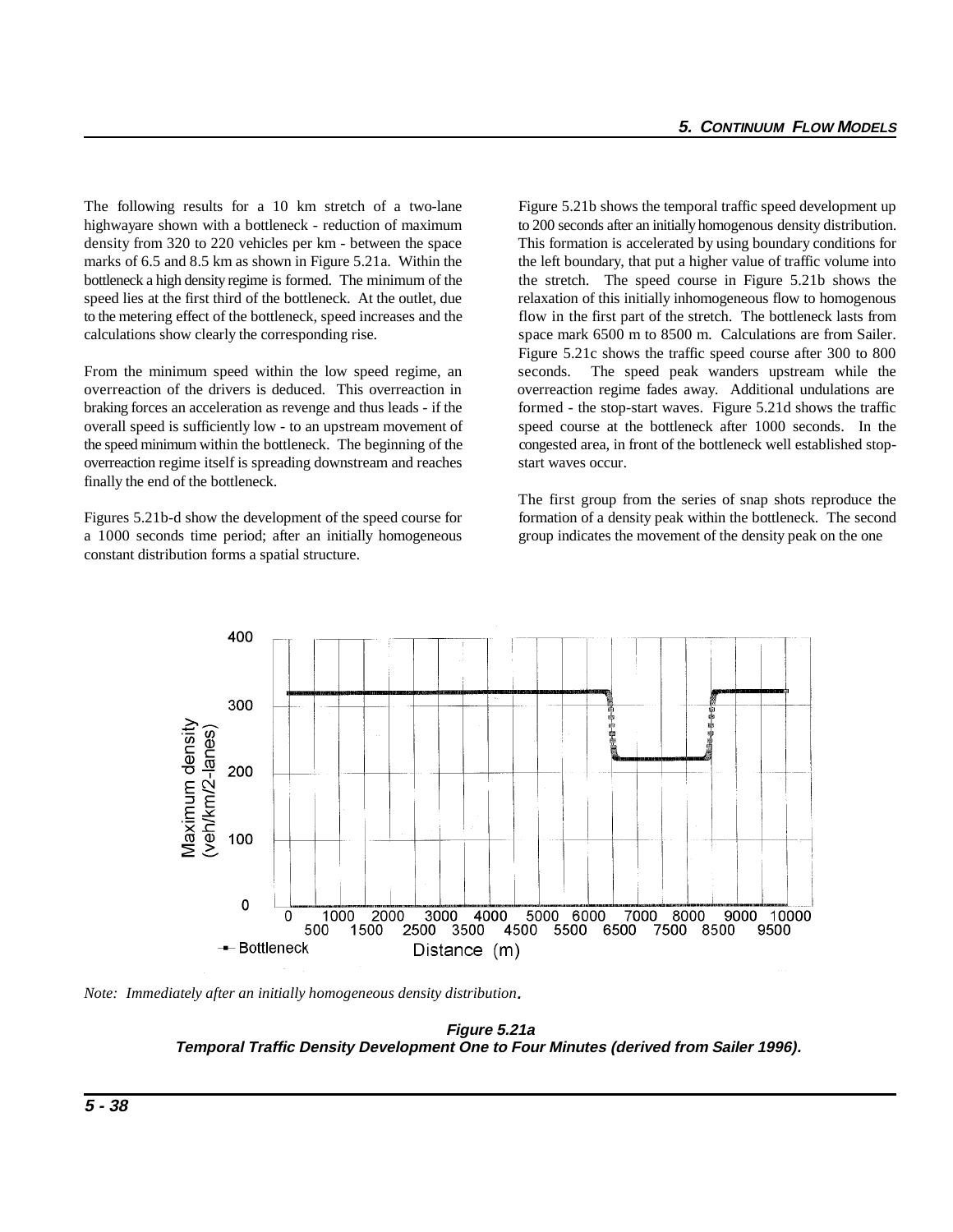The following results for a 10 km stretch of a two-lane highwayare shown with a bottleneck - reduction of maximum density from 320 to 220 vehicles per km - between the space marks of 6.5 and 8.5 km as shown in Figure 5.21a. Within the bottleneck a high density regime is formed. The minimum of the speed lies at the first third of the bottleneck. At the outlet, due to the metering effect of the bottleneck, speed increases and the calculations show clearly the corresponding rise.

From the minimum speed within the low speed regime, an overreaction of the drivers is deduced. This overreaction in braking forces an acceleration as revenge and thus leads - if the overall speed is sufficiently low - to an upstream movement of the speed minimum within the bottleneck. The beginning of the overreaction regime itself is spreading downstream and reaches finally the end of the bottleneck.

Figures 5.21b-d show the development of the speed course for a 1000 seconds time period; after an initially homogeneous constant distribution forms a spatial structure.

Figure 5.21b shows the temporal traffic speed development up to 200 seconds after an initially homogenous density distribution. This formation is accelerated by using boundary conditions for the left boundary, that put a higher value of traffic volume into the stretch. The speed course in Figure 5.21b shows the relaxation of this initially inhomogeneous flow to homogenous flow in the first part of the stretch. The bottleneck lasts from space mark 6500 m to 8500 m. Calculations are from Sailer. Figure 5.21c shows the traffic speed course after 300 to 800 seconds. The speed peak wanders upstream while the overreaction regime fades away. Additional undulations are formed - the stop-start waves. Figure 5.21d shows the traffic speed course at the bottleneck after 1000 seconds. In the congested area, in front of the bottleneck well established stop-start waves occur.

The first group from the series of snap shots reproduce the formation of a density peak within the bottleneck. The second group indicates the movement of the density peak on the one

*Note: Immediately after an initially homogeneous density distribution.*

***Figure 5.21a***
***Temporal Traffic Density Development One to Four Minutes (derived from Sailer 1996).***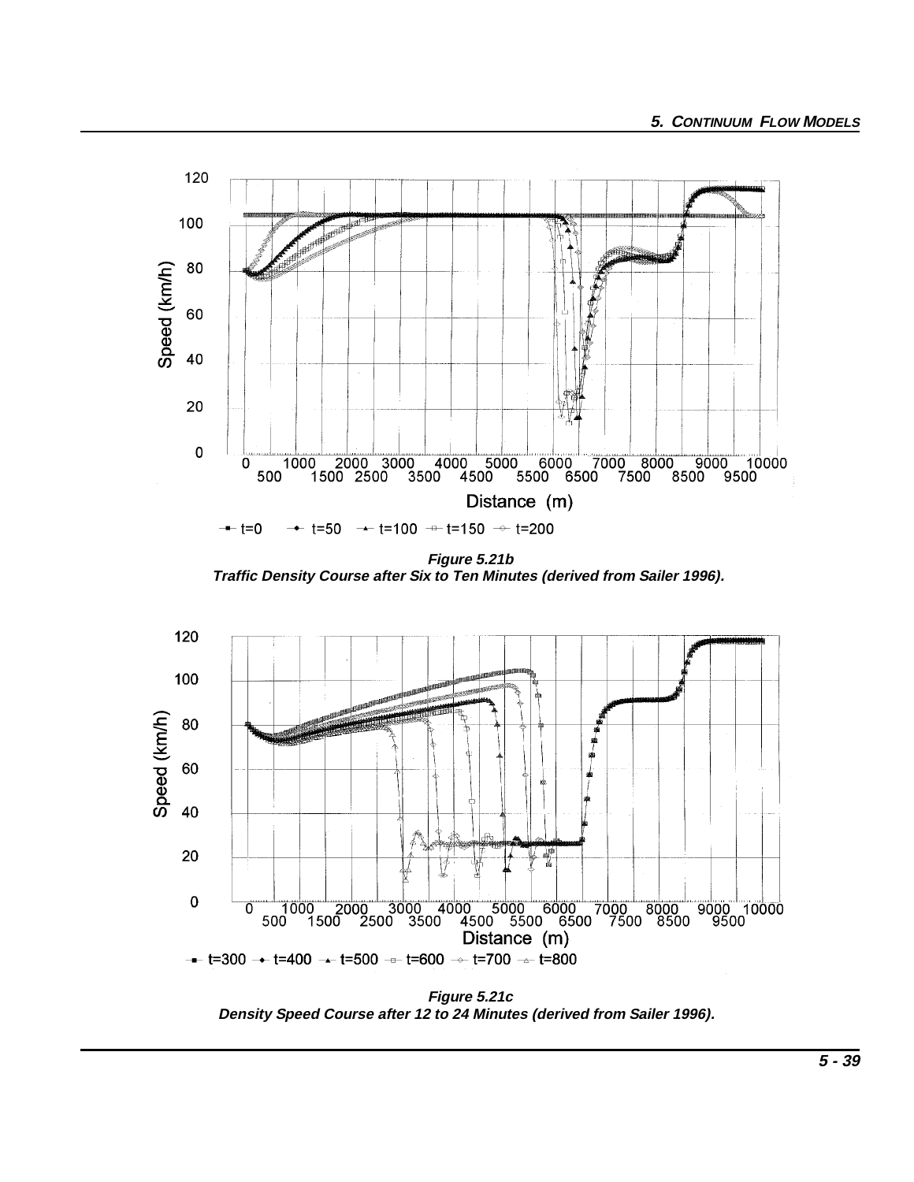**Figure 5.21b**
**Traffic Density Course after Six to Ten Minutes (derived from Sailer 1996).**

**Figure 5.21c**
**Density Speed Course after 12 to 24 Minutes (derived from Sailer 1996).**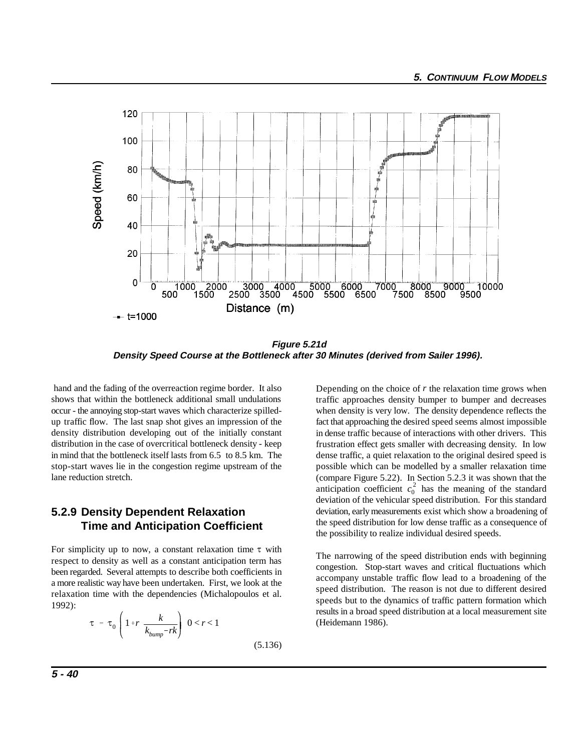**Figure 5.21d**
**Density Speed Course at the Bottleneck after 30 Minutes (derived from Sailer 1996).**

hand and the fading of the overreaction regime border. It also shows that within the bottleneck additional small undulations occur - the annoying stop-start waves which characterize spilled-up traffic flow. The last snap shot gives an impression of the density distribution developing out of the initially constant distribution in the case of overcritical bottleneck density - keep in mind that the bottleneck itself lasts from 6.5 to 8.5 km. The stop-start waves lie in the congestion regime upstream of the lane reduction stretch.

## 5.2.9 Density Dependent Relaxation Time and Anticipation Coefficient

For simplicity up to now, a constant relaxation time $\tau$ with respect to density as well as a constant anticipation term has been regarded. Several attempts to describe both coefficients in a more realistic way have been undertaken. First, we look at the relaxation time with the dependencies (Michalopoulos et al. 1992):

$$\tau = \tau_0 \left( 1 + r \, \frac{k}{k_{bump} - rk} \right) \quad 0 < r < 1 \tag{5.136}$$

Depending on the choice of $r$ the relaxation time grows when traffic approaches density bumper to bumper and decreases when density is very low. The density dependence reflects the fact that approaching the desired speed seems almost impossible in dense traffic because of interactions with other drivers. This frustration effect gets smaller with decreasing density. In low dense traffic, a quiet relaxation to the original desired speed is possible which can be modelled by a smaller relaxation time (compare Figure 5.22). In Section 5.2.3 it was shown that the anticipation coefficient $c_0^2$ has the meaning of the standard deviation of the vehicular speed distribution. For this standard deviation, early measurements exist which show a broadening of the speed distribution for low dense traffic as a consequence of the possibility to realize individual desired speeds.

The narrowing of the speed distribution ends with beginning congestion. Stop-start waves and critical fluctuations which accompany unstable traffic flow lead to a broadening of the speed distribution. The reason is not due to different desired speeds but to the dynamics of traffic pattern formation which results in a broad speed distribution at a local measurement site (Heidemann 1986).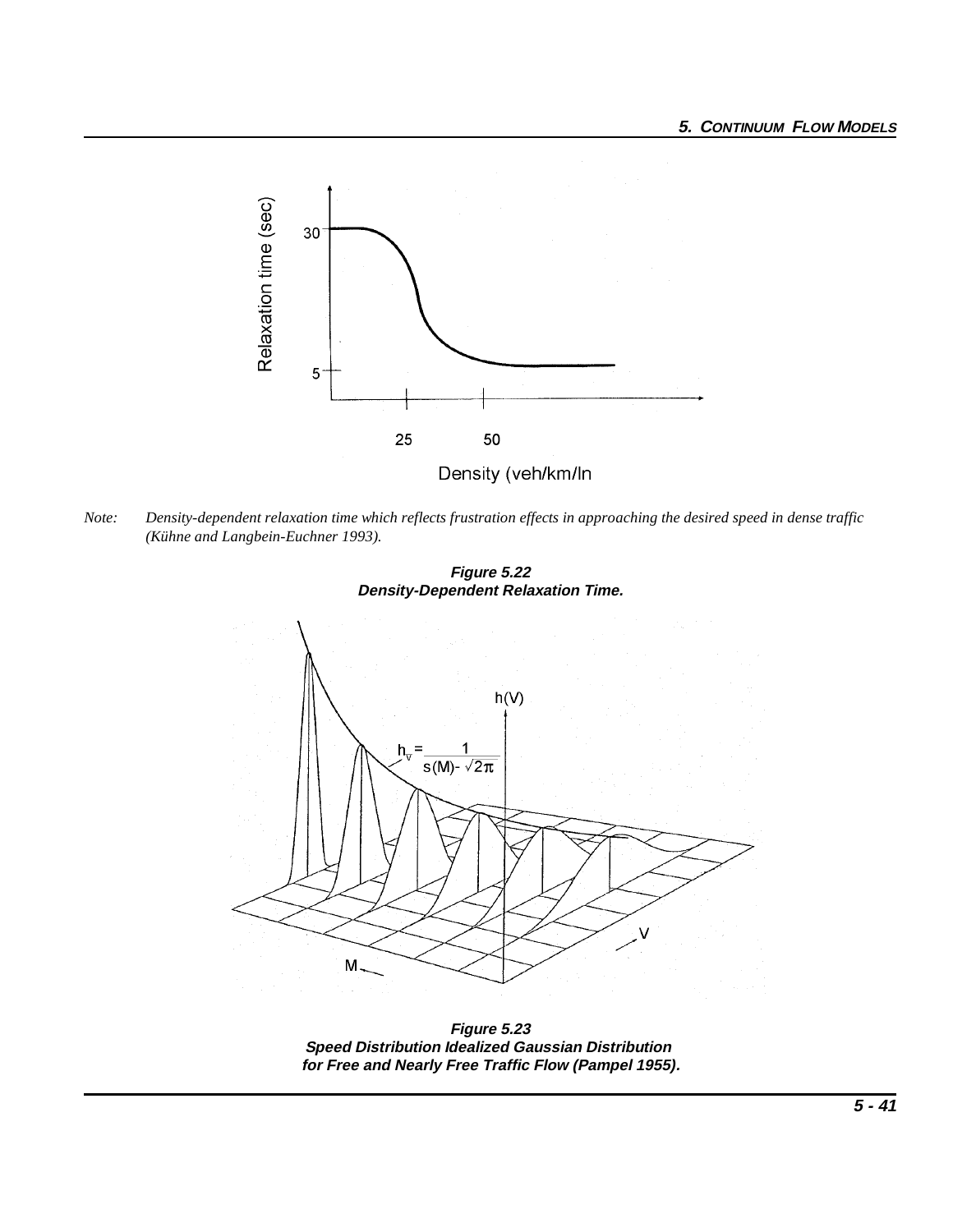*Note: Density-dependent relaxation time which reflects frustration effects in approaching the desired speed in dense traffic (Kühne and Langbein-Euchner 1993).*

**Figure 5.22**
**Density-Dependent Relaxation Time.**

**Figure 5.23**
**Speed Distribution Idealized Gaussian Distribution for Free and Nearly Free Traffic Flow (Pampel 1955).**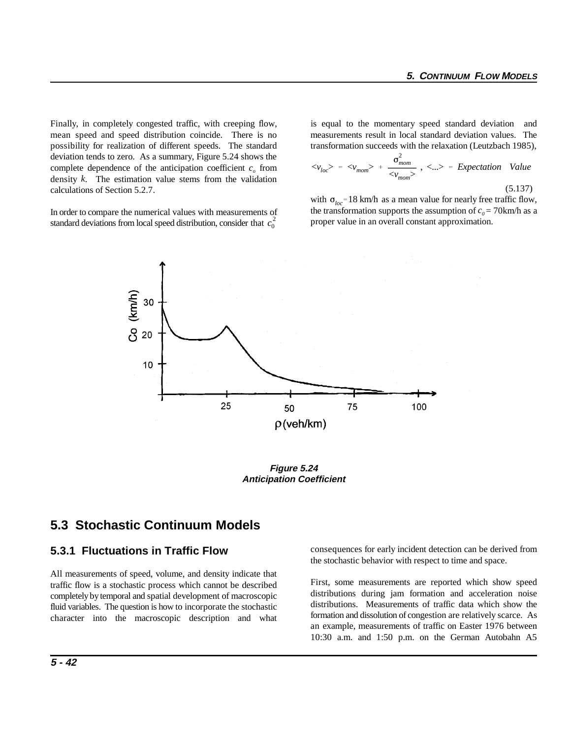Finally, in completely congested traffic, with creeping flow, mean speed and speed distribution coincide. There is no possibility for realization of different speeds. The standard deviation tends to zero. As a summary, Figure 5.24 shows the complete dependence of the anticipation coefficient $c_o$ from density $k$. The estimation value stems from the validation calculations of Section 5.2.7.

In order to compare the numerical values with measurements of standard deviations from local speed distribution, consider that $c_0^2$ is equal to the momentary speed standard deviation and measurements result in local standard deviation values. The transformation succeeds with the relaxation (Leutzbach 1985),

$$<v_{loc}> = <v_{mom}> + \frac{\sigma_{mom}^2}{<v_{mom}>} \text{ , } <...> = \textit{Expectation Value} \tag{5.137}$$

with $\sigma_{loc} = 18$ km/h as a mean value for nearly free traffic flow, the transformation supports the assumption of $c_0 = 70$km/h as a proper value in an overall constant approximation.

**Figure 5.24**
***Anticipation Coefficient***

## 5.3 Stochastic Continuum Models

### 5.3.1 Fluctuations in Traffic Flow

All measurements of speed, volume, and density indicate that traffic flow is a stochastic process which cannot be described completely by temporal and spatial development of macroscopic fluid variables. The question is how to incorporate the stochastic character into the macroscopic description and what consequences for early incident detection can be derived from the stochastic behavior with respect to time and space.

First, some measurements are reported which show speed distributions during jam formation and acceleration noise distributions. Measurements of traffic data which show the formation and dissolution of congestion are relatively scarce. As an example, measurements of traffic on Easter 1976 between 10:30 a.m. and 1:50 p.m. on the German Autobahn A5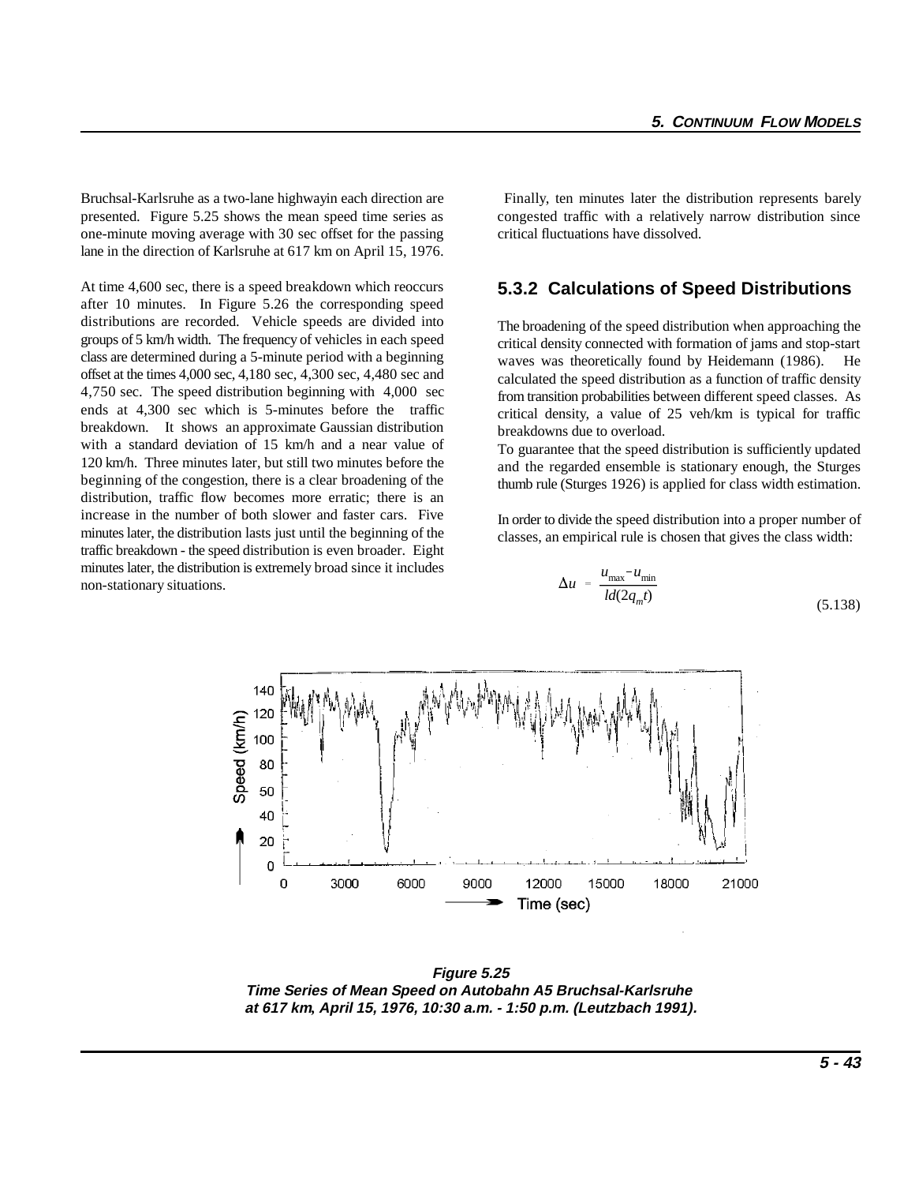Bruchsal-Karlsruhe as a two-lane highwayin each direction are presented. Figure 5.25 shows the mean speed time series as one-minute moving average with 30 sec offset for the passing lane in the direction of Karlsruhe at 617 km on April 15, 1976.

At time 4,600 sec, there is a speed breakdown which reoccurs after 10 minutes. In Figure 5.26 the corresponding speed distributions are recorded. Vehicle speeds are divided into groups of 5 km/h width. The frequency of vehicles in each speed class are determined during a 5-minute period with a beginning offset at the times 4,000 sec, 4,180 sec, 4,300 sec, 4,480 sec and 4,750 sec. The speed distribution beginning with 4,000 sec ends at 4,300 sec which is 5-minutes before the traffic breakdown. It shows an approximate Gaussian distribution with a standard deviation of 15 km/h and a near value of 120 km/h. Three minutes later, but still two minutes before the beginning of the congestion, there is a clear broadening of the distribution, traffic flow becomes more erratic; there is an increase in the number of both slower and faster cars. Five minutes later, the distribution lasts just until the beginning of the traffic breakdown - the speed distribution is even broader. Eight minutes later, the distribution is extremely broad since it includes non-stationary situations.

Finally, ten minutes later the distribution represents barely congested traffic with a relatively narrow distribution since critical fluctuations have dissolved.

### 5.3.2 Calculations of Speed Distributions

The broadening of the speed distribution when approaching the critical density connected with formation of jams and stop-start waves was theoretically found by Heidemann (1986). He calculated the speed distribution as a function of traffic density from transition probabilities between different speed classes. As critical density, a value of 25 veh/km is typical for traffic breakdowns due to overload.

To guarantee that the speed distribution is sufficiently updated and the regarded ensemble is stationary enough, the Sturges thumb rule (Sturges 1926) is applied for class width estimation.

In order to divide the speed distribution into a proper number of classes, an empirical rule is chosen that gives the class width:

$$\Delta u = \frac{u_{\max} - u_{\min}}{ld(2q_m t)} \tag{5.138}$$

***Figure 5.25***
***Time Series of Mean Speed on Autobahn A5 Bruchsal-Karlsruhe at 617 km, April 15, 1976, 10:30 a.m. - 1:50 p.m. (Leutzbach 1991).***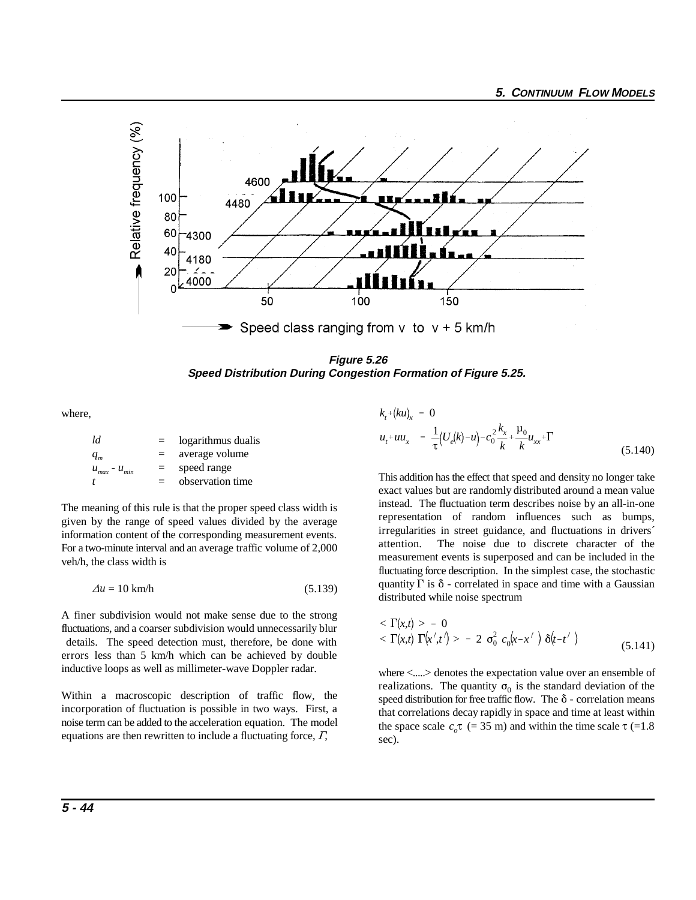**Figure 5.26**
**Speed Distribution During Congestion Formation of Figure 5.25.**

where,

| | | |
|---|---|---|
| $ld$ | = | logarithmus dualis |
| $q_m$ | = | average volume |
| $u_{max}$ - $u_{min}$ | = | speed range |
| $t$ | = | observation time |

The meaning of this rule is that the proper speed class width is given by the range of speed values divided by the average information content of the corresponding measurement events. For a two-minute interval and an average traffic volume of 2,000 veh/h, the class width is

$$\Delta u = 10 \text{ km/h} \tag{5.139}$$

A finer subdivision would not make sense due to the strong fluctuations, and a coarser subdivision would unnecessarily blur details. The speed detection must, therefore, be done with errors less than 5 km/h which can be achieved by double inductive loops as well as millimeter-wave Doppler radar.

Within a macroscopic description of traffic flow, the incorporation of fluctuation is possible in two ways. First, a noise term can be added to the acceleration equation. The model equations are then rewritten to include a fluctuating force, $\Gamma$,

$$k_t + (ku)_x = 0$$
$$u_t + uu_x = \frac{1}{\tau}\big(U_e(k) - u\big) - c_0^2 \frac{k_x}{k} + \frac{\mu_0}{k} u_{xx} + \Gamma \tag{5.140}$$

This addition has the effect that speed and density no longer take exact values but are randomly distributed around a mean value instead. The fluctuation term describes noise by an all-in-one representation of random influences such as bumps, irregularities in street guidance, and fluctuations in drivers´ attention. The noise due to discrete character of the measurement events is superposed and can be included in the fluctuating force description. In the simplest case, the stochastic quantity $\Gamma$ is $\delta$ - correlated in space and time with a Gaussian distributed while noise spectrum

$$< \Gamma(x,t) > = 0$$
$$< \Gamma(x,t)\ \Gamma(x',t') > = 2\ \sigma_0^2\ c_0 (x - x')\ \delta(t - t') \tag{5.141}$$

where <.....> denotes the expectation value over an ensemble of realizations. The quantity $\sigma_0$ is the standard deviation of the speed distribution for free traffic flow. The $\delta$ - correlation means that correlations decay rapidly in space and time at least within the space scale $c_o\tau$ (= 35 m) and within the time scale $\tau$ (=1.8 sec).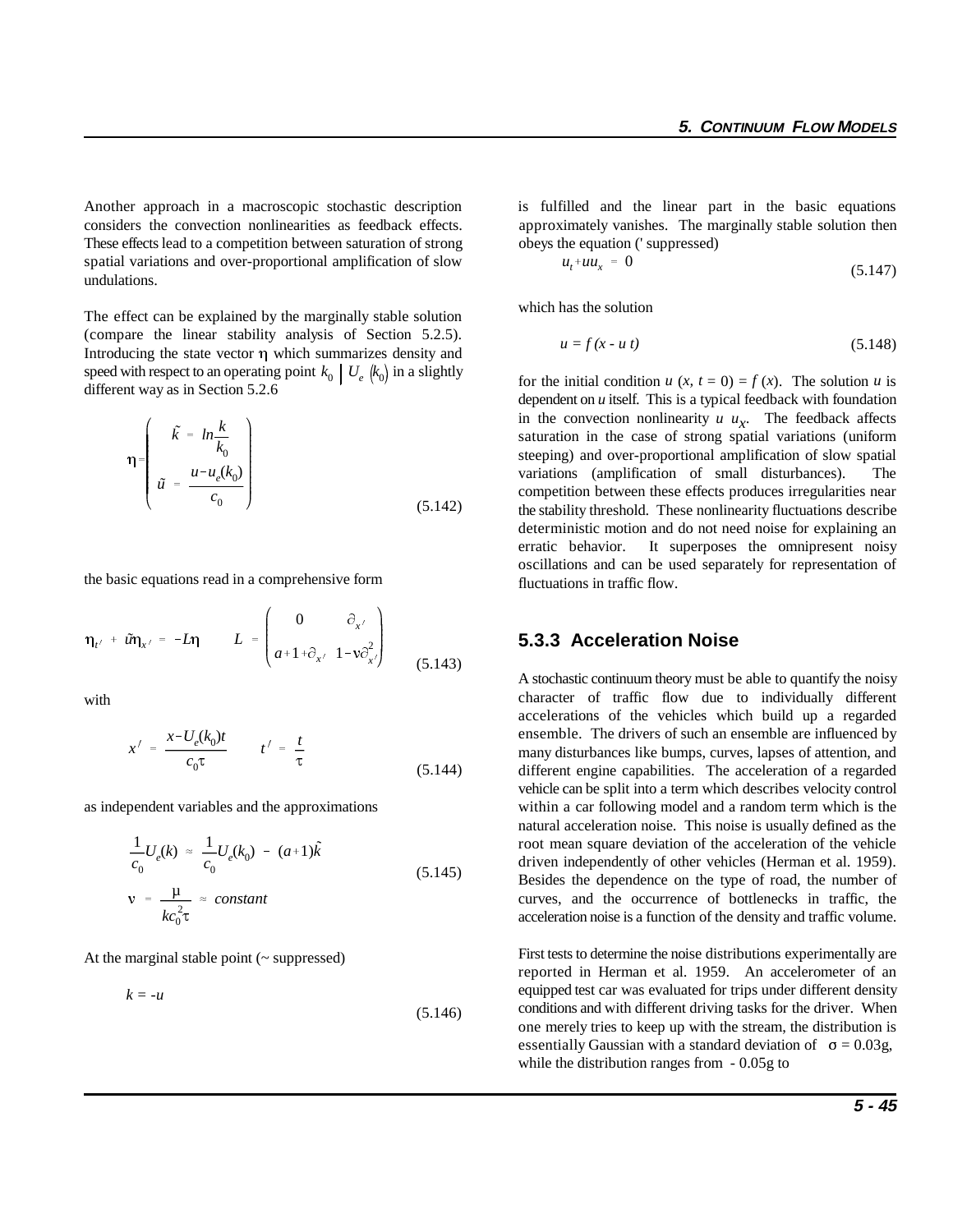Another approach in a macroscopic stochastic description considers the convection nonlinearities as feedback effects. These effects lead to a competition between saturation of strong spatial variations and over-proportional amplification of slow undulations.

The effect can be explained by the marginally stable solution (compare the linear stability analysis of Section 5.2.5). Introducing the state vector $\eta$ which summarizes density and speed with respect to an operating point $k_0 \mid U_e(k_0)$ in a slightly different way as in Section 5.2.6

$$\eta = \begin{pmatrix} \tilde{k} = ln\dfrac{k}{k_0} \\ \tilde{u} = \dfrac{u-u_e(k_0)}{c_0} \end{pmatrix} \tag{5.142}$$

the basic equations read in a comprehensive form

$$\eta_{t'} + \tilde{u}\eta_{x'} = -L\eta \qquad L = \begin{pmatrix} 0 & \partial_{x'} \\ a+1+\partial_{x'} & 1-\nu\partial_{x'}^2 \end{pmatrix} \tag{5.143}$$

with

$$x' = \frac{x-U_e(k_0)t}{c_0\tau} \qquad t' = \frac{t}{\tau} \tag{5.144}$$

as independent variables and the approximations

$$\frac{1}{c_0}U_e(k) \approx \frac{1}{c_0}U_e(k_0) - (a+1)\tilde{k}$$
$$\nu = \frac{\mu}{kc_0^2\tau} \approx constant \tag{5.145}$$

At the marginal stable point (~ suppressed)

$$k = -u \tag{5.146}$$

is fulfilled and the linear part in the basic equations approximately vanishes. The marginally stable solution then obeys the equation (' suppressed)

$$u_t + uu_x = 0 \tag{5.147}$$

which has the solution

$$u = f(x - u\,t) \tag{5.148}$$

for the initial condition $u\,(x,\,t = 0) = f\,(x)$. The solution $u$ is dependent on $u$ itself. This is a typical feedback with foundation in the convection nonlinearity $u\,u_X$. The feedback affects saturation in the case of strong spatial variations (uniform steeping) and over-proportional amplification of slow spatial variations (amplification of small disturbances). The competition between these effects produces irregularities near the stability threshold. These nonlinearity fluctuations describe deterministic motion and do not need noise for explaining an erratic behavior. It superposes the omnipresent noisy oscillations and can be used separately for representation of fluctuations in traffic flow.

### 5.3.3 Acceleration Noise

A stochastic continuum theory must be able to quantify the noisy character of traffic flow due to individually different accelerations of the vehicles which build up a regarded ensemble. The drivers of such an ensemble are influenced by many disturbances like bumps, curves, lapses of attention, and different engine capabilities. The acceleration of a regarded vehicle can be split into a term which describes velocity control within a car following model and a random term which is the natural acceleration noise. This noise is usually defined as the root mean square deviation of the acceleration of the vehicle driven independently of other vehicles (Herman et al. 1959). Besides the dependence on the type of road, the number of curves, and the occurrence of bottlenecks in traffic, the acceleration noise is a function of the density and traffic volume.

First tests to determine the noise distributions experimentally are reported in Herman et al. 1959. An accelerometer of an equipped test car was evaluated for trips under different density conditions and with different driving tasks for the driver. When one merely tries to keep up with the stream, the distribution is essentially Gaussian with a standard deviation of $\sigma = 0.03$g, while the distribution ranges from - 0.05g to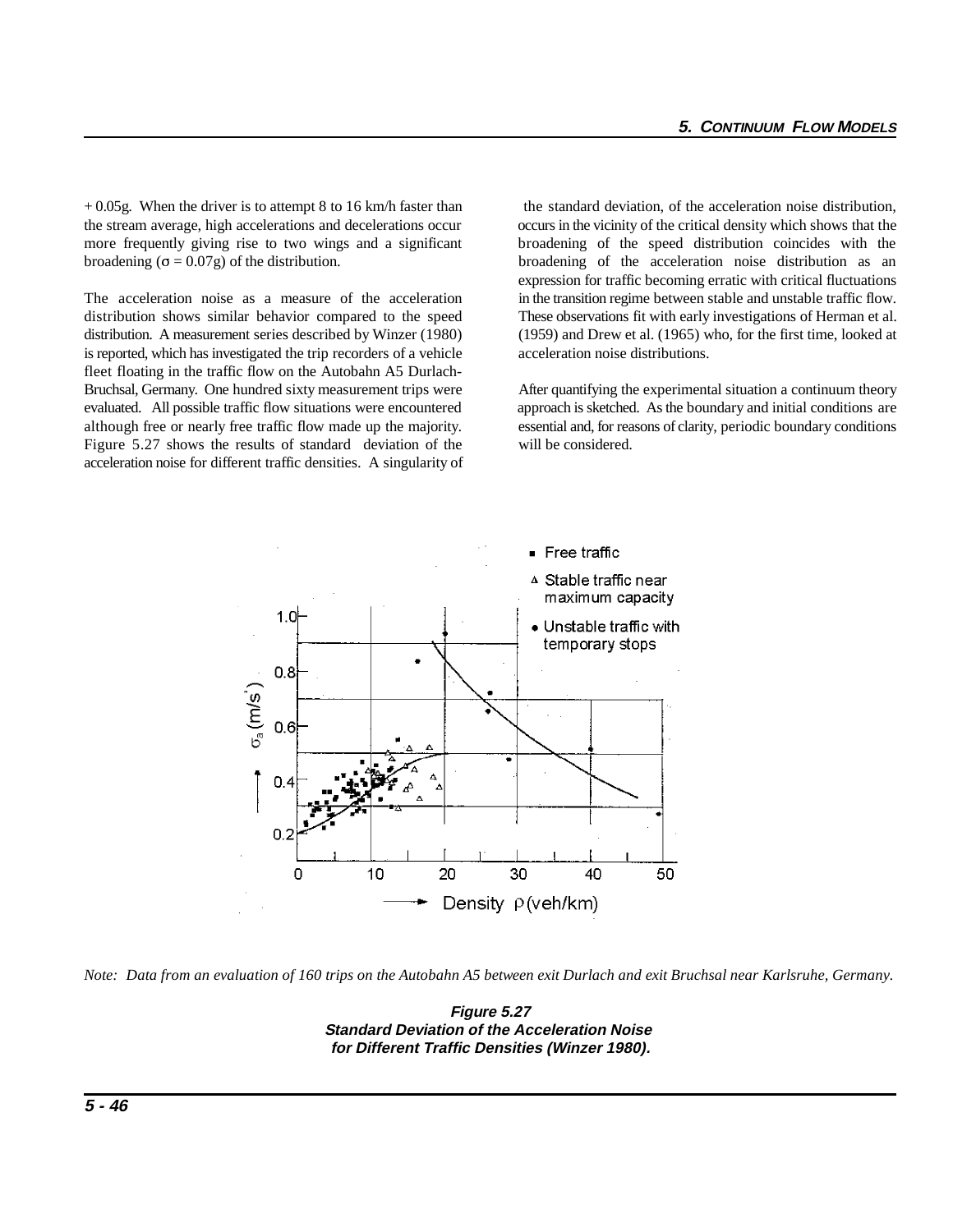+ 0.05g. When the driver is to attempt 8 to 16 km/h faster than the stream average, high accelerations and decelerations occur more frequently giving rise to two wings and a significant broadening ($\sigma = 0.07g$) of the distribution.

The acceleration noise as a measure of the acceleration distribution shows similar behavior compared to the speed distribution. A measurement series described by Winzer (1980) is reported, which has investigated the trip recorders of a vehicle fleet floating in the traffic flow on the Autobahn A5 Durlach-Bruchsal, Germany. One hundred sixty measurement trips were evaluated. All possible traffic flow situations were encountered although free or nearly free traffic flow made up the majority. Figure 5.27 shows the results of standard deviation of the acceleration noise for different traffic densities. A singularity of the standard deviation, of the acceleration noise distribution, occurs in the vicinity of the critical density which shows that the broadening of the speed distribution coincides with the broadening of the acceleration noise distribution as an expression for traffic becoming erratic with critical fluctuations in the transition regime between stable and unstable traffic flow. These observations fit with early investigations of Herman et al. (1959) and Drew et al. (1965) who, for the first time, looked at acceleration noise distributions.

After quantifying the experimental situation a continuum theory approach is sketched. As the boundary and initial conditions are essential and, for reasons of clarity, periodic boundary conditions will be considered.

*Note: Data from an evaluation of 160 trips on the Autobahn A5 between exit Durlach and exit Bruchsal near Karlsruhe, Germany.*

**Figure 5.27**
**Standard Deviation of the Acceleration Noise for Different Traffic Densities (Winzer 1980).**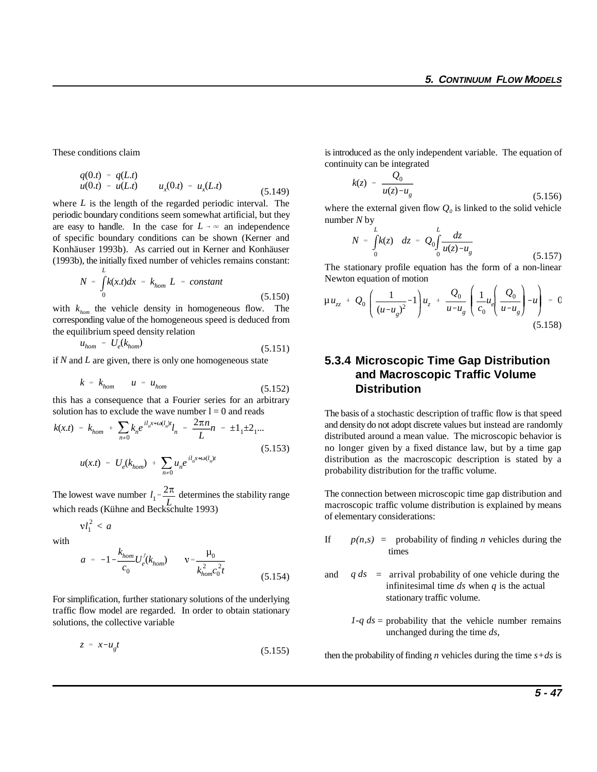These conditions claim

$$q(0.t) = q(L.t)$$
$$u(0.t) = u(L.t) \qquad u_x(0.t) = u_x(L.t) \tag{5.149}$$

where $L$ is the length of the regarded periodic interval. The periodic boundary conditions seem somewhat artificial, but they are easy to handle. In the case for $L \to \infty$ an independence of specific boundary conditions can be shown (Kerner and Konhäuser 1993b). As carried out in Kerner and Konhäuser (1993b), the initially fixed number of vehicles remains constant:

$$N = \int_0^L k(x.t)dx = k_{hom}\ L = constant \tag{5.150}$$

with $k_{hom}$ the vehicle density in homogeneous flow. The corresponding value of the homogeneous speed is deduced from the equilibrium speed density relation

$$u_{hom} = U_e(k_{hom}) \tag{5.151}$$

if $N$ and $L$ are given, there is only one homogeneous state

$$k = k_{hom} \qquad u = u_{hom} \tag{5.152}$$

this has a consequence that a Fourier series for an arbitrary solution has to exclude the wave number l = 0 and reads

$$k(x.t) = k_{hom} + \sum_{n\neq 0} k_n e^{il_n x + \omega(l_n)t} l_n = \frac{2\pi n}{L} n = \pm 1_1 \pm 2_1 ...$$
$$u(x.t) = U_e(k_{hom}) + \sum_{n\neq 0} u_n e^{il_n x + \omega(l_n)t} \tag{5.153}$$

The lowest wave number $l_1 = \frac{2\pi}{L}$ determines the stability range which reads (Kühne and Beckschulte 1993)

$$\nu l_1^2 < a$$

with

$$a = -1 - \frac{k_{hom}}{c_0} U_e^{/}(k_{hom}) \qquad \nu = \frac{\mu_0}{k_{hom}^2 c_0^2 t} \tag{5.154}$$

For simplification, further stationary solutions of the underlying traffic flow model are regarded. In order to obtain stationary solutions, the collective variable

$$z = x - u_g t \tag{5.155}$$

is introduced as the only independent variable. The equation of continuity can be integrated

$$k(z) = \frac{Q_0}{u(z) - u_g} \tag{5.156}$$

where the external given flow $Q_0$ is linked to the solid vehicle number $N$ by

$$N = \int_0^L k(z) \quad dz = Q_0 \int_0^L \frac{dz}{u(z) - u_g} \tag{5.157}$$

The stationary profile equation has the form of a non-linear Newton equation of motion

$$\mu u_{zz} + Q_0 \left( \frac{1}{(u - u_g)^2} - 1 \right) u_z + \frac{Q_0}{u - u_g} \left( \frac{1}{c_0} u_e \left( \frac{Q_0}{u - u_g} \right) - u \right) = 0 \tag{5.158}$$

### 5.3.4 Microscopic Time Gap Distribution and Macroscopic Traffic Volume Distribution

The basis of a stochastic description of traffic flow is that speed and density do not adopt discrete values but instead are randomly distributed around a mean value. The microscopic behavior is no longer given by a fixed distance law, but by a time gap distribution as the macroscopic description is stated by a probability distribution for the traffic volume.

The connection between microscopic time gap distribution and macroscopic traffic volume distribution is explained by means of elementary considerations:

If $\quad p(n,s)$ = probability of finding $n$ vehicles during the times

and $\quad q\ ds$ = arrival probability of one vehicle during the infinitesimal time $ds$ when $q$ is the actual stationary traffic volume.

$1\text{-}q\ ds$ = probability that the vehicle number remains unchanged during the time $ds$,

then the probability of finding $n$ vehicles during the time $s+ds$ is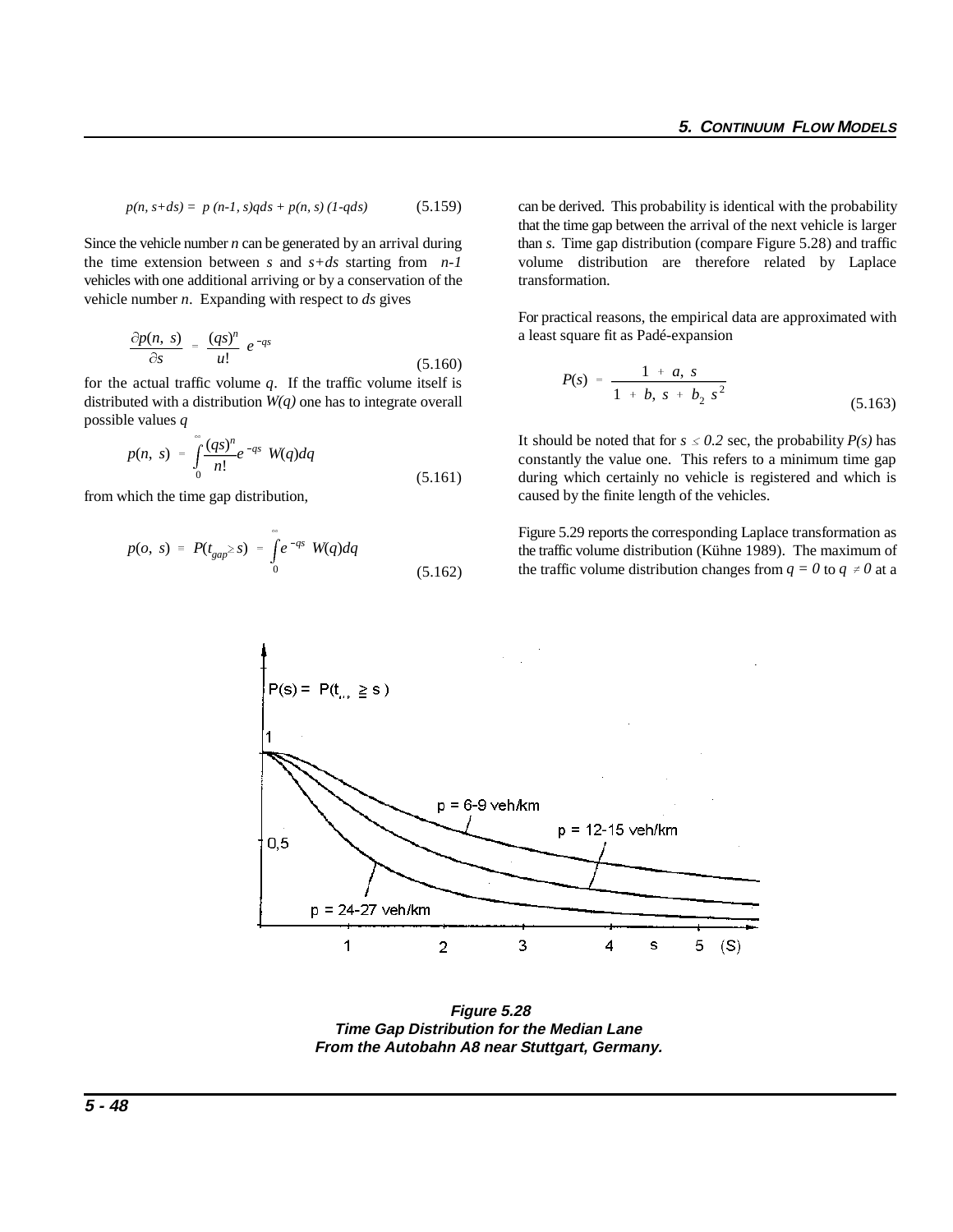$$p(n, s+ds) = p(n-1, s)qds + p(n, s)(1-qds) \qquad (5.159)$$

Since the vehicle number $n$ can be generated by an arrival during the time extension between $s$ and $s+ds$ starting from $n-1$ vehicles with one additional arriving or by a conservation of the vehicle number $n$. Expanding with respect to $ds$ gives

$$\frac{\partial p(n,\ s)}{\partial s} = \frac{(qs)^n}{u!}\ e^{-qs} \qquad (5.160)$$

for the actual traffic volume $q$. If the traffic volume itself is distributed with a distribution $W(q)$ one has to integrate overall possible values $q$

$$p(n,\ s) = \int_0^\infty \frac{(qs)^n}{n!} e^{-qs}\ W(q)dq \qquad (5.161)$$

from which the time gap distribution,

$$p(o,\ s) \equiv P(t_{gap} \geq s) = \int_0^\infty e^{-qs}\ W(q)dq \qquad (5.162)$$

can be derived. This probability is identical with the probability that the time gap between the arrival of the next vehicle is larger than $s$. Time gap distribution (compare Figure 5.28) and traffic volume distribution are therefore related by Laplace transformation.

For practical reasons, the empirical data are approximated with a least square fit as Padé-expansion

$$P(s) = \frac{1 + a_1 s}{1 + b_1 s + b_2 s^2} \qquad (5.163)$$

It should be noted that for $s \leq 0.2$ sec, the probability $P(s)$ has constantly the value one. This refers to a minimum time gap during which certainly no vehicle is registered and which is caused by the finite length of the vehicles.

Figure 5.29 reports the corresponding Laplace transformation as the traffic volume distribution (Kühne 1989). The maximum of the traffic volume distribution changes from $q = 0$ to $q \neq 0$ at a

***Figure 5.28***
***Time Gap Distribution for the Median Lane***
***From the Autobahn A8 near Stuttgart, Germany.***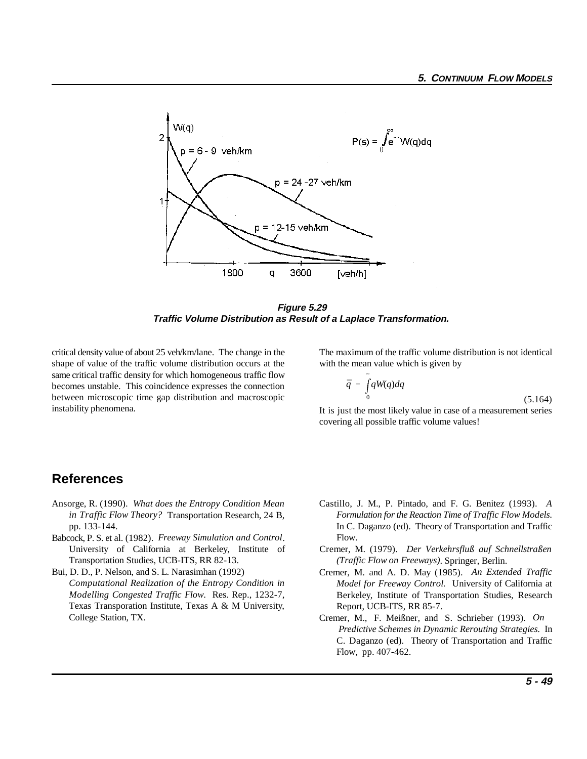**Figure 5.29**
**Traffic Volume Distribution as Result of a Laplace Transformation.**

critical density value of about 25 veh/km/lane. The change in the shape of value of the traffic volume distribution occurs at the same critical traffic density for which homogeneous traffic flow becomes unstable. This coincidence expresses the connection between microscopic time gap distribution and macroscopic instability phenomena.

The maximum of the traffic volume distribution is not identical with the mean value which is given by

$$\bar{q} = \int_0^\infty qW(q)dq \tag{5.164}$$

It is just the most likely value in case of a measurement series covering all possible traffic volume values!

## References

Ansorge, R. (1990). *What does the Entropy Condition Mean in Traffic Flow Theory?* Transportation Research, 24 B, pp. 133-144.

Babcock, P. S. et al. (1982). *Freeway Simulation and Control*. University of California at Berkeley, Institute of Transportation Studies, UCB-ITS, RR 82-13.

Bui, D. D., P. Nelson, and S. L. Narasimhan (1992) *Computational Realization of the Entropy Condition in Modelling Congested Traffic Flow.* Res. Rep., 1232-7, Texas Transporation Institute, Texas A & M University, College Station, TX.

Castillo, J. M., P. Pintado, and F. G. Benitez (1993). *A Formulation for the Reaction Time of Traffic Flow Models.* In C. Daganzo (ed). Theory of Transportation and Traffic Flow.

Cremer, M. (1979). *Der Verkehrsfluß auf Schnellstraßen (Traffic Flow on Freeways)*. Springer, Berlin.

Cremer, M. and A. D. May (1985). *An Extended Traffic Model for Freeway Control.* University of California at Berkeley, Institute of Transportation Studies, Research Report, UCB-ITS, RR 85-7.

Cremer, M., F. Meißner, and S. Schrieber (1993). *On Predictive Schemes in Dynamic Rerouting Strategies.* In C. Daganzo (ed). Theory of Transportation and Traffic Flow, pp. 407-462.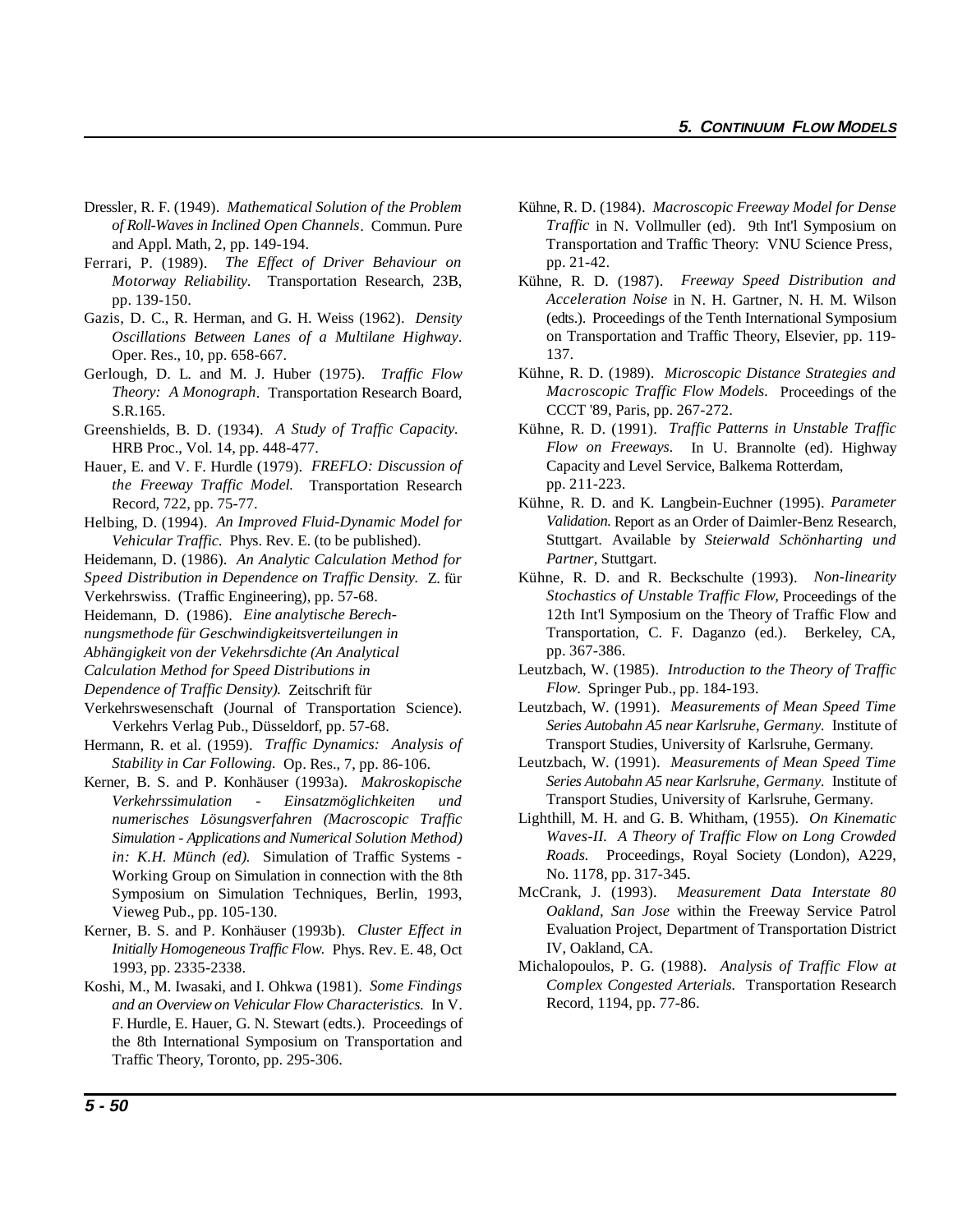Dressler, R. F. (1949). *Mathematical Solution of the Problem of Roll-Waves in Inclined Open Channels*. Commun. Pure and Appl. Math, 2, pp. 149-194.

Ferrari, P. (1989). *The Effect of Driver Behaviour on Motorway Reliability.* Transportation Research, 23B, pp. 139-150.

Gazis, D. C., R. Herman, and G. H. Weiss (1962). *Density Oscillations Between Lanes of a Multilane Highway*. Oper. Res., 10, pp. 658-667.

Gerlough, D. L. and M. J. Huber (1975). *Traffic Flow Theory: A Monograph*. Transportation Research Board, S.R.165.

Greenshields, B. D. (1934). *A Study of Traffic Capacity.* HRB Proc., Vol. 14, pp. 448-477.

Hauer, E. and V. F. Hurdle (1979). *FREFLO: Discussion of the Freeway Traffic Model.* Transportation Research Record, 722, pp. 75-77.

Helbing, D. (1994). *An Improved Fluid-Dynamic Model for Vehicular Traffic.* Phys. Rev. E. (to be published).

Heidemann, D. (1986). *An Analytic Calculation Method for Speed Distribution in Dependence on Traffic Density.* Z. für Verkehrswiss. (Traffic Engineering), pp. 57-68.

Heidemann, D. (1986). *Eine analytische Berechnungsmethode für Geschwindigkeitsverteilungen in Abhängigkeit von der Vekehrsdichte (An Analytical Calculation Method for Speed Distributions in Dependence of Traffic Density).* Zeitschrift für Verkehrswesenschaft (Journal of Transportation Science). Verkehrs Verlag Pub., Düsseldorf, pp. 57-68.

Hermann, R. et al. (1959). *Traffic Dynamics: Analysis of Stability in Car Following.* Op. Res., 7, pp. 86-106.

Kerner, B. S. and P. Konhäuser (1993a). *Makroskopische Verkehrssimulation - Einsatzmöglichkeiten und numerisches Lösungsverfahren (Macroscopic Traffic Simulation - Applications and Numerical Solution Method) in: K.H. Münch (ed).* Simulation of Traffic Systems - Working Group on Simulation in connection with the 8th Symposium on Simulation Techniques, Berlin, 1993, Vieweg Pub., pp. 105-130.

Kerner, B. S. and P. Konhäuser (1993b). *Cluster Effect in Initially Homogeneous Traffic Flow.* Phys. Rev. E. 48, Oct 1993, pp. 2335-2338.

Koshi, M., M. Iwasaki, and I. Ohkwa (1981). *Some Findings and an Overview on Vehicular Flow Characteristics.* In V. F. Hurdle, E. Hauer, G. N. Stewart (edts.). Proceedings of the 8th International Symposium on Transportation and Traffic Theory, Toronto, pp. 295-306.

Kühne, R. D. (1984). *Macroscopic Freeway Model for Dense Traffic* in N. Vollmuller (ed). 9th Int'l Symposium on Transportation and Traffic Theory: VNU Science Press, pp. 21-42.

Kühne, R. D. (1987). *Freeway Speed Distribution and Acceleration Noise* in N. H. Gartner, N. H. M. Wilson (edts.). Proceedings of the Tenth International Symposium on Transportation and Traffic Theory, Elsevier, pp. 119-137.

Kühne, R. D. (1989). *Microscopic Distance Strategies and Macroscopic Traffic Flow Models.* Proceedings of the CCCT '89, Paris, pp. 267-272.

Kühne, R. D. (1991). *Traffic Patterns in Unstable Traffic Flow on Freeways.* In U. Brannolte (ed). Highway Capacity and Level Service, Balkema Rotterdam, pp. 211-223.

Kühne, R. D. and K. Langbein-Euchner (1995). *Parameter Validation.* Report as an Order of Daimler-Benz Research, Stuttgart. Available by *Steierwald Schönharting und Partner*, Stuttgart.

Kühne, R. D. and R. Beckschulte (1993). *Non-linearity Stochastics of Unstable Traffic Flow,* Proceedings of the 12th Int'l Symposium on the Theory of Traffic Flow and Transportation, C. F. Daganzo (ed.). Berkeley, CA, pp. 367-386.

Leutzbach, W. (1985). *Introduction to the Theory of Traffic Flow.* Springer Pub., pp. 184-193.

Leutzbach, W. (1991). *Measurements of Mean Speed Time Series Autobahn A5 near Karlsruhe, Germany.* Institute of Transport Studies, University of Karlsruhe, Germany.

Leutzbach, W. (1991). *Measurements of Mean Speed Time Series Autobahn A5 near Karlsruhe, Germany.* Institute of Transport Studies, University of Karlsruhe, Germany.

Lighthill, M. H. and G. B. Whitham, (1955). *On Kinematic Waves-II. A Theory of Traffic Flow on Long Crowded Roads.* Proceedings, Royal Society (London), A229, No. 1178, pp. 317-345.

McCrank, J. (1993). *Measurement Data Interstate 80 Oakland, San Jose* within the Freeway Service Patrol Evaluation Project, Department of Transportation District IV, Oakland, CA.

Michalopoulos, P. G. (1988). *Analysis of Traffic Flow at Complex Congested Arterials.* Transportation Research Record, 1194, pp. 77-86.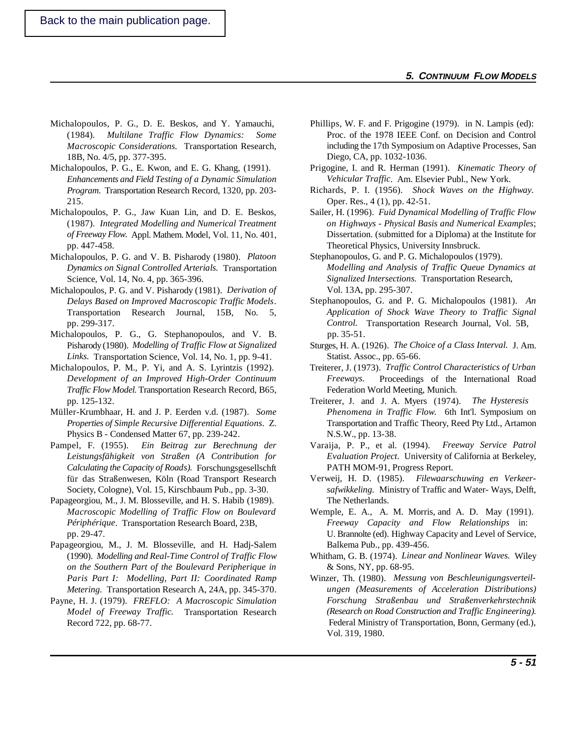Back to the main publication page.

Michalopoulos, P. G., D. E. Beskos, and Y. Yamauchi, (1984). *Multilane Traffic Flow Dynamics: Some Macroscopic Considerations.* Transportation Research, 18B, No. 4/5, pp. 377-395.

Michalopoulos, P. G., E. Kwon, and E. G. Khang, (1991). *Enhancements and Field Testing of a Dynamic Simulation Program.* Transportation Research Record, 1320, pp. 203-215.

Michalopoulos, P. G., Jaw Kuan Lin, and D. E. Beskos, (1987). *Integrated Modelling and Numerical Treatment of Freeway Flow.* Appl. Mathem. Model, Vol. 11, No. 401, pp. 447-458.

Michalopoulos, P. G. and V. B. Pisharody (1980). *Platoon Dynamics on Signal Controlled Arterials.* Transportation Science, Vol. 14, No. 4, pp. 365-396.

Michalopoulos, P. G. and V. Pisharody (1981). *Derivation of Delays Based on Improved Macroscopic Traffic Models*. Transportation Research Journal, 15B, No. 5, pp. 299-317.

Michalopoulos, P. G., G. Stephanopoulos, and V. B. Pisharody (1980). *Modelling of Traffic Flow at Signalized Links.* Transportation Science, Vol. 14, No. 1, pp. 9-41.

Michalopoulos, P. M., P. Yi, and A. S. Lyrintzis (1992). *Development of an Improved High-Order Continuum Traffic Flow Model.* Transportation Research Record, B65, pp. 125-132.

Müller-Krumbhaar, H. and J. P. Eerden v.d. (1987). *Some Properties of Simple Recursive Differential Equations*. Z. Physics B - Condensed Matter 67, pp. 239-242.

Pampel, F. (1955). *Ein Beitrag zur Berechnung der Leistungsfähigkeit von Straßen (A Contribution for Calculating the Capacity of Roads).* Forschungsgesellschft für das Straßenwesen, Köln (Road Transport Research Society, Cologne), Vol. 15, Kirschbaum Pub., pp. 3-30.

Papageorgiou, M., J. M. Blosseville, and H. S. Habib (1989). *Macroscopic Modelling of Traffic Flow on Boulevard Périphérique*. Transportation Research Board, 23B, pp. 29-47.

Papageorgiou, M., J. M. Blosseville, and H. Hadj-Salem (1990). *Modelling and Real-Time Control of Traffic Flow on the Southern Part of the Boulevard Peripherique in Paris Part I: Modelling, Part II: Coordinated Ramp Metering.* Transportation Research A, 24A, pp. 345-370.

Payne, H. J. (1979). *FREFLO: A Macroscopic Simulation Model of Freeway Traffic.* Transportation Research Record 722, pp. 68-77.

Phillips, W. F. and F. Prigogine (1979). in N. Lampis (ed): Proc. of the 1978 IEEE Conf. on Decision and Control including the 17th Symposium on Adaptive Processes, San Diego, CA, pp. 1032-1036.

Prigogine, I. and R. Herman (1991). *Kinematic Theory of Vehicular Traffic*. Am. Elsevier Publ., New York.

Richards, P. I. (1956). *Shock Waves on the Highway.* Oper. Res., 4 (1), pp. 42-51.

Sailer, H. (1996). *Fuid Dynamical Modelling of Traffic Flow on Highways - Physical Basis and Numerical Examples*; Dissertation. (submitted for a Diploma) at the Institute for Theoretical Physics, University Innsbruck.

Stephanopoulos, G. and P. G. Michalopoulos (1979). *Modelling and Analysis of Traffic Queue Dynamics at Signalized Intersections.* Transportation Research, Vol. 13A, pp. 295-307.

Stephanopoulos, G. and P. G. Michalopoulos (1981). *An Application of Shock Wave Theory to Traffic Signal Control.* Transportation Research Journal, Vol. 5B, pp. 35-51.

Sturges, H. A. (1926). *The Choice of a Class Interval.* J. Am. Statist. Assoc., pp. 65-66.

Treiterer, J. (1973). *Traffic Control Characteristics of Urban Freeways.* Proceedings of the International Road Federation World Meeting, Munich.

Treiterer, J. and J. A. Myers (1974). *The Hysteresis Phenomena in Traffic Flow.* 6th Int'l. Symposium on Transportation and Traffic Theory, Reed Pty Ltd., Artamon N.S.W., pp. 13-38.

Varaija, P. P., et al. (1994). *Freeway Service Patrol Evaluation Project*. University of California at Berkeley, PATH MOM-91, Progress Report.

Verweij, H. D. (1985). *Filewaarschuwing en Verkeersafwikkeling.* Ministry of Traffic and Water- Ways, Delft, The Netherlands.

Wemple, E. A., A. M. Morris, and A. D. May (1991). *Freeway Capacity and Flow Relationships* in: U. Brannolte (ed). Highway Capacity and Level of Service, Balkema Pub., pp. 439-456.

Whitham, G. B. (1974). *Linear and Nonlinear Waves.* Wiley & Sons, NY, pp. 68-95.

Winzer, Th. (1980). *Messung von Beschleunigungsverteilungen (Measurements of Acceleration Distributions) Forschung Straßenbau und Straßenverkehrstechnik (Research on Road Construction and Traffic Engineering).* Federal Ministry of Transportation, Bonn, Germany (ed.), Vol. 319, 1980.